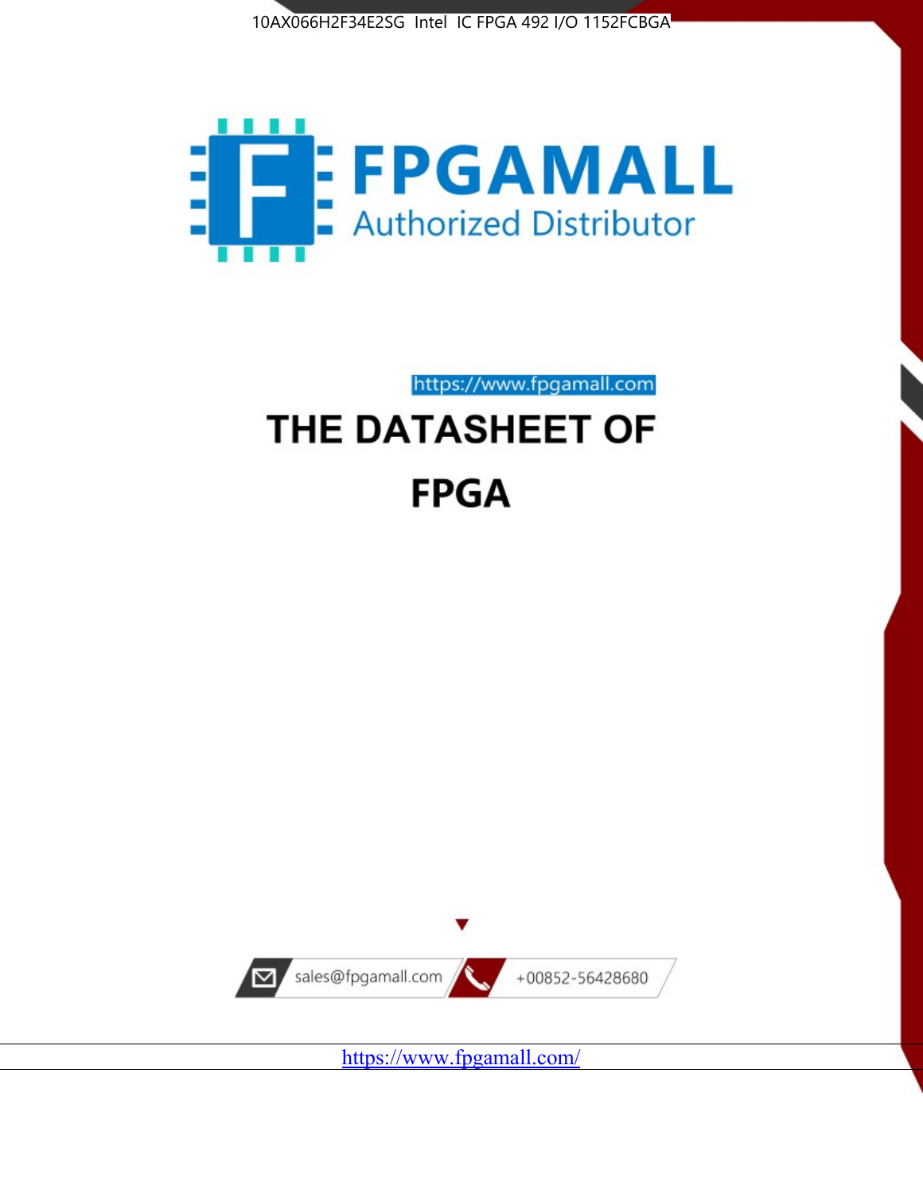10AX066H2F34E2SG Intel IC FPGA 492 I/O 1152FCBGA

FPGAMALL

Authorized Distributor

https://www.fpgamall.com

# THE DATASHEET OF

# FPGA

sales@fpgamall.com

+00852-56428680

https://www.fpgamall.com/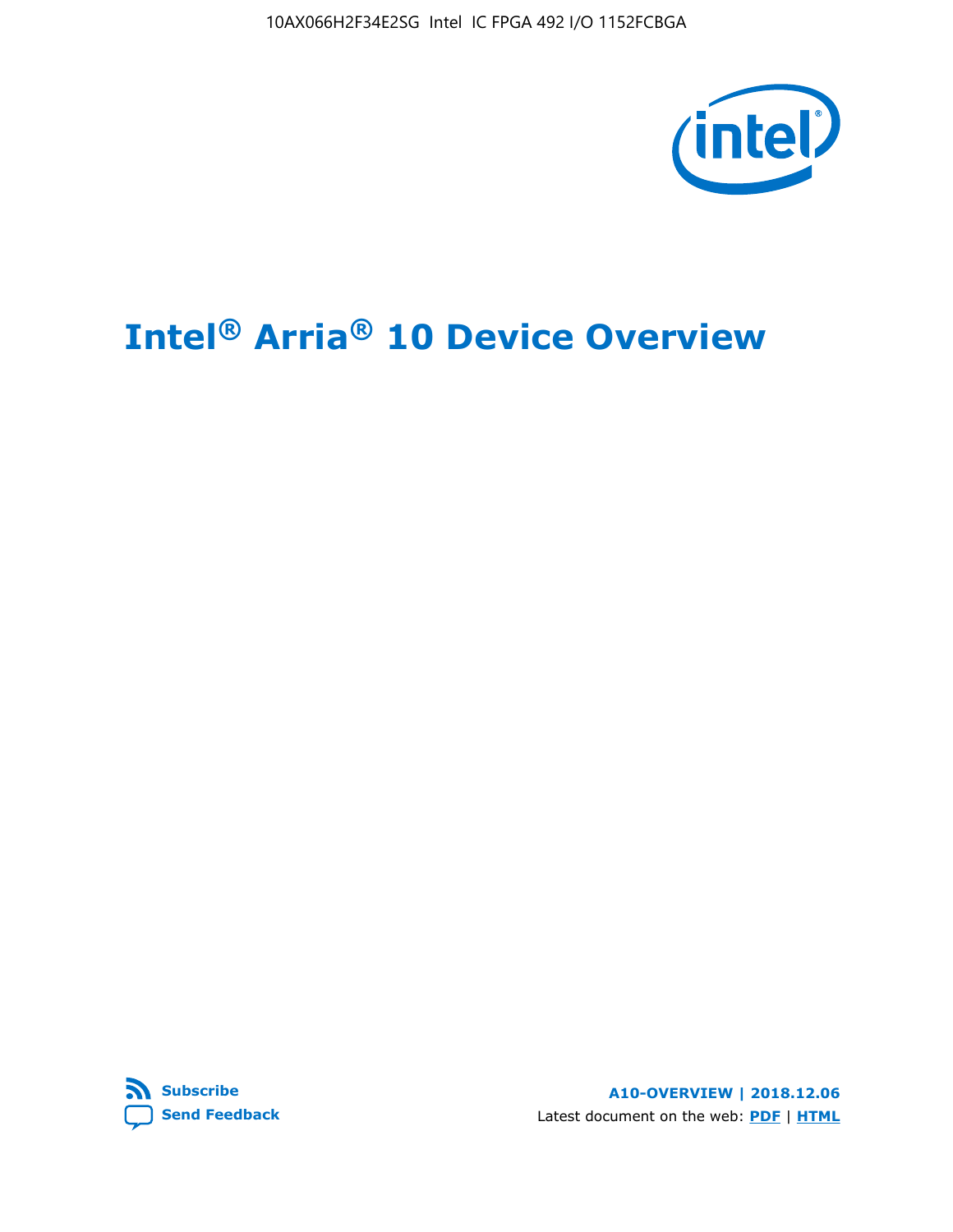# Intel® Arria® 10 Device Overview

**Subscribe**

**Send Feedback**

**A10-OVERVIEW | 2018.12.06**

Latest document on the web: **PDF** | **HTML**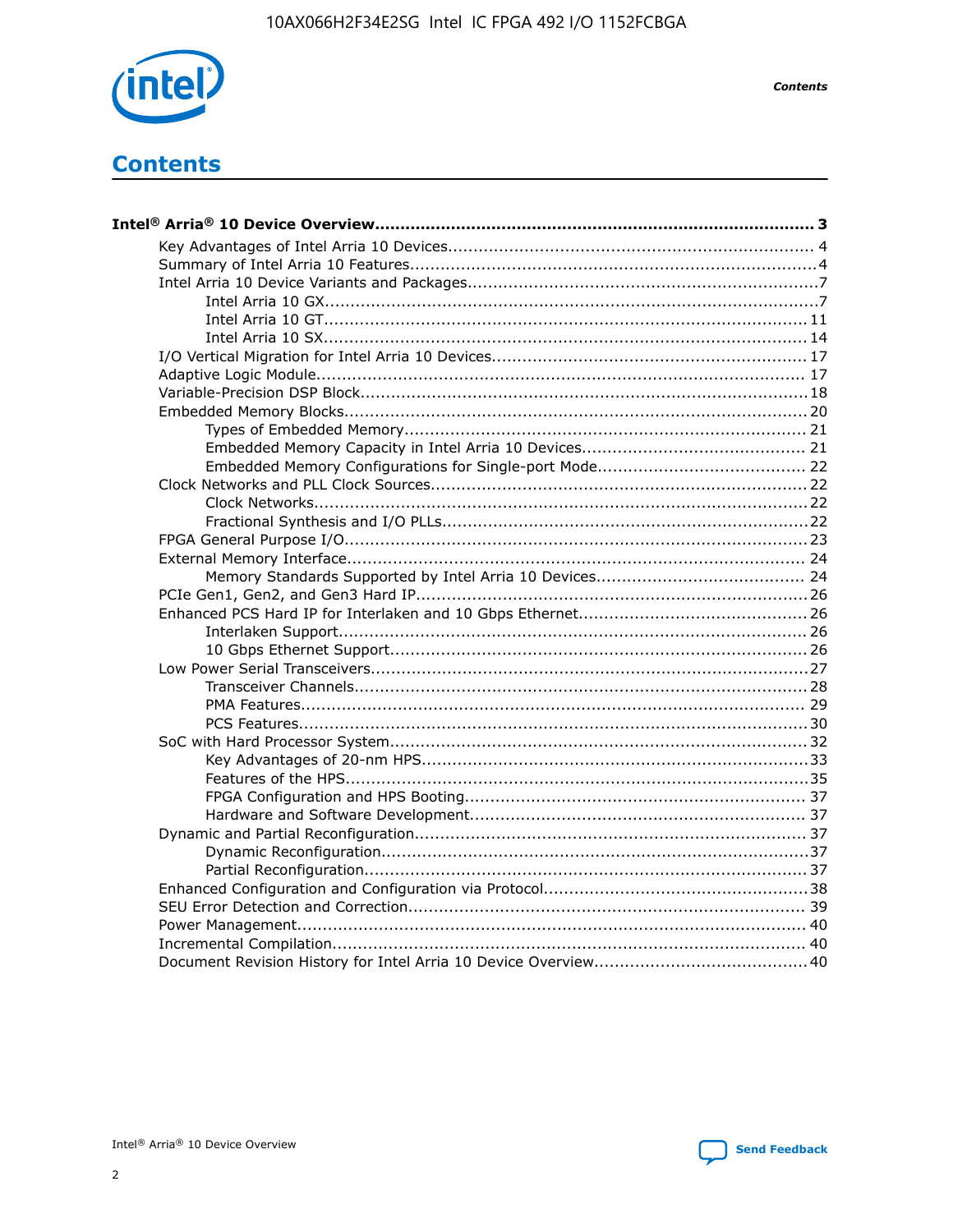# Contents

**Intel® Arria® 10 Device Overview....................................................................................... 3**

- Key Advantages of Intel Arria 10 Devices....................................................................... 4
- Summary of Intel Arria 10 Features................................................................................4
- Intel Arria 10 Device Variants and Packages....................................................................7
    - Intel Arria 10 GX.................................................................................................7
    - Intel Arria 10 GT............................................................................................... 11
    - Intel Arria 10 SX............................................................................................... 14
- I/O Vertical Migration for Intel Arria 10 Devices............................................................. 17
- Adaptive Logic Module................................................................................................ 17
- Variable-Precision DSP Block.......................................................................................18
- Embedded Memory Blocks.......................................................................................... 20
    - Types of Embedded Memory............................................................................... 21
    - Embedded Memory Capacity in Intel Arria 10 Devices............................................ 21
    - Embedded Memory Configurations for Single-port Mode......................................... 22
- Clock Networks and PLL Clock Sources......................................................................... 22
    - Clock Networks................................................................................................. 22
    - Fractional Synthesis and I/O PLLs........................................................................ 22
- FPGA General Purpose I/O.......................................................................................... 23
- External Memory Interface.......................................................................................... 24
    - Memory Standards Supported by Intel Arria 10 Devices......................................... 24
- PCIe Gen1, Gen2, and Gen3 Hard IP............................................................................ 26
- Enhanced PCS Hard IP for Interlaken and 10 Gbps Ethernet............................................ 26
    - Interlaken Support............................................................................................ 26
    - 10 Gbps Ethernet Support.................................................................................. 26
- Low Power Serial Transceivers..................................................................................... 27
    - Transceiver Channels......................................................................................... 28
    - PMA Features................................................................................................... 29
    - PCS Features.................................................................................................... 30
- SoC with Hard Processor System................................................................................. 32
    - Key Advantages of 20-nm HPS............................................................................33
    - Features of the HPS...........................................................................................35
    - FPGA Configuration and HPS Booting................................................................... 37
    - Hardware and Software Development.................................................................. 37
- Dynamic and Partial Reconfiguration............................................................................ 37
    - Dynamic Reconfiguration....................................................................................37
    - Partial Reconfiguration....................................................................................... 37
- Enhanced Configuration and Configuration via Protocol...................................................38
- SEU Error Detection and Correction............................................................................. 39
- Power Management.................................................................................................... 40
- Incremental Compilation............................................................................................. 40
- Document Revision History for Intel Arria 10 Device Overview......................................... 40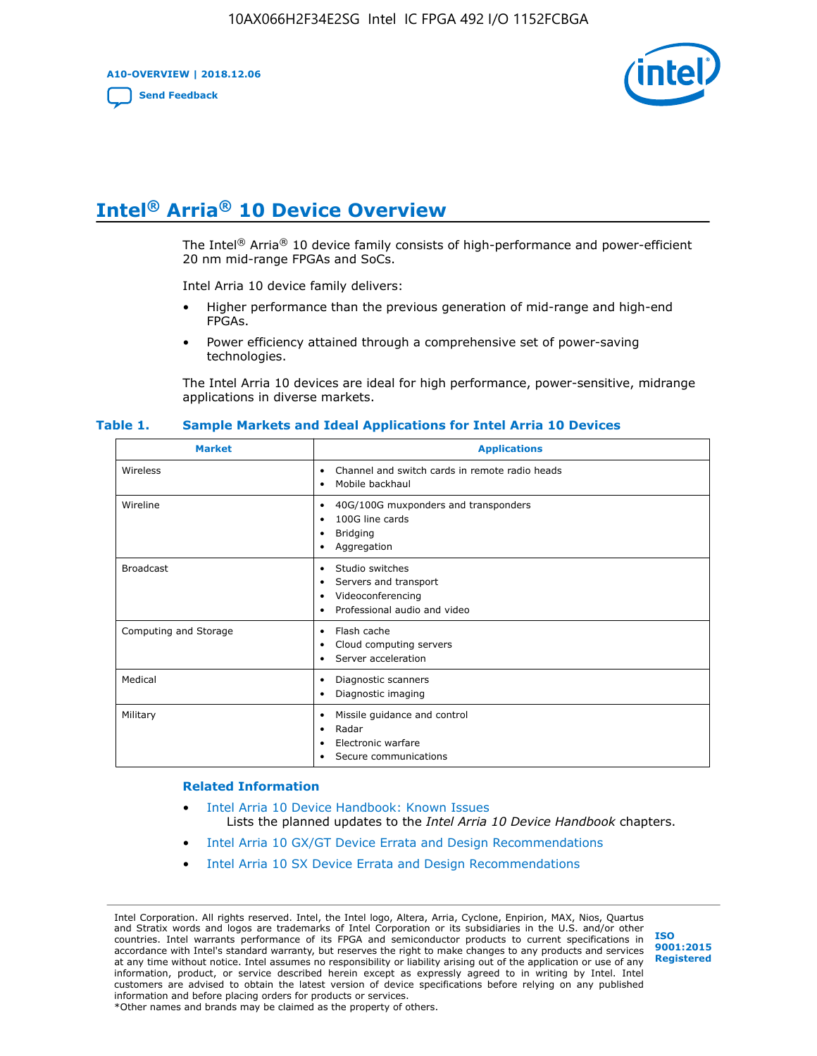# Intel® Arria® 10 Device Overview

The Intel® Arria® 10 device family consists of high-performance and power-efficient 20 nm mid-range FPGAs and SoCs.

Intel Arria 10 device family delivers:

- Higher performance than the previous generation of mid-range and high-end FPGAs.
- Power efficiency attained through a comprehensive set of power-saving technologies.

The Intel Arria 10 devices are ideal for high performance, power-sensitive, midrange applications in diverse markets.

**Table 1. Sample Markets and Ideal Applications for Intel Arria 10 Devices**

| Market | Applications |
|---|---|
| Wireless | • Channel and switch cards in remote radio heads<br>• Mobile backhaul |
| Wireline | • 40G/100G muxponders and transponders<br>• 100G line cards<br>• Bridging<br>• Aggregation |
| Broadcast | • Studio switches<br>• Servers and transport<br>• Videoconferencing<br>• Professional audio and video |
| Computing and Storage | • Flash cache<br>• Cloud computing servers<br>• Server acceleration |
| Medical | • Diagnostic scanners<br>• Diagnostic imaging |
| Military | • Missile guidance and control<br>• Radar<br>• Electronic warfare<br>• Secure communications |

### Related Information

- Intel Arria 10 Device Handbook: Known Issues
  Lists the planned updates to the *Intel Arria 10 Device Handbook* chapters.
- Intel Arria 10 GX/GT Device Errata and Design Recommendations
- Intel Arria 10 SX Device Errata and Design Recommendations

Intel Corporation. All rights reserved. Intel, the Intel logo, Altera, Arria, Cyclone, Enpirion, MAX, Nios, Quartus and Stratix words and logos are trademarks of Intel Corporation or its subsidiaries in the U.S. and/or other countries. Intel warrants performance of its FPGA and semiconductor products to current specifications in accordance with Intel's standard warranty, but reserves the right to make changes to any products and services at any time without notice. Intel assumes no responsibility or liability arising out of the application or use of any information, product, or service described herein except as expressly agreed to in writing by Intel. Intel customers are advised to obtain the latest version of device specifications before relying on any published information and before placing orders for products or services.
*Other names and brands may be claimed as the property of others.

ISO 9001:2015 Registered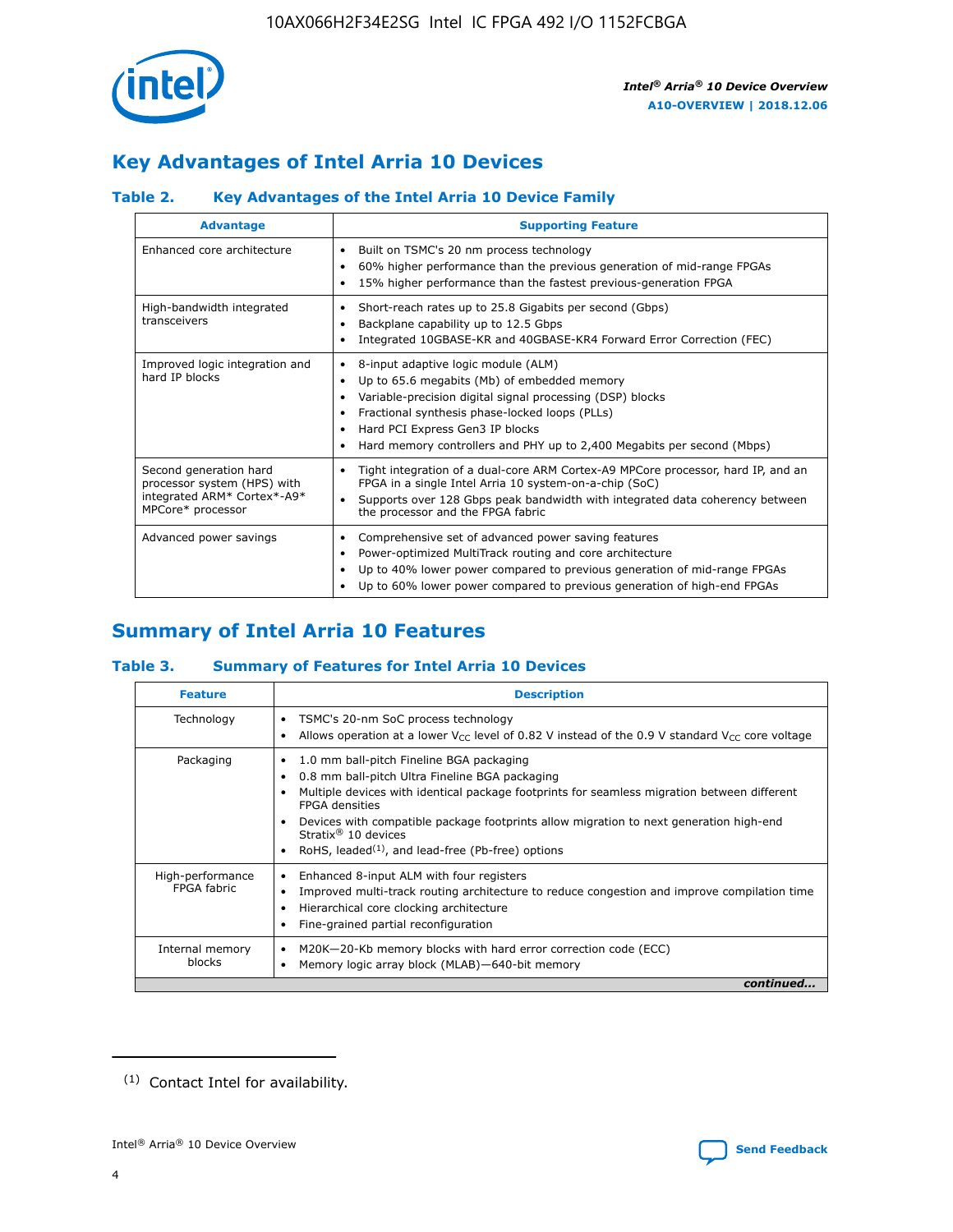## Key Advantages of Intel Arria 10 Devices

### Table 2. Key Advantages of the Intel Arria 10 Device Family

| Advantage | Supporting Feature |
|---|---|
| Enhanced core architecture | • Built on TSMC's 20 nm process technology<br>• 60% higher performance than the previous generation of mid-range FPGAs<br>• 15% higher performance than the fastest previous-generation FPGA |
| High-bandwidth integrated transceivers | • Short-reach rates up to 25.8 Gigabits per second (Gbps)<br>• Backplane capability up to 12.5 Gbps<br>• Integrated 10GBASE-KR and 40GBASE-KR4 Forward Error Correction (FEC) |
| Improved logic integration and hard IP blocks | • 8-input adaptive logic module (ALM)<br>• Up to 65.6 megabits (Mb) of embedded memory<br>• Variable-precision digital signal processing (DSP) blocks<br>• Fractional synthesis phase-locked loops (PLLs)<br>• Hard PCI Express Gen3 IP blocks<br>• Hard memory controllers and PHY up to 2,400 Megabits per second (Mbps) |
| Second generation hard processor system (HPS) with integrated ARM* Cortex*-A9* MPCore* processor | • Tight integration of a dual-core ARM Cortex-A9 MPCore processor, hard IP, and an FPGA in a single Intel Arria 10 system-on-a-chip (SoC)<br>• Supports over 128 Gbps peak bandwidth with integrated data coherency between the processor and the FPGA fabric |
| Advanced power savings | • Comprehensive set of advanced power saving features<br>• Power-optimized MultiTrack routing and core architecture<br>• Up to 40% lower power compared to previous generation of mid-range FPGAs<br>• Up to 60% lower power compared to previous generation of high-end FPGAs |

## Summary of Intel Arria 10 Features

### Table 3. Summary of Features for Intel Arria 10 Devices

| Feature | Description |
|---|---|
| Technology | • TSMC's 20-nm SoC process technology<br>• Allows operation at a lower $V_{CC}$ level of 0.82 V instead of the 0.9 V standard $V_{CC}$ core voltage |
| Packaging | • 1.0 mm ball-pitch Fineline BGA packaging<br>• 0.8 mm ball-pitch Ultra Fineline BGA packaging<br>• Multiple devices with identical package footprints for seamless migration between different FPGA densities<br>• Devices with compatible package footprints allow migration to next generation high-end Stratix® 10 devices<br>• RoHS, leaded[(1)], and lead-free (Pb-free) options |
| High-performance FPGA fabric | • Enhanced 8-input ALM with four registers<br>• Improved multi-track routing architecture to reduce congestion and improve compilation time<br>• Hierarchical core clocking architecture<br>• Fine-grained partial reconfiguration |
| Internal memory blocks | • M20K—20-Kb memory blocks with hard error correction code (ECC)<br>• Memory logic array block (MLAB)—640-bit memory |

*continued...*

(1) Contact Intel for availability.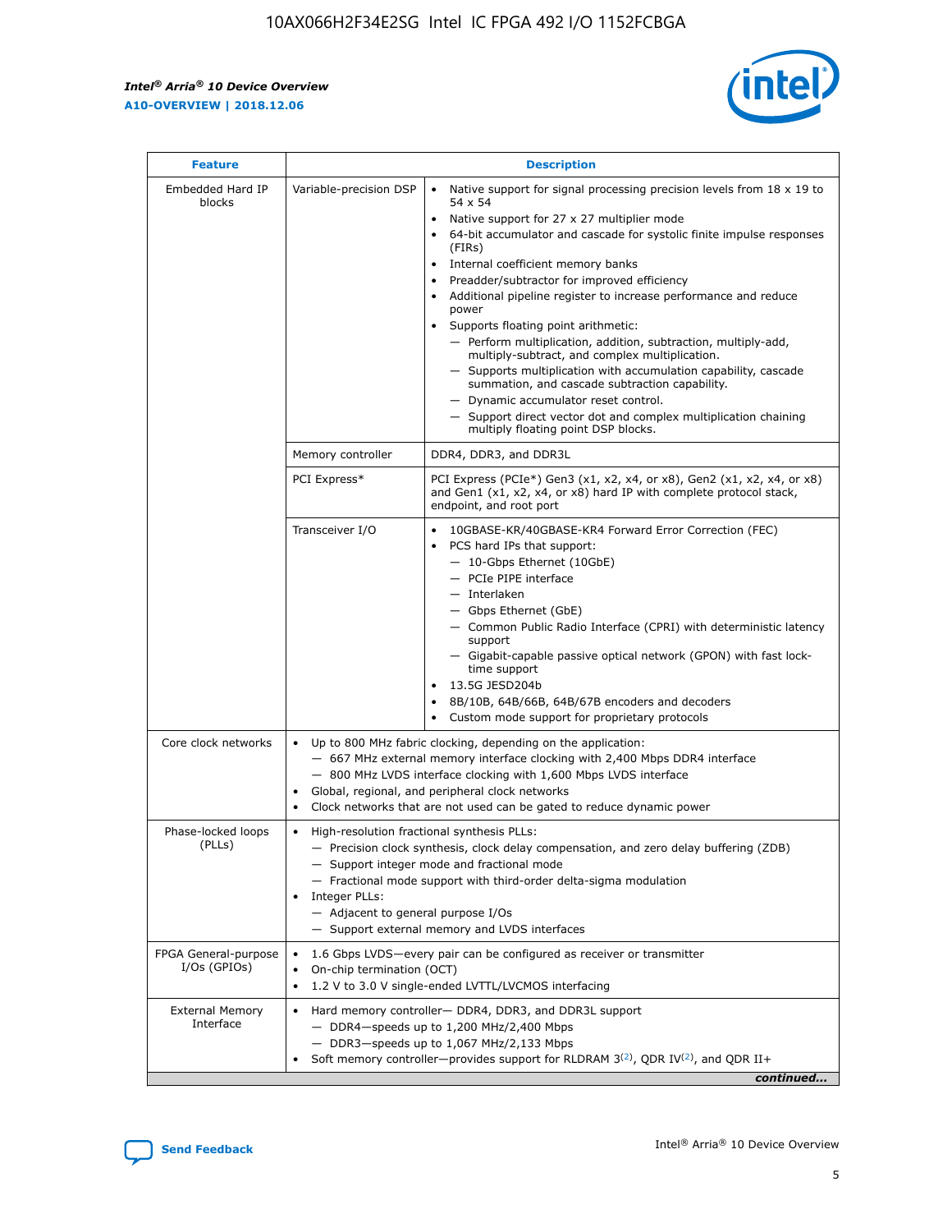| Feature | | Description |
|---|---|---|
| Embedded Hard IP blocks | Variable-precision DSP | • Native support for signal processing precision levels from 18 x 19 to 54 x 54<br>• Native support for 27 x 27 multiplier mode<br>• 64-bit accumulator and cascade for systolic finite impulse responses (FIRs)<br>• Internal coefficient memory banks<br>• Preadder/subtractor for improved efficiency<br>• Additional pipeline register to increase performance and reduce power<br>• Supports floating point arithmetic:<br>— Perform multiplication, addition, subtraction, multiply-add, multiply-subtract, and complex multiplication.<br>— Supports multiplication with accumulation capability, cascade summation, and cascade subtraction capability.<br>— Dynamic accumulator reset control.<br>— Support direct vector dot and complex multiplication chaining multiply floating point DSP blocks. |
| | Memory controller | DDR4, DDR3, and DDR3L |
| | PCI Express* | PCI Express (PCIe*) Gen3 (x1, x2, x4, or x8), Gen2 (x1, x2, x4, or x8) and Gen1 (x1, x2, x4, or x8) hard IP with complete protocol stack, endpoint, and root port |
| | Transceiver I/O | • 10GBASE-KR/40GBASE-KR4 Forward Error Correction (FEC)<br>• PCS hard IPs that support:<br>— 10-Gbps Ethernet (10GbE)<br>— PCIe PIPE interface<br>— Interlaken<br>— Gbps Ethernet (GbE)<br>— Common Public Radio Interface (CPRI) with deterministic latency support<br>— Gigabit-capable passive optical network (GPON) with fast lock-time support<br>• 13.5G JESD204b<br>• 8B/10B, 64B/66B, 64B/67B encoders and decoders<br>• Custom mode support for proprietary protocols |
| Core clock networks | | • Up to 800 MHz fabric clocking, depending on the application:<br>— 667 MHz external memory interface clocking with 2,400 Mbps DDR4 interface<br>— 800 MHz LVDS interface clocking with 1,600 Mbps LVDS interface<br>• Global, regional, and peripheral clock networks<br>• Clock networks that are not used can be gated to reduce dynamic power |
| Phase-locked loops (PLLs) | | • High-resolution fractional synthesis PLLs:<br>— Precision clock synthesis, clock delay compensation, and zero delay buffering (ZDB)<br>— Support integer mode and fractional mode<br>— Fractional mode support with third-order delta-sigma modulation<br>• Integer PLLs:<br>— Adjacent to general purpose I/Os<br>— Support external memory and LVDS interfaces |
| FPGA General-purpose I/Os (GPIOs) | | • 1.6 Gbps LVDS—every pair can be configured as receiver or transmitter<br>• On-chip termination (OCT)<br>• 1.2 V to 3.0 V single-ended LVTTL/LVCMOS interfacing |
| External Memory Interface | | • Hard memory controller— DDR4, DDR3, and DDR3L support<br>— DDR4—speeds up to 1,200 MHz/2,400 Mbps<br>— DDR3—speeds up to 1,067 MHz/2,133 Mbps<br>• Soft memory controller—provides support for RLDRAM 3[2], QDR IV[2], and QDR II+ |

*continued...*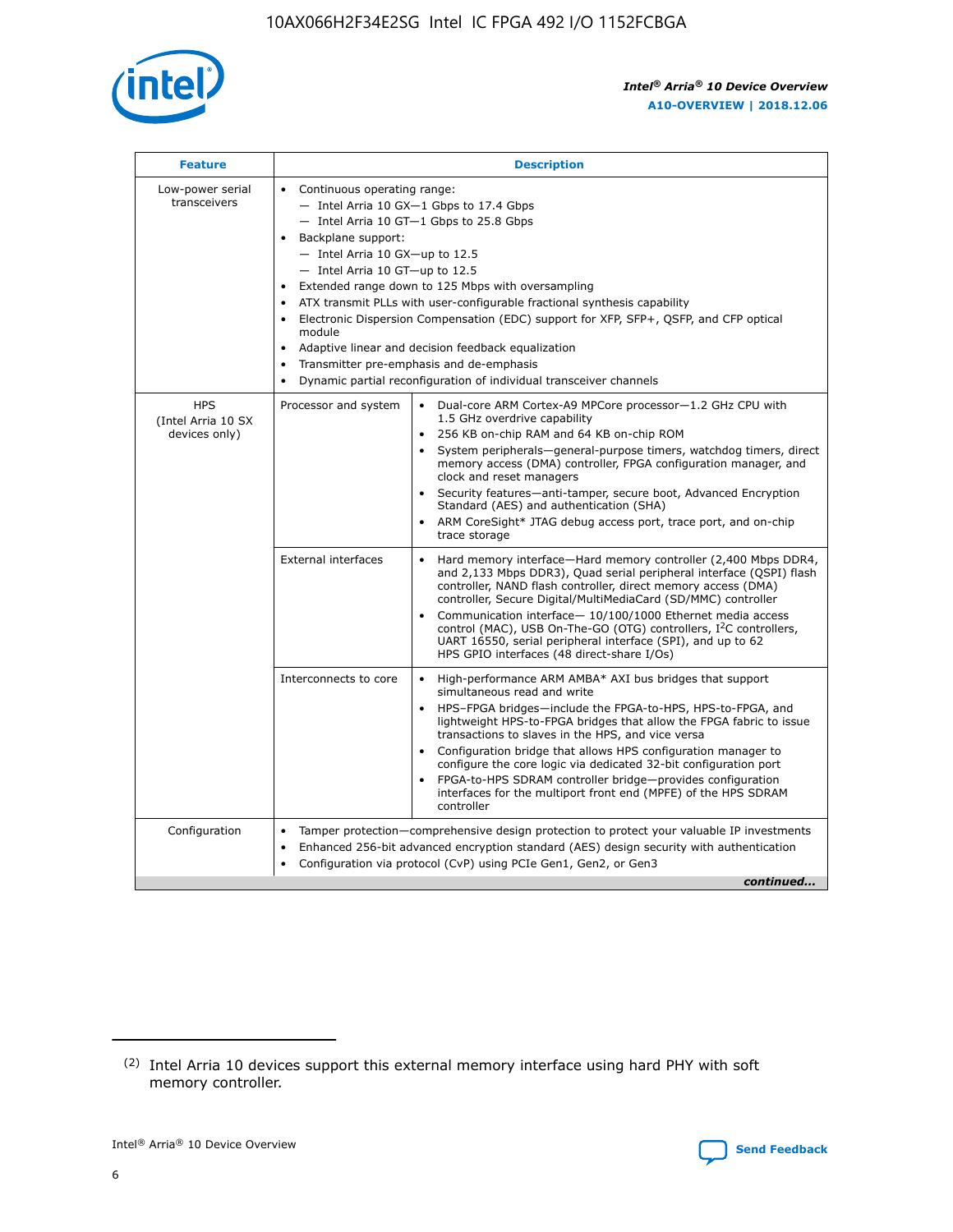| Feature | Description | |
|---|---|---|
| Low-power serial transceivers | • Continuous operating range:<br>— Intel Arria 10 GX—1 Gbps to 17.4 Gbps<br>— Intel Arria 10 GT—1 Gbps to 25.8 Gbps<br>• Backplane support:<br>— Intel Arria 10 GX—up to 12.5<br>— Intel Arria 10 GT—up to 12.5<br>• Extended range down to 125 Mbps with oversampling<br>• ATX transmit PLLs with user-configurable fractional synthesis capability<br>• Electronic Dispersion Compensation (EDC) support for XFP, SFP+, QSFP, and CFP optical module<br>• Adaptive linear and decision feedback equalization<br>• Transmitter pre-emphasis and de-emphasis<br>• Dynamic partial reconfiguration of individual transceiver channels | |
| HPS (Intel Arria 10 SX devices only) | Processor and system | • Dual-core ARM Cortex-A9 MPCore processor—1.2 GHz CPU with 1.5 GHz overdrive capability<br>• 256 KB on-chip RAM and 64 KB on-chip ROM<br>• System peripherals—general-purpose timers, watchdog timers, direct memory access (DMA) controller, FPGA configuration manager, and clock and reset managers<br>• Security features—anti-tamper, secure boot, Advanced Encryption Standard (AES) and authentication (SHA)<br>• ARM CoreSight* JTAG debug access port, trace port, and on-chip trace storage |
| | External interfaces | • Hard memory interface—Hard memory controller (2,400 Mbps DDR4, and 2,133 Mbps DDR3), Quad serial peripheral interface (QSPI) flash controller, NAND flash controller, direct memory access (DMA) controller, Secure Digital/MultiMediaCard (SD/MMC) controller<br>• Communication interface— 10/100/1000 Ethernet media access control (MAC), USB On-The-GO (OTG) controllers, I²C controllers, UART 16550, serial peripheral interface (SPI), and up to 62 HPS GPIO interfaces (48 direct-share I/Os) |
| | Interconnects to core | • High-performance ARM AMBA* AXI bus bridges that support simultaneous read and write<br>• HPS–FPGA bridges—include the FPGA-to-HPS, HPS-to-FPGA, and lightweight HPS-to-FPGA bridges that allow the FPGA fabric to issue transactions to slaves in the HPS, and vice versa<br>• Configuration bridge that allows HPS configuration manager to configure the core logic via dedicated 32-bit configuration port<br>• FPGA-to-HPS SDRAM controller bridge—provides configuration interfaces for the multiport front end (MPFE) of the HPS SDRAM controller |
| Configuration | • Tamper protection—comprehensive design protection to protect your valuable IP investments<br>• Enhanced 256-bit advanced encryption standard (AES) design security with authentication<br>• Configuration via protocol (CvP) using PCIe Gen1, Gen2, or Gen3 | |

*continued...*

(2) Intel Arria 10 devices support this external memory interface using hard PHY with soft memory controller.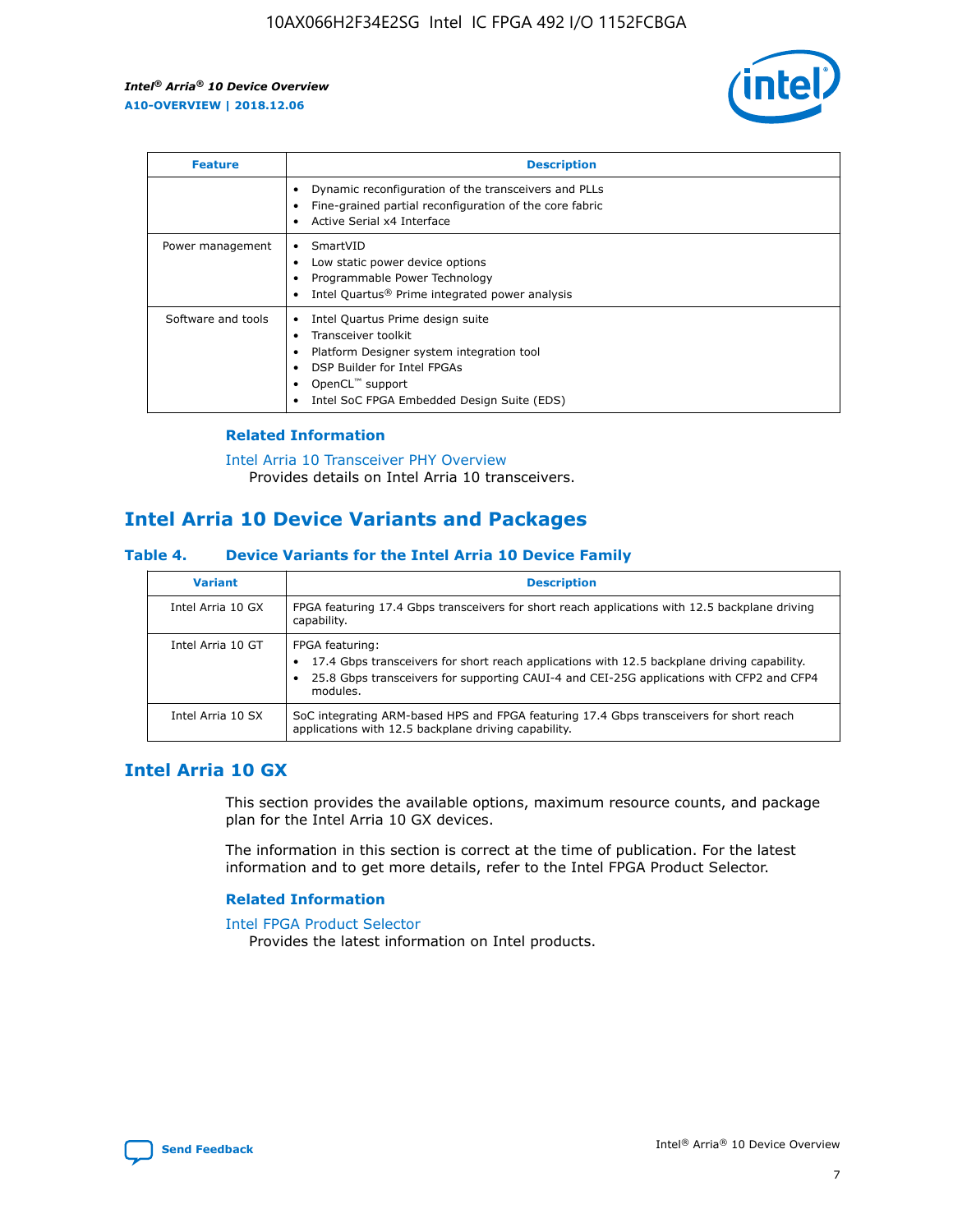| Feature | Description |
| --- | --- |
| | • Dynamic reconfiguration of the transceivers and PLLs<br>• Fine-grained partial reconfiguration of the core fabric<br>• Active Serial x4 Interface |
| Power management | • SmartVID<br>• Low static power device options<br>• Programmable Power Technology<br>• Intel Quartus® Prime integrated power analysis |
| Software and tools | • Intel Quartus Prime design suite<br>• Transceiver toolkit<br>• Platform Designer system integration tool<br>• DSP Builder for Intel FPGAs<br>• OpenCL™ support<br>• Intel SoC FPGA Embedded Design Suite (EDS) |

### Related Information

Intel Arria 10 Transceiver PHY Overview
Provides details on Intel Arria 10 transceivers.

## Intel Arria 10 Device Variants and Packages

#### Table 4. Device Variants for the Intel Arria 10 Device Family

| Variant | Description |
| --- | --- |
| Intel Arria 10 GX | FPGA featuring 17.4 Gbps transceivers for short reach applications with 12.5 backplane driving capability. |
| Intel Arria 10 GT | FPGA featuring:<br>• 17.4 Gbps transceivers for short reach applications with 12.5 backplane driving capability.<br>• 25.8 Gbps transceivers for supporting CAUI-4 and CEI-25G applications with CFP2 and CFP4 modules. |
| Intel Arria 10 SX | SoC integrating ARM-based HPS and FPGA featuring 17.4 Gbps transceivers for short reach applications with 12.5 backplane driving capability. |

## Intel Arria 10 GX

This section provides the available options, maximum resource counts, and package plan for the Intel Arria 10 GX devices.

The information in this section is correct at the time of publication. For the latest information and to get more details, refer to the Intel FPGA Product Selector.

### Related Information

Intel FPGA Product Selector
Provides the latest information on Intel products.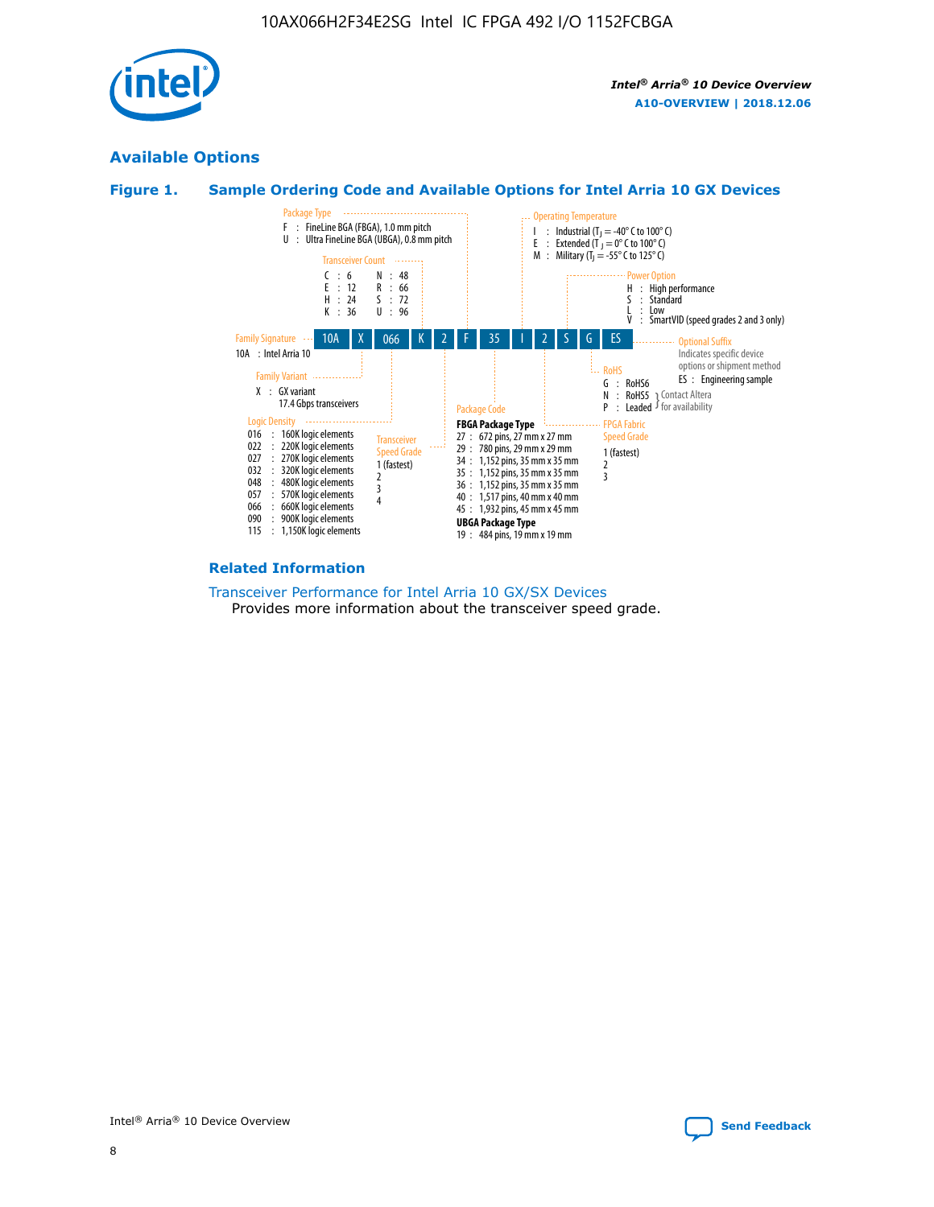## Available Options

### Figure 1. Sample Ordering Code and Available Options for Intel Arria 10 GX Devices

Sample ordering code: 10A X 066 K 2 F 35 I 2 S G ES

**Family Signature**
- 10A : Intel Arria 10

**Family Variant**
- X : GX variant 17.4 Gbps transceivers

**Logic Density**
- 016 : 160K logic elements
- 022 : 220K logic elements
- 027 : 270K logic elements
- 032 : 320K logic elements
- 048 : 480K logic elements
- 057 : 570K logic elements
- 066 : 660K logic elements
- 090 : 900K logic elements
- 115 : 1,150K logic elements

**Transceiver Count**
- C : 6
- E : 12
- H : 24
- K : 36
- N : 48
- R : 66
- S : 72
- U : 96

**Transceiver Speed Grade**
- 1 (fastest)
- 2
- 3
- 4

**Package Type**
- F : FineLine BGA (FBGA), 1.0 mm pitch
- U : Ultra FineLine BGA (UBGA), 0.8 mm pitch

**Package Code**

**FBGA Package Type**
- 27 : 672 pins, 27 mm x 27 mm
- 29 : 780 pins, 29 mm x 29 mm
- 34 : 1,152 pins, 35 mm x 35 mm
- 35 : 1,152 pins, 35 mm x 35 mm
- 36 : 1,152 pins, 35 mm x 35 mm
- 40 : 1,517 pins, 40 mm x 40 mm
- 45 : 1,932 pins, 45 mm x 45 mm

**UBGA Package Type**
- 19 : 484 pins, 19 mm x 19 mm

**Operating Temperature**
- I : Industrial ($T_J$ = -40° C to 100° C)
- E : Extended ($T_J$ = 0° C to 100° C)
- M : Military ($T_J$ = -55° C to 125° C)

**FPGA Fabric Speed Grade**
- 1 (fastest)
- 2
- 3

**Power Option**
- H : High performance
- S : Standard
- L : Low
- V : SmartVID (speed grades 2 and 3 only)

**RoHS**
- G : RoHS6
- N : RoHS5 (Contact Altera for availability)
- P : Leaded (Contact Altera for availability)

**Optional Suffix**

Indicates specific device options or shipment method
- ES : Engineering sample

### Related Information

Transceiver Performance for Intel Arria 10 GX/SX Devices
Provides more information about the transceiver speed grade.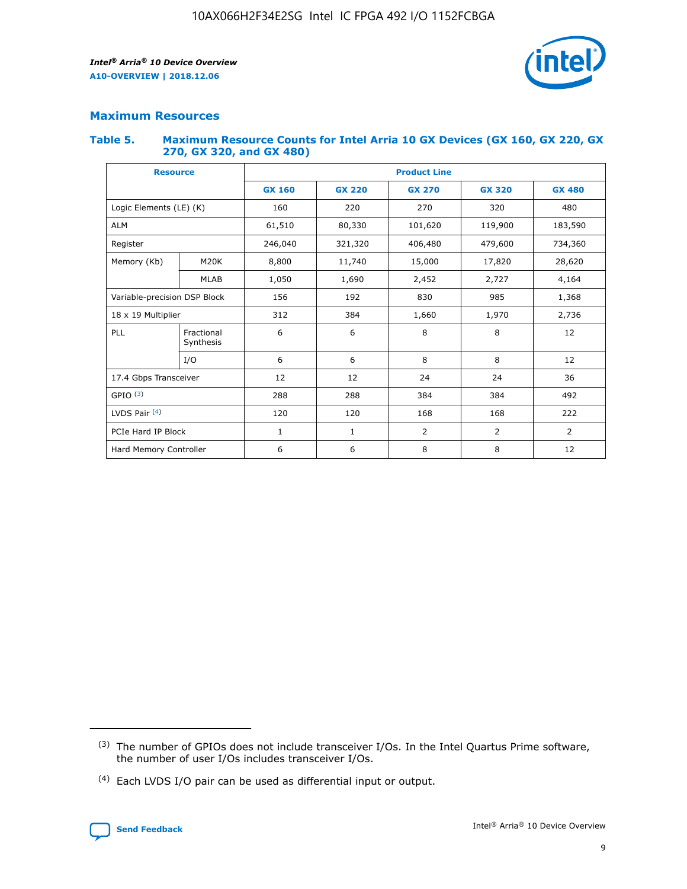## Maximum Resources

### Table 5. Maximum Resource Counts for Intel Arria 10 GX Devices (GX 160, GX 220, GX 270, GX 320, and GX 480)

| Resource | | Product Line | | | | |
|---|---|---|---|---|---|---|
| | | GX 160 | GX 220 | GX 270 | GX 320 | GX 480 |
| Logic Elements (LE) (K) | | 160 | 220 | 270 | 320 | 480 |
| ALM | | 61,510 | 80,330 | 101,620 | 119,900 | 183,590 |
| Register | | 246,040 | 321,320 | 406,480 | 479,600 | 734,360 |
| Memory (Kb) | M20K | 8,800 | 11,740 | 15,000 | 17,820 | 28,620 |
| | MLAB | 1,050 | 1,690 | 2,452 | 2,727 | 4,164 |
| Variable-precision DSP Block | | 156 | 192 | 830 | 985 | 1,368 |
| 18 x 19 Multiplier | | 312 | 384 | 1,660 | 1,970 | 2,736 |
| PLL | Fractional Synthesis | 6 | 6 | 8 | 8 | 12 |
| | I/O | 6 | 6 | 8 | 8 | 12 |
| 17.4 Gbps Transceiver | | 12 | 12 | 24 | 24 | 36 |
| GPIO [(3)] | | 288 | 288 | 384 | 384 | 492 |
| LVDS Pair [(4)] | | 120 | 120 | 168 | 168 | 222 |
| PCIe Hard IP Block | | 1 | 1 | 2 | 2 | 2 |
| Hard Memory Controller | | 6 | 6 | 8 | 8 | 12 |

(3) The number of GPIOs does not include transceiver I/Os. In the Intel Quartus Prime software, the number of user I/Os includes transceiver I/Os.

(4) Each LVDS I/O pair can be used as differential input or output.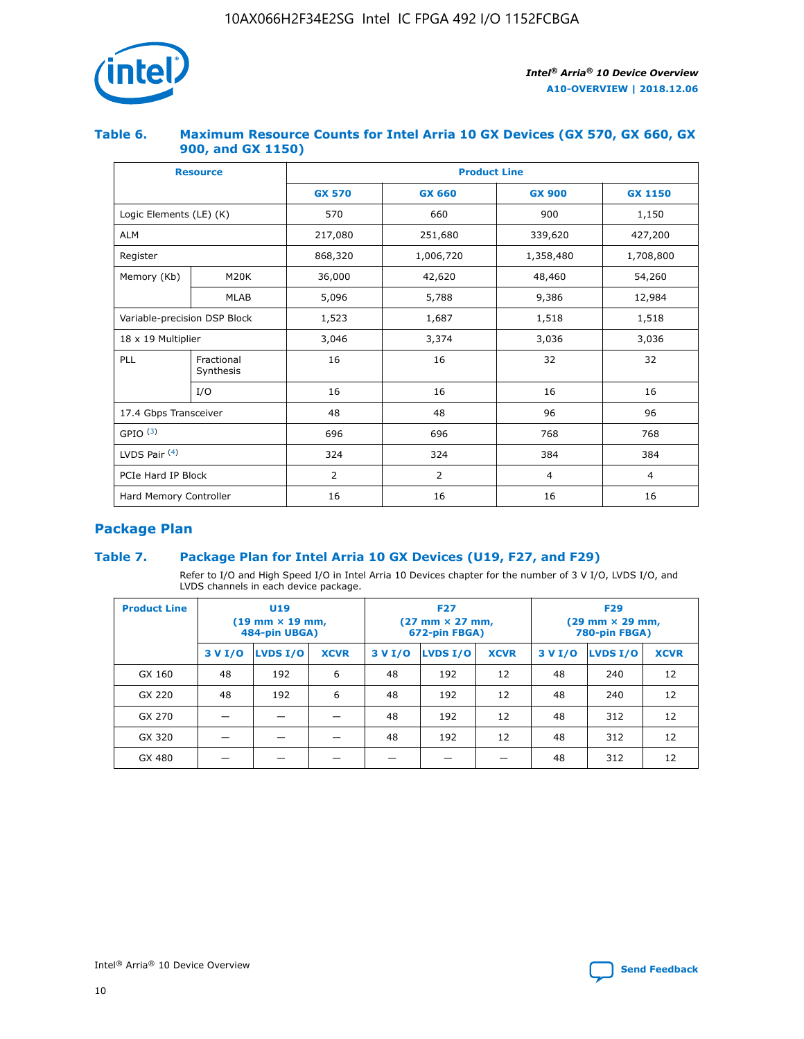### Table 6. Maximum Resource Counts for Intel Arria 10 GX Devices (GX 570, GX 660, GX 900, and GX 1150)

| Resource | | Product Line | | | |
|---|---|---|---|---|---|
| | | GX 570 | GX 660 | GX 900 | GX 1150 |
| Logic Elements (LE) (K) | | 570 | 660 | 900 | 1,150 |
| ALM | | 217,080 | 251,680 | 339,620 | 427,200 |
| Register | | 868,320 | 1,006,720 | 1,358,480 | 1,708,800 |
| Memory (Kb) | M20K | 36,000 | 42,620 | 48,460 | 54,260 |
| | MLAB | 5,096 | 5,788 | 9,386 | 12,984 |
| Variable-precision DSP Block | | 1,523 | 1,687 | 1,518 | 1,518 |
| 18 x 19 Multiplier | | 3,046 | 3,374 | 3,036 | 3,036 |
| PLL | Fractional Synthesis | 16 | 16 | 32 | 32 |
| | I/O | 16 | 16 | 16 | 16 |
| 17.4 Gbps Transceiver | | 48 | 48 | 96 | 96 |
| GPIO [(3)] | | 696 | 696 | 768 | 768 |
| LVDS Pair [(4)] | | 324 | 324 | 384 | 384 |
| PCIe Hard IP Block | | 2 | 2 | 4 | 4 |
| Hard Memory Controller | | 16 | 16 | 16 | 16 |

## Package Plan

### Table 7. Package Plan for Intel Arria 10 GX Devices (U19, F27, and F29)

Refer to I/O and High Speed I/O in Intel Arria 10 Devices chapter for the number of 3 V I/O, LVDS I/O, and LVDS channels in each device package.

| Product Line | U19 (19 mm × 19 mm, 484-pin UBGA) | | | F27 (27 mm × 27 mm, 672-pin FBGA) | | | F29 (29 mm × 29 mm, 780-pin FBGA) | | |
|---|---|---|---|---|---|---|---|---|---|
| | 3 V I/O | LVDS I/O | XCVR | 3 V I/O | LVDS I/O | XCVR | 3 V I/O | LVDS I/O | XCVR |
| GX 160 | 48 | 192 | 6 | 48 | 192 | 12 | 48 | 240 | 12 |
| GX 220 | 48 | 192 | 6 | 48 | 192 | 12 | 48 | 240 | 12 |
| GX 270 | — | — | — | 48 | 192 | 12 | 48 | 312 | 12 |
| GX 320 | — | — | — | 48 | 192 | 12 | 48 | 312 | 12 |
| GX 480 | — | — | — | — | — | — | 48 | 312 | 12 |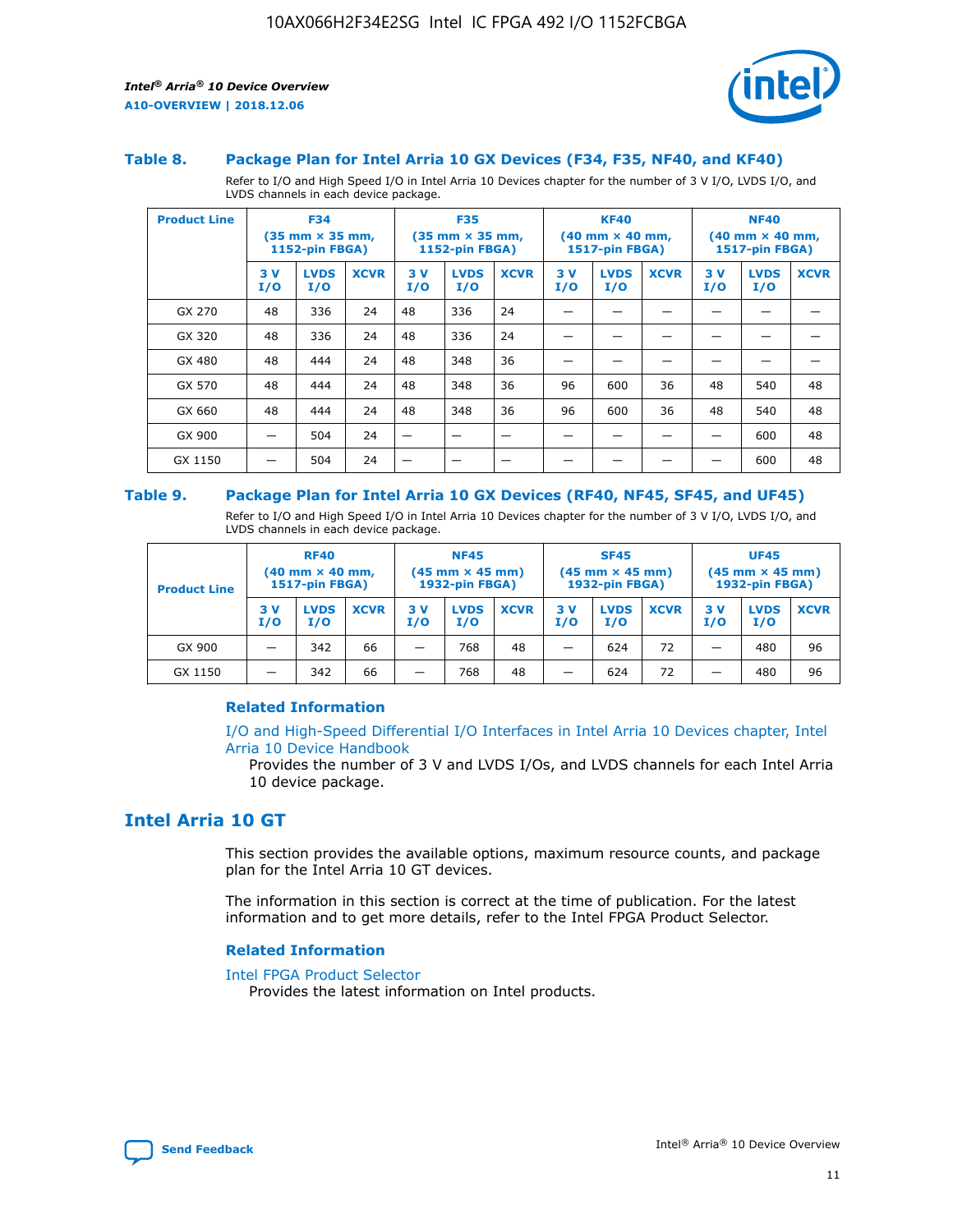### Table 8. Package Plan for Intel Arria 10 GX Devices (F34, F35, NF40, and KF40)

Refer to I/O and High Speed I/O in Intel Arria 10 Devices chapter for the number of 3 V I/O, LVDS I/O, and LVDS channels in each device package.

| Product Line | F34 (35 mm × 35 mm, 1152-pin FBGA) | | | F35 (35 mm × 35 mm, 1152-pin FBGA) | | | KF40 (40 mm × 40 mm, 1517-pin FBGA) | | | NF40 (40 mm × 40 mm, 1517-pin FBGA) | | |
|---|---|---|---|---|---|---|---|---|---|---|---|---|
| | 3 V I/O | LVDS I/O | XCVR | 3 V I/O | LVDS I/O | XCVR | 3 V I/O | LVDS I/O | XCVR | 3 V I/O | LVDS I/O | XCVR |
| GX 270 | 48 | 336 | 24 | 48 | 336 | 24 | — | — | — | — | — | — |
| GX 320 | 48 | 336 | 24 | 48 | 336 | 24 | — | — | — | — | — | — |
| GX 480 | 48 | 444 | 24 | 48 | 348 | 36 | — | — | — | — | — | — |
| GX 570 | 48 | 444 | 24 | 48 | 348 | 36 | 96 | 600 | 36 | 48 | 540 | 48 |
| GX 660 | 48 | 444 | 24 | 48 | 348 | 36 | 96 | 600 | 36 | 48 | 540 | 48 |
| GX 900 | — | 504 | 24 | — | — | — | — | — | — | — | 600 | 48 |
| GX 1150 | — | 504 | 24 | — | — | — | — | — | — | — | 600 | 48 |

### Table 9. Package Plan for Intel Arria 10 GX Devices (RF40, NF45, SF45, and UF45)

Refer to I/O and High Speed I/O in Intel Arria 10 Devices chapter for the number of 3 V I/O, LVDS I/O, and LVDS channels in each device package.

| Product Line | RF40 (40 mm × 40 mm, 1517-pin FBGA) | | | NF45 (45 mm × 45 mm) 1932-pin FBGA) | | | SF45 (45 mm × 45 mm) 1932-pin FBGA) | | | UF45 (45 mm × 45 mm) 1932-pin FBGA) | | |
|---|---|---|---|---|---|---|---|---|---|---|---|---|
| | 3 V I/O | LVDS I/O | XCVR | 3 V I/O | LVDS I/O | XCVR | 3 V I/O | LVDS I/O | XCVR | 3 V I/O | LVDS I/O | XCVR |
| GX 900 | — | 342 | 66 | — | 768 | 48 | — | 624 | 72 | — | 480 | 96 |
| GX 1150 | — | 342 | 66 | — | 768 | 48 | — | 624 | 72 | — | 480 | 96 |

#### Related Information

I/O and High-Speed Differential I/O Interfaces in Intel Arria 10 Devices chapter, Intel Arria 10 Device Handbook
Provides the number of 3 V and LVDS I/Os, and LVDS channels for each Intel Arria 10 device package.

## Intel Arria 10 GT

This section provides the available options, maximum resource counts, and package plan for the Intel Arria 10 GT devices.

The information in this section is correct at the time of publication. For the latest information and to get more details, refer to the Intel FPGA Product Selector.

#### Related Information

Intel FPGA Product Selector
Provides the latest information on Intel products.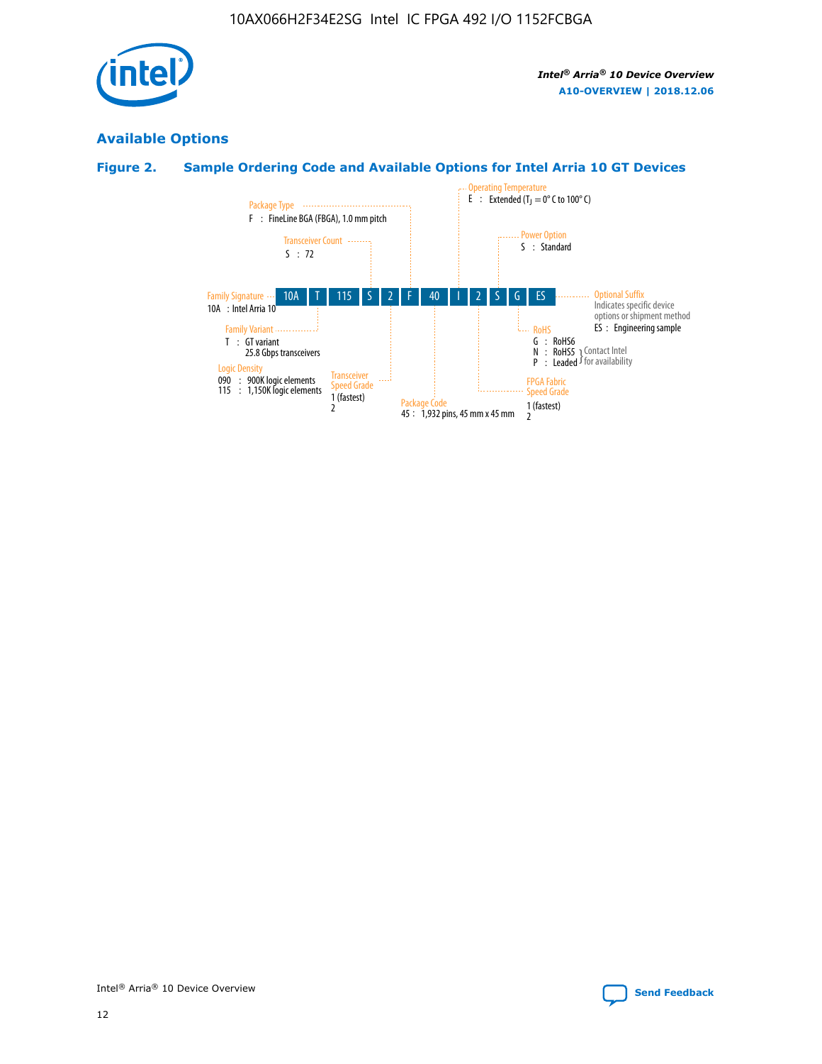## Available Options

### Figure 2. Sample Ordering Code and Available Options for Intel Arria 10 GT Devices

| 10A | T | 115 | S | 2 | F | 40 | I | 2 | S | G | ES |
|---|---|---|---|---|---|---|---|---|---|---|---|

**Family Signature**
10A : Intel Arria 10

**Family Variant**
T : GT variant
25.8 Gbps transceivers

**Logic Density**
090 : 900K logic elements
115 : 1,150K logic elements

**Transceiver Count**
S : 72

**Transceiver Speed Grade**
1 (fastest)
2

**Package Type**
F : FineLine BGA (FBGA), 1.0 mm pitch

**Package Code**
45 : 1,932 pins, 45 mm x 45 mm

**Operating Temperature**
E : Extended ($T_J$ = 0° C to 100° C)

**FPGA Fabric Speed Grade**
1 (fastest)
2

**Power Option**
S : Standard

**RoHS**
G : RoHS6
N : RoHS5 } Contact Intel for availability
P : Leaded } Contact Intel for availability

**Optional Suffix**
Indicates specific device options or shipment method
ES : Engineering sample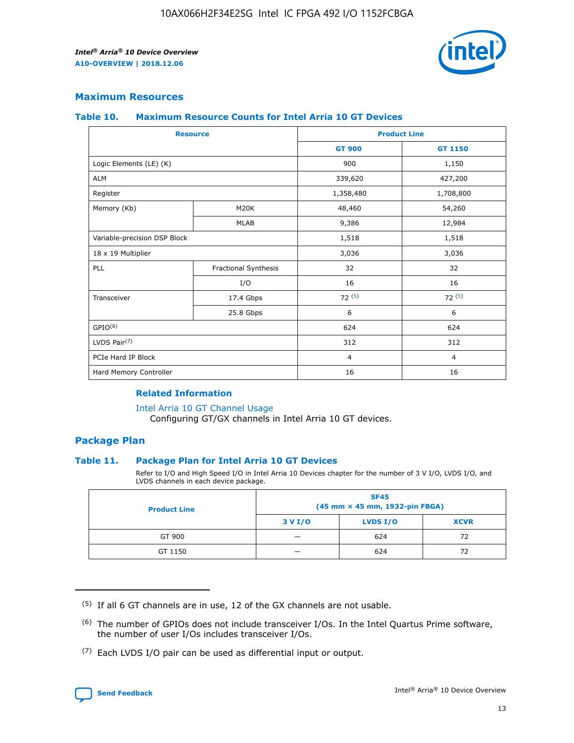## Maximum Resources

### Table 10. Maximum Resource Counts for Intel Arria 10 GT Devices

| Resource | | Product Line | |
|---|---|---|---|
| | | GT 900 | GT 1150 |
| Logic Elements (LE) (K) | | 900 | 1,150 |
| ALM | | 339,620 | 427,200 |
| Register | | 1,358,480 | 1,708,800 |
| Memory (Kb) | M20K | 48,460 | 54,260 |
| | MLAB | 9,386 | 12,984 |
| Variable-precision DSP Block | | 1,518 | 1,518 |
| 18 x 19 Multiplier | | 3,036 | 3,036 |
| PLL | Fractional Synthesis | 32 | 32 |
| | I/O | 16 | 16 |
| Transceiver | 17.4 Gbps | 72 (5) | 72 (5) |
| | 25.8 Gbps | 6 | 6 |
| GPIO(6) | | 624 | 624 |
| LVDS Pair(7) | | 312 | 312 |
| PCIe Hard IP Block | | 4 | 4 |
| Hard Memory Controller | | 16 | 16 |

#### Related Information

Intel Arria 10 GT Channel Usage
Configuring GT/GX channels in Intel Arria 10 GT devices.

## Package Plan

### Table 11. Package Plan for Intel Arria 10 GT Devices

Refer to I/O and High Speed I/O in Intel Arria 10 Devices chapter for the number of 3 V I/O, LVDS I/O, and LVDS channels in each device package.

| Product Line | SF45 (45 mm × 45 mm, 1932-pin FBGA) | | |
|---|---|---|---|
| | 3 V I/O | LVDS I/O | XCVR |
| GT 900 | — | 624 | 72 |
| GT 1150 | — | 624 | 72 |

(5) If all 6 GT channels are in use, 12 of the GX channels are not usable.

(6) The number of GPIOs does not include transceiver I/Os. In the Intel Quartus Prime software, the number of user I/Os includes transceiver I/Os.

(7) Each LVDS I/O pair can be used as differential input or output.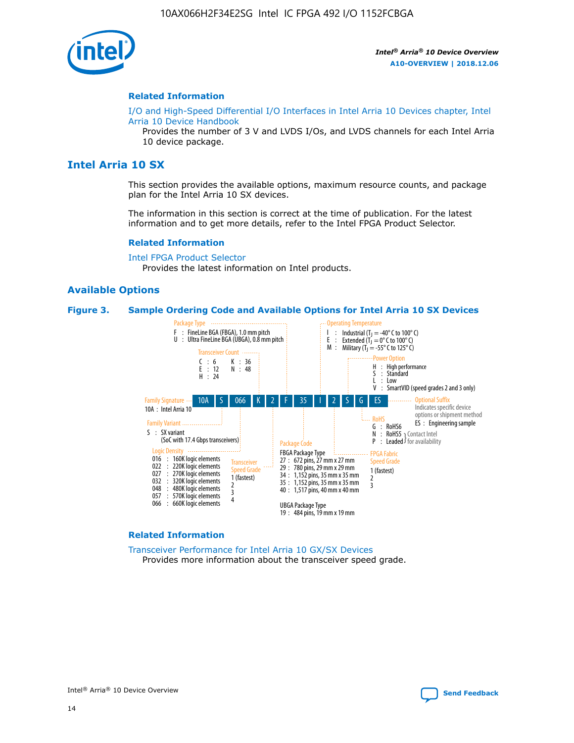#### Related Information

I/O and High-Speed Differential I/O Interfaces in Intel Arria 10 Devices chapter, Intel Arria 10 Device Handbook

Provides the number of 3 V and LVDS I/Os, and LVDS channels for each Intel Arria 10 device package.

## Intel Arria 10 SX

This section provides the available options, maximum resource counts, and package plan for the Intel Arria 10 SX devices.

The information in this section is correct at the time of publication. For the latest information and to get more details, refer to the Intel FPGA Product Selector.

#### Related Information

Intel FPGA Product Selector

Provides the latest information on Intel products.

### Available Options

**Figure 3. Sample Ordering Code and Available Options for Intel Arria 10 SX Devices**

Sample ordering code: 10A S 066 K 2 F 35 I 2 S G ES

- **Family Signature**
  - 10A : Intel Arria 10
- **Family Variant**
  - S : SX variant (SoC with 17.4 Gbps transceivers)
- **Logic Density**
  - 016 : 160K logic elements
  - 022 : 220K logic elements
  - 027 : 270K logic elements
  - 032 : 320K logic elements
  - 048 : 480K logic elements
  - 057 : 570K logic elements
  - 066 : 660K logic elements
- **Transceiver Count**
  - C : 6
  - E : 12
  - H : 24
  - K : 36
  - N : 48
- **Transceiver Speed Grade**
  - 1 (fastest)
  - 2
  - 3
  - 4
- **Package Type**
  - F : FineLine BGA (FBGA), 1.0 mm pitch
  - U : Ultra FineLine BGA (UBGA), 0.8 mm pitch
- **Package Code**
  - FBGA Package Type
    - 27 : 672 pins, 27 mm x 27 mm
    - 29 : 780 pins, 29 mm x 29 mm
    - 34 : 1,152 pins, 35 mm x 35 mm
    - 35 : 1,152 pins, 35 mm x 35 mm
    - 40 : 1,517 pins, 40 mm x 40 mm
  - UBGA Package Type
    - 19 : 484 pins, 19 mm x 19 mm
- **Operating Temperature**
  - I : Industrial ($T_J$ = -40° C to 100° C)
  - E : Extended ($T_J$ = 0° C to 100° C)
  - M : Military ($T_J$ = -55° C to 125° C)
- **FPGA Fabric Speed Grade**
  - 1 (fastest)
  - 2
  - 3
- **Power Option**
  - H : High performance
  - S : Standard
  - L : Low
  - V : SmartVID (speed grades 2 and 3 only)
- **RoHS**
  - G : RoHS6
  - N : RoHS5 (Contact Intel for availability)
  - P : Leaded (Contact Intel for availability)
- **Optional Suffix**
  - Indicates specific device options or shipment method
  - ES : Engineering sample

#### Related Information

Transceiver Performance for Intel Arria 10 GX/SX Devices

Provides more information about the transceiver speed grade.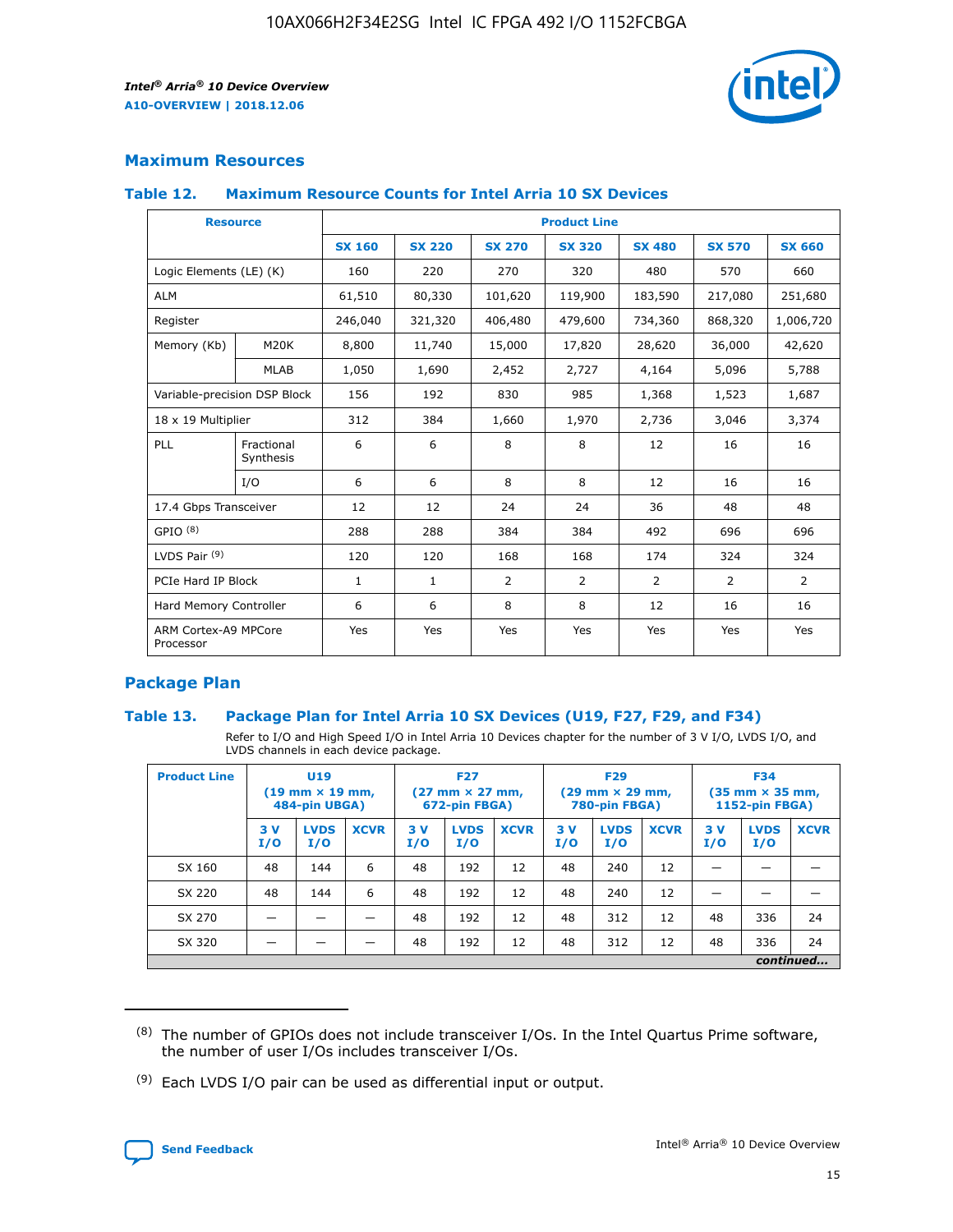## Maximum Resources

### Table 12. Maximum Resource Counts for Intel Arria 10 SX Devices

| Resource | | Product Line | | | | | | |
|---|---|---|---|---|---|---|---|---|
| | | SX 160 | SX 220 | SX 270 | SX 320 | SX 480 | SX 570 | SX 660 |
| Logic Elements (LE) (K) | | 160 | 220 | 270 | 320 | 480 | 570 | 660 |
| ALM | | 61,510 | 80,330 | 101,620 | 119,900 | 183,590 | 217,080 | 251,680 |
| Register | | 246,040 | 321,320 | 406,480 | 479,600 | 734,360 | 868,320 | 1,006,720 |
| Memory (Kb) | M20K | 8,800 | 11,740 | 15,000 | 17,820 | 28,620 | 36,000 | 42,620 |
| | MLAB | 1,050 | 1,690 | 2,452 | 2,727 | 4,164 | 5,096 | 5,788 |
| Variable-precision DSP Block | | 156 | 192 | 830 | 985 | 1,368 | 1,523 | 1,687 |
| 18 x 19 Multiplier | | 312 | 384 | 1,660 | 1,970 | 2,736 | 3,046 | 3,374 |
| PLL | Fractional Synthesis | 6 | 6 | 8 | 8 | 12 | 16 | 16 |
| | I/O | 6 | 6 | 8 | 8 | 12 | 16 | 16 |
| 17.4 Gbps Transceiver | | 12 | 12 | 24 | 24 | 36 | 48 | 48 |
| GPIO [8] | | 288 | 288 | 384 | 384 | 492 | 696 | 696 |
| LVDS Pair [9] | | 120 | 120 | 168 | 168 | 174 | 324 | 324 |
| PCIe Hard IP Block | | 1 | 1 | 2 | 2 | 2 | 2 | 2 |
| Hard Memory Controller | | 6 | 6 | 8 | 8 | 12 | 16 | 16 |
| ARM Cortex-A9 MPCore Processor | | Yes | Yes | Yes | Yes | Yes | Yes | Yes |

## Package Plan

### Table 13. Package Plan for Intel Arria 10 SX Devices (U19, F27, F29, and F34)

Refer to I/O and High Speed I/O in Intel Arria 10 Devices chapter for the number of 3 V I/O, LVDS I/O, and LVDS channels in each device package.

| Product Line | U19 (19 mm × 19 mm, 484-pin UBGA) | | | F27 (27 mm × 27 mm, 672-pin FBGA) | | | F29 (29 mm × 29 mm, 780-pin FBGA) | | | F34 (35 mm × 35 mm, 1152-pin FBGA) | | |
|---|---|---|---|---|---|---|---|---|---|---|---|---|
| | 3 V I/O | LVDS I/O | XCVR | 3 V I/O | LVDS I/O | XCVR | 3 V I/O | LVDS I/O | XCVR | 3 V I/O | LVDS I/O | XCVR |
| SX 160 | 48 | 144 | 6 | 48 | 192 | 12 | 48 | 240 | 12 | — | — | — |
| SX 220 | 48 | 144 | 6 | 48 | 192 | 12 | 48 | 240 | 12 | — | — | — |
| SX 270 | — | — | — | 48 | 192 | 12 | 48 | 312 | 12 | 48 | 336 | 24 |
| SX 320 | — | — | — | 48 | 192 | 12 | 48 | 312 | 12 | 48 | 336 | 24 |

*continued...*

(8) The number of GPIOs does not include transceiver I/Os. In the Intel Quartus Prime software, the number of user I/Os includes transceiver I/Os.

(9) Each LVDS I/O pair can be used as differential input or output.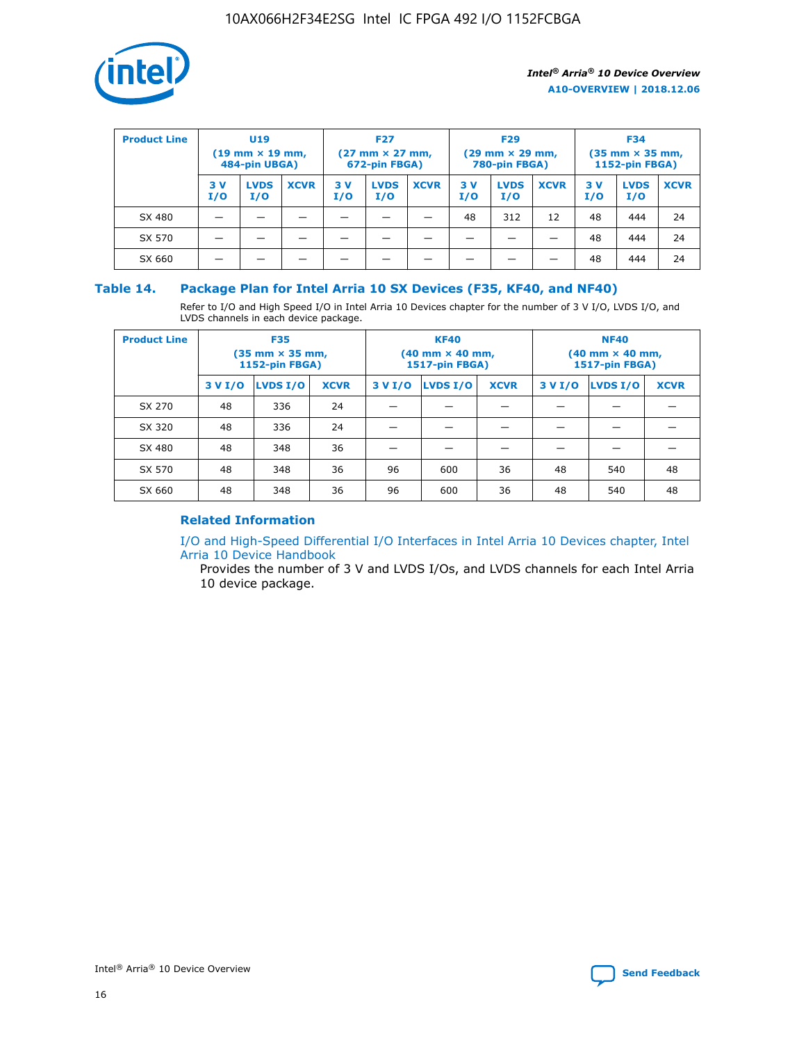| Product Line | U19 (19 mm × 19 mm, 484-pin UBGA) | | | F27 (27 mm × 27 mm, 672-pin FBGA) | | | F29 (29 mm × 29 mm, 780-pin FBGA) | | | F34 (35 mm × 35 mm, 1152-pin FBGA) | | |
|---|---|---|---|---|---|---|---|---|---|---|---|---|
| | 3 V I/O | LVDS I/O | XCVR | 3 V I/O | LVDS I/O | XCVR | 3 V I/O | LVDS I/O | XCVR | 3 V I/O | LVDS I/O | XCVR |
| SX 480 | — | — | — | — | — | — | 48 | 312 | 12 | 48 | 444 | 24 |
| SX 570 | — | — | — | — | — | — | — | — | — | 48 | 444 | 24 |
| SX 660 | — | — | — | — | — | — | — | — | — | 48 | 444 | 24 |

## Table 14. Package Plan for Intel Arria 10 SX Devices (F35, KF40, and NF40)

Refer to I/O and High Speed I/O in Intel Arria 10 Devices chapter for the number of 3 V I/O, LVDS I/O, and LVDS channels in each device package.

| Product Line | F35 (35 mm × 35 mm, 1152-pin FBGA) | | | KF40 (40 mm × 40 mm, 1517-pin FBGA) | | | NF40 (40 mm × 40 mm, 1517-pin FBGA) | | |
|---|---|---|---|---|---|---|---|---|---|
| | 3 V I/O | LVDS I/O | XCVR | 3 V I/O | LVDS I/O | XCVR | 3 V I/O | LVDS I/O | XCVR |
| SX 270 | 48 | 336 | 24 | — | — | — | — | — | — |
| SX 320 | 48 | 336 | 24 | — | — | — | — | — | — |
| SX 480 | 48 | 348 | 36 | — | — | — | — | — | — |
| SX 570 | 48 | 348 | 36 | 96 | 600 | 36 | 48 | 540 | 48 |
| SX 660 | 48 | 348 | 36 | 96 | 600 | 36 | 48 | 540 | 48 |

### Related Information

I/O and High-Speed Differential I/O Interfaces in Intel Arria 10 Devices chapter, Intel Arria 10 Device Handbook

Provides the number of 3 V and LVDS I/Os, and LVDS channels for each Intel Arria 10 device package.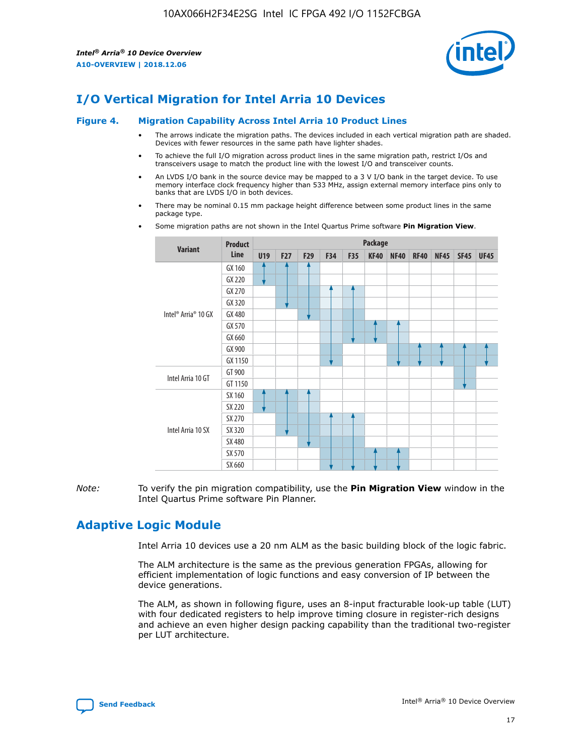# I/O Vertical Migration for Intel Arria 10 Devices

**Figure 4. Migration Capability Across Intel Arria 10 Product Lines**

- The arrows indicate the migration paths. The devices included in each vertical migration path are shaded. Devices with fewer resources in the same path have lighter shades.
- To achieve the full I/O migration across product lines in the same migration path, restrict I/Os and transceivers usage to match the product line with the lowest I/O and transceiver counts.
- An LVDS I/O bank in the source device may be mapped to a 3 V I/O bank in the target device. To use memory interface clock frequency higher than 533 MHz, assign external memory interface pins only to banks that are LVDS I/O in both devices.
- There may be nominal 0.15 mm package height difference between some product lines in the same package type.
- Some migration paths are not shown in the Intel Quartus Prime software **Pin Migration View**.

| Variant | Product Line | U19 | F27 | F29 | F34 | F35 | KF40 | NF40 | RF40 | NF45 | SF45 | UF45 |
|---|---|---|---|---|---|---|---|---|---|---|---|---|
| Intel® Arria® 10 GX | GX 160 | | | | | | | | | | | |
| | GX 220 | | | | | | | | | | | |
| | GX 270 | | | | | | | | | | | |
| | GX 320 | | | | | | | | | | | |
| | GX 480 | | | | | | | | | | | |
| | GX 570 | | | | | | | | | | | |
| | GX 660 | | | | | | | | | | | |
| | GX 900 | | | | | | | | | | | |
| | GX 1150 | | | | | | | | | | | |
| Intel Arria 10 GT | GT 900 | | | | | | | | | | | |
| | GT 1150 | | | | | | | | | | | |
| Intel Arria 10 SX | SX 160 | | | | | | | | | | | |
| | SX 220 | | | | | | | | | | | |
| | SX 270 | | | | | | | | | | | |
| | SX 320 | | | | | | | | | | | |
| | SX 480 | | | | | | | | | | | |
| | SX 570 | | | | | | | | | | | |
| | SX 660 | | | | | | | | | | | |

*Note:* To verify the pin migration compatibility, use the **Pin Migration View** window in the Intel Quartus Prime software Pin Planner.

# Adaptive Logic Module

Intel Arria 10 devices use a 20 nm ALM as the basic building block of the logic fabric.

The ALM architecture is the same as the previous generation FPGAs, allowing for efficient implementation of logic functions and easy conversion of IP between the device generations.

The ALM, as shown in following figure, uses an 8-input fracturable look-up table (LUT) with four dedicated registers to help improve timing closure in register-rich designs and achieve an even higher design packing capability than the traditional two-register per LUT architecture.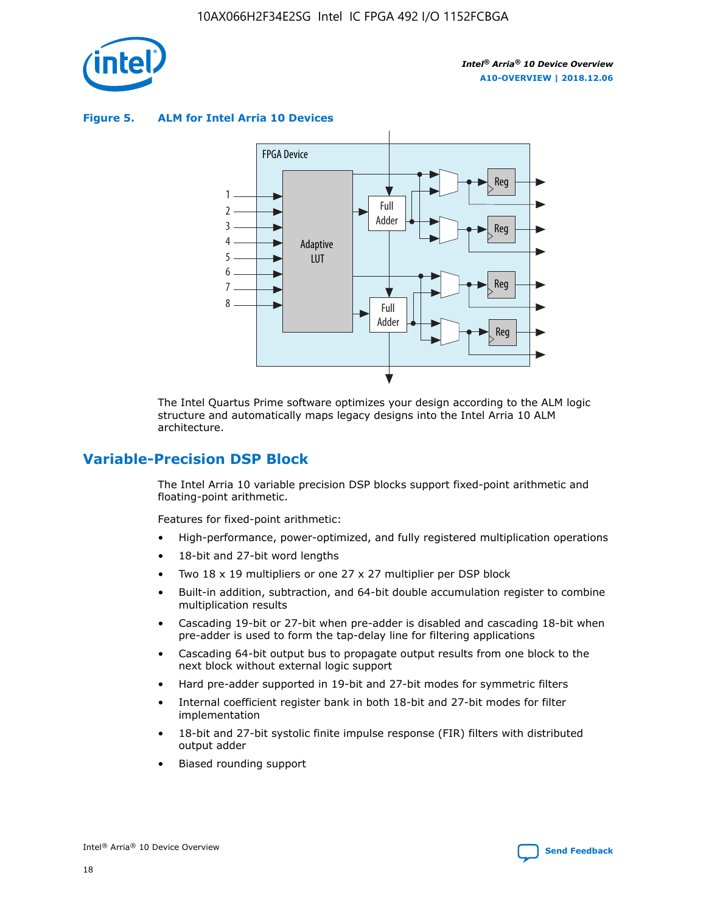**Figure 5. ALM for Intel Arria 10 Devices**

The Intel Quartus Prime software optimizes your design according to the ALM logic structure and automatically maps legacy designs into the Intel Arria 10 ALM architecture.

## Variable-Precision DSP Block

The Intel Arria 10 variable precision DSP blocks support fixed-point arithmetic and floating-point arithmetic.

Features for fixed-point arithmetic:

- High-performance, power-optimized, and fully registered multiplication operations
- 18-bit and 27-bit word lengths
- Two 18 x 19 multipliers or one 27 x 27 multiplier per DSP block
- Built-in addition, subtraction, and 64-bit double accumulation register to combine multiplication results
- Cascading 19-bit or 27-bit when pre-adder is disabled and cascading 18-bit when pre-adder is used to form the tap-delay line for filtering applications
- Cascading 64-bit output bus to propagate output results from one block to the next block without external logic support
- Hard pre-adder supported in 19-bit and 27-bit modes for symmetric filters
- Internal coefficient register bank in both 18-bit and 27-bit modes for filter implementation
- 18-bit and 27-bit systolic finite impulse response (FIR) filters with distributed output adder
- Biased rounding support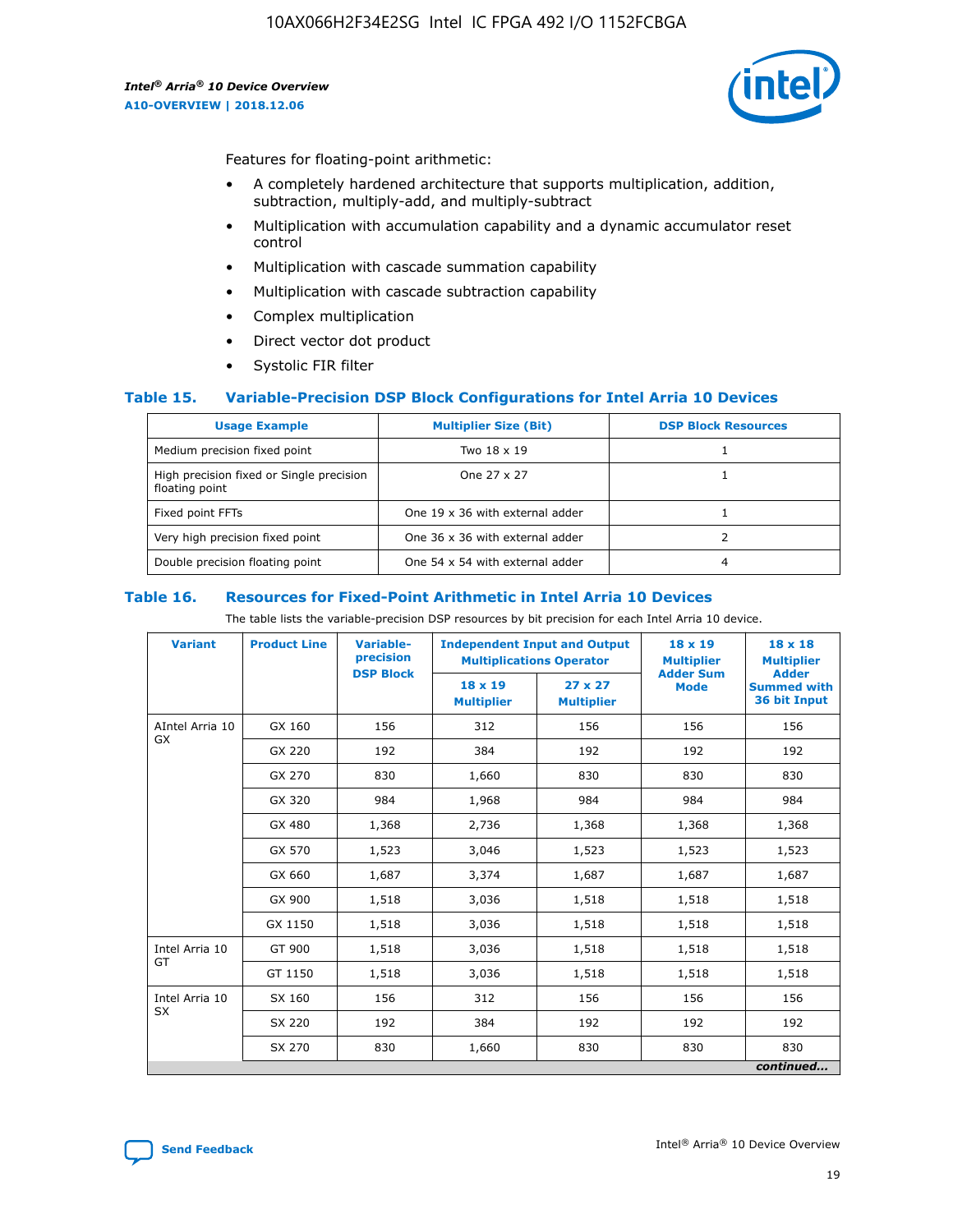Features for floating-point arithmetic:

- A completely hardened architecture that supports multiplication, addition, subtraction, multiply-add, and multiply-subtract
- Multiplication with accumulation capability and a dynamic accumulator reset control
- Multiplication with cascade summation capability
- Multiplication with cascade subtraction capability
- Complex multiplication
- Direct vector dot product
- Systolic FIR filter

## Table 15. Variable-Precision DSP Block Configurations for Intel Arria 10 Devices

| Usage Example | Multiplier Size (Bit) | DSP Block Resources |
|---|---|---|
| Medium precision fixed point | Two 18 x 19 | 1 |
| High precision fixed or Single precision floating point | One 27 x 27 | 1 |
| Fixed point FFTs | One 19 x 36 with external adder | 1 |
| Very high precision fixed point | One 36 x 36 with external adder | 2 |
| Double precision floating point | One 54 x 54 with external adder | 4 |

## Table 16. Resources for Fixed-Point Arithmetic in Intel Arria 10 Devices

The table lists the variable-precision DSP resources by bit precision for each Intel Arria 10 device.

| Variant | Product Line | Variable-precision DSP Block | Independent Input and Output Multiplications Operator | | 18 x 19 Multiplier Adder Sum Mode | 18 x 18 Multiplier Adder Summed with 36 bit Input |
|---|---|---|---|---|---|---|
| | | | 18 x 19 Multiplier | 27 x 27 Multiplier | | |
| AIntel Arria 10 GX | GX 160 | 156 | 312 | 156 | 156 | 156 |
| | GX 220 | 192 | 384 | 192 | 192 | 192 |
| | GX 270 | 830 | 1,660 | 830 | 830 | 830 |
| | GX 320 | 984 | 1,968 | 984 | 984 | 984 |
| | GX 480 | 1,368 | 2,736 | 1,368 | 1,368 | 1,368 |
| | GX 570 | 1,523 | 3,046 | 1,523 | 1,523 | 1,523 |
| | GX 660 | 1,687 | 3,374 | 1,687 | 1,687 | 1,687 |
| | GX 900 | 1,518 | 3,036 | 1,518 | 1,518 | 1,518 |
| | GX 1150 | 1,518 | 3,036 | 1,518 | 1,518 | 1,518 |
| Intel Arria 10 GT | GT 900 | 1,518 | 3,036 | 1,518 | 1,518 | 1,518 |
| | GT 1150 | 1,518 | 3,036 | 1,518 | 1,518 | 1,518 |
| Intel Arria 10 SX | SX 160 | 156 | 312 | 156 | 156 | 156 |
| | SX 220 | 192 | 384 | 192 | 192 | 192 |
| | SX 270 | 830 | 1,660 | 830 | 830 | 830 |

*continued...*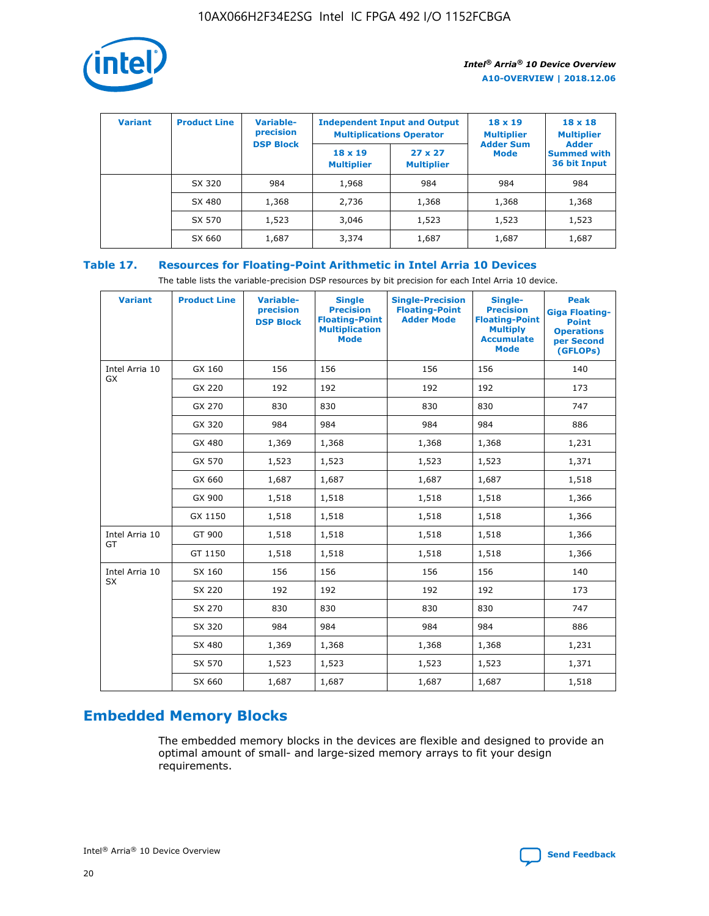| Variant | Product Line | Variable-precision DSP Block | Independent Input and Output Multiplications Operator | | 18 x 19 Multiplier Adder Sum Mode | 18 x 18 Multiplier Adder Summed with 36 bit Input |
|---|---|---|---|---|---|---|
| | | | 18 x 19 Multiplier | 27 x 27 Multiplier | | |
| | SX 320 | 984 | 1,968 | 984 | 984 | 984 |
| | SX 480 | 1,368 | 2,736 | 1,368 | 1,368 | 1,368 |
| | SX 570 | 1,523 | 3,046 | 1,523 | 1,523 | 1,523 |
| | SX 660 | 1,687 | 3,374 | 1,687 | 1,687 | 1,687 |

## Table 17. Resources for Floating-Point Arithmetic in Intel Arria 10 Devices

The table lists the variable-precision DSP resources by bit precision for each Intel Arria 10 device.

| Variant | Product Line | Variable-precision DSP Block | Single Precision Floating-Point Multiplication Mode | Single-Precision Floating-Point Adder Mode | Single-Precision Floating-Point Multiply Accumulate Mode | Peak Giga Floating-Point Operations per Second (GFLOPs) |
|---|---|---|---|---|---|---|
| Intel Arria 10 GX | GX 160 | 156 | 156 | 156 | 156 | 140 |
| | GX 220 | 192 | 192 | 192 | 192 | 173 |
| | GX 270 | 830 | 830 | 830 | 830 | 747 |
| | GX 320 | 984 | 984 | 984 | 984 | 886 |
| | GX 480 | 1,369 | 1,368 | 1,368 | 1,368 | 1,231 |
| | GX 570 | 1,523 | 1,523 | 1,523 | 1,523 | 1,371 |
| | GX 660 | 1,687 | 1,687 | 1,687 | 1,687 | 1,518 |
| | GX 900 | 1,518 | 1,518 | 1,518 | 1,518 | 1,366 |
| | GX 1150 | 1,518 | 1,518 | 1,518 | 1,518 | 1,366 |
| Intel Arria 10 GT | GT 900 | 1,518 | 1,518 | 1,518 | 1,518 | 1,366 |
| | GT 1150 | 1,518 | 1,518 | 1,518 | 1,518 | 1,366 |
| Intel Arria 10 SX | SX 160 | 156 | 156 | 156 | 156 | 140 |
| | SX 220 | 192 | 192 | 192 | 192 | 173 |
| | SX 270 | 830 | 830 | 830 | 830 | 747 |
| | SX 320 | 984 | 984 | 984 | 984 | 886 |
| | SX 480 | 1,369 | 1,368 | 1,368 | 1,368 | 1,231 |
| | SX 570 | 1,523 | 1,523 | 1,523 | 1,523 | 1,371 |
| | SX 660 | 1,687 | 1,687 | 1,687 | 1,687 | 1,518 |

# Embedded Memory Blocks

The embedded memory blocks in the devices are flexible and designed to provide an optimal amount of small- and large-sized memory arrays to fit your design requirements.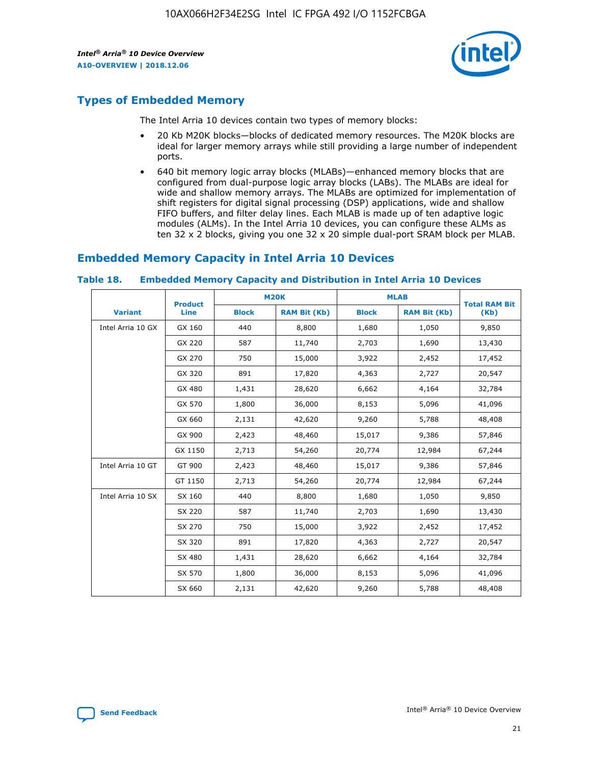## Types of Embedded Memory

The Intel Arria 10 devices contain two types of memory blocks:

- 20 Kb M20K blocks—blocks of dedicated memory resources. The M20K blocks are ideal for larger memory arrays while still providing a large number of independent ports.
- 640 bit memory logic array blocks (MLABs)—enhanced memory blocks that are configured from dual-purpose logic array blocks (LABs). The MLABs are ideal for wide and shallow memory arrays. The MLABs are optimized for implementation of shift registers for digital signal processing (DSP) applications, wide and shallow FIFO buffers, and filter delay lines. Each MLAB is made up of ten adaptive logic modules (ALMs). In the Intel Arria 10 devices, you can configure these ALMs as ten 32 x 2 blocks, giving you one 32 x 20 simple dual-port SRAM block per MLAB.

## Embedded Memory Capacity in Intel Arria 10 Devices

**Table 18. Embedded Memory Capacity and Distribution in Intel Arria 10 Devices**

| Variant | Product Line | M20K | | MLAB | | Total RAM Bit (Kb) |
|---|---|---|---|---|---|---|
| | | Block | RAM Bit (Kb) | Block | RAM Bit (Kb) | |
| Intel Arria 10 GX | GX 160 | 440 | 8,800 | 1,680 | 1,050 | 9,850 |
| | GX 220 | 587 | 11,740 | 2,703 | 1,690 | 13,430 |
| | GX 270 | 750 | 15,000 | 3,922 | 2,452 | 17,452 |
| | GX 320 | 891 | 17,820 | 4,363 | 2,727 | 20,547 |
| | GX 480 | 1,431 | 28,620 | 6,662 | 4,164 | 32,784 |
| | GX 570 | 1,800 | 36,000 | 8,153 | 5,096 | 41,096 |
| | GX 660 | 2,131 | 42,620 | 9,260 | 5,788 | 48,408 |
| | GX 900 | 2,423 | 48,460 | 15,017 | 9,386 | 57,846 |
| | GX 1150 | 2,713 | 54,260 | 20,774 | 12,984 | 67,244 |
| Intel Arria 10 GT | GT 900 | 2,423 | 48,460 | 15,017 | 9,386 | 57,846 |
| | GT 1150 | 2,713 | 54,260 | 20,774 | 12,984 | 67,244 |
| Intel Arria 10 SX | SX 160 | 440 | 8,800 | 1,680 | 1,050 | 9,850 |
| | SX 220 | 587 | 11,740 | 2,703 | 1,690 | 13,430 |
| | SX 270 | 750 | 15,000 | 3,922 | 2,452 | 17,452 |
| | SX 320 | 891 | 17,820 | 4,363 | 2,727 | 20,547 |
| | SX 480 | 1,431 | 28,620 | 6,662 | 4,164 | 32,784 |
| | SX 570 | 1,800 | 36,000 | 8,153 | 5,096 | 41,096 |
| | SX 660 | 2,131 | 42,620 | 9,260 | 5,788 | 48,408 |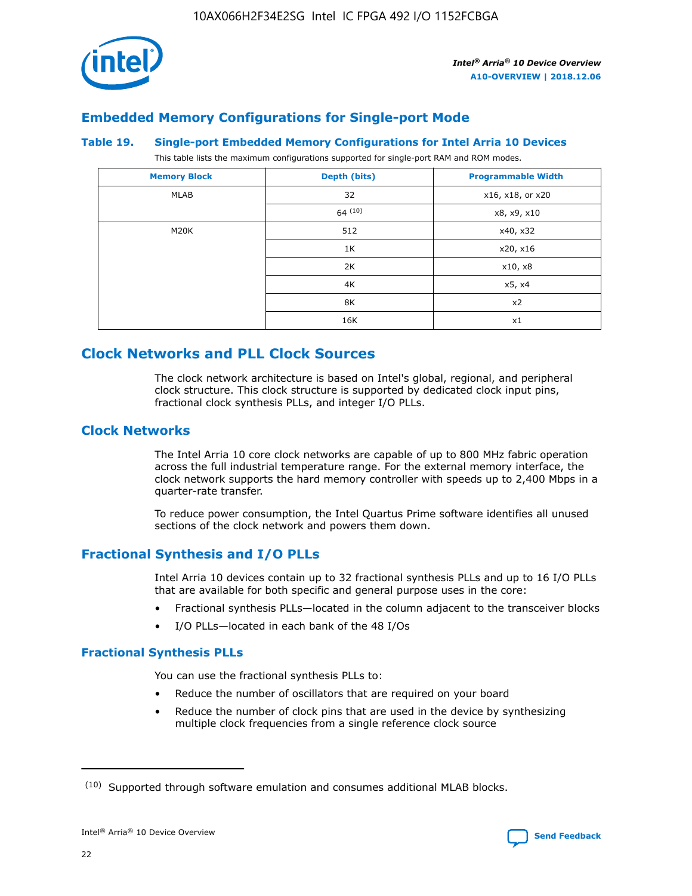## Embedded Memory Configurations for Single-port Mode

### Table 19. Single-port Embedded Memory Configurations for Intel Arria 10 Devices

This table lists the maximum configurations supported for single-port RAM and ROM modes.

| Memory Block | Depth (bits) | Programmable Width |
|---|---|---|
| MLAB | 32 | x16, x18, or x20 |
| | 64 (10) | x8, x9, x10 |
| M20K | 512 | x40, x32 |
| | 1K | x20, x16 |
| | 2K | x10, x8 |
| | 4K | x5, x4 |
| | 8K | x2 |
| | 16K | x1 |

## Clock Networks and PLL Clock Sources

The clock network architecture is based on Intel's global, regional, and peripheral clock structure. This clock structure is supported by dedicated clock input pins, fractional clock synthesis PLLs, and integer I/O PLLs.

## Clock Networks

The Intel Arria 10 core clock networks are capable of up to 800 MHz fabric operation across the full industrial temperature range. For the external memory interface, the clock network supports the hard memory controller with speeds up to 2,400 Mbps in a quarter-rate transfer.

To reduce power consumption, the Intel Quartus Prime software identifies all unused sections of the clock network and powers them down.

## Fractional Synthesis and I/O PLLs

Intel Arria 10 devices contain up to 32 fractional synthesis PLLs and up to 16 I/O PLLs that are available for both specific and general purpose uses in the core:

- Fractional synthesis PLLs—located in the column adjacent to the transceiver blocks
- I/O PLLs—located in each bank of the 48 I/Os

### Fractional Synthesis PLLs

You can use the fractional synthesis PLLs to:

- Reduce the number of oscillators that are required on your board
- Reduce the number of clock pins that are used in the device by synthesizing multiple clock frequencies from a single reference clock source

(10) Supported through software emulation and consumes additional MLAB blocks.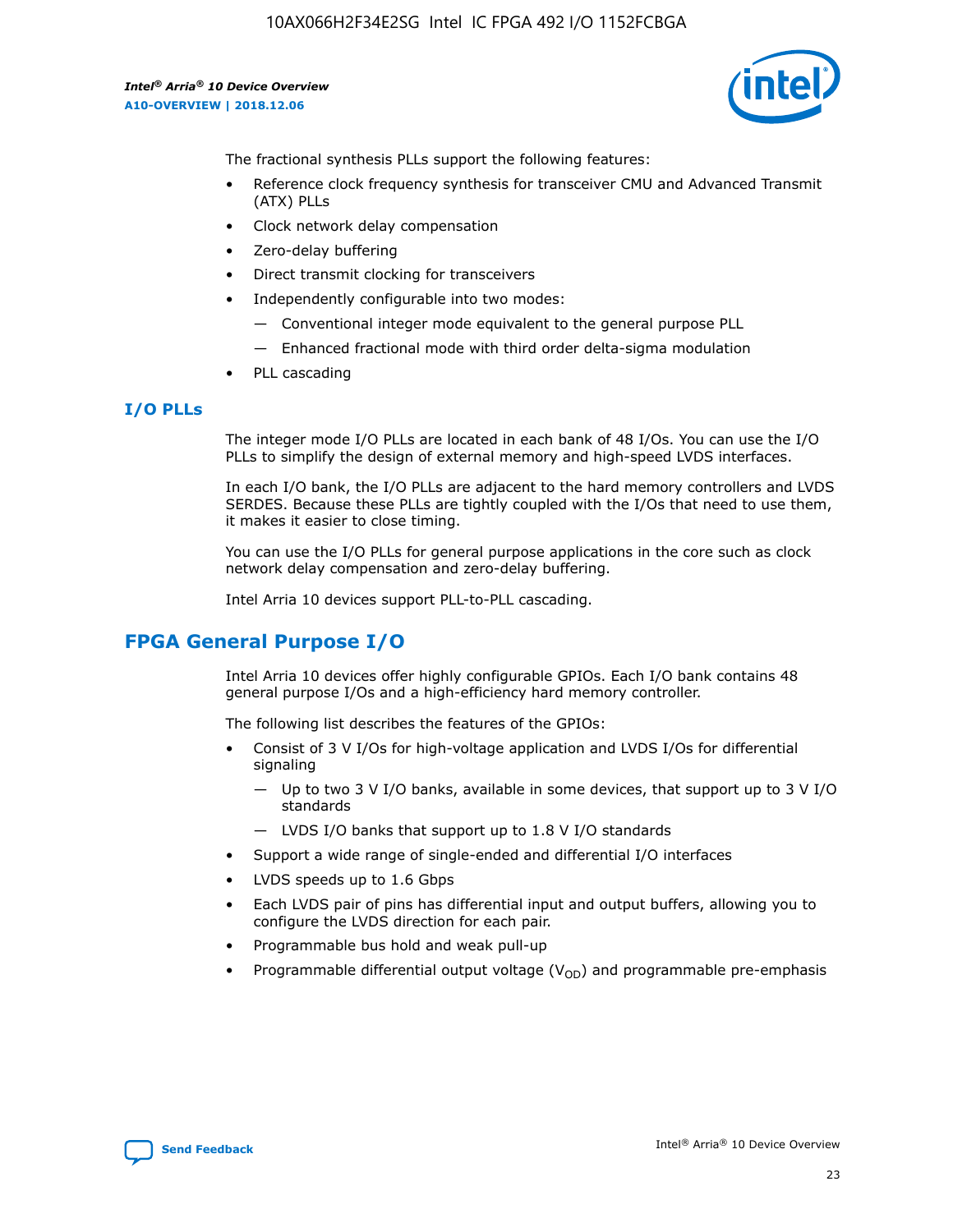The fractional synthesis PLLs support the following features:

- Reference clock frequency synthesis for transceiver CMU and Advanced Transmit (ATX) PLLs
- Clock network delay compensation
- Zero-delay buffering
- Direct transmit clocking for transceivers
- Independently configurable into two modes:
  - — Conventional integer mode equivalent to the general purpose PLL
  - — Enhanced fractional mode with third order delta-sigma modulation
- PLL cascading

### I/O PLLs

The integer mode I/O PLLs are located in each bank of 48 I/Os. You can use the I/O PLLs to simplify the design of external memory and high-speed LVDS interfaces.

In each I/O bank, the I/O PLLs are adjacent to the hard memory controllers and LVDS SERDES. Because these PLLs are tightly coupled with the I/Os that need to use them, it makes it easier to close timing.

You can use the I/O PLLs for general purpose applications in the core such as clock network delay compensation and zero-delay buffering.

Intel Arria 10 devices support PLL-to-PLL cascading.

## FPGA General Purpose I/O

Intel Arria 10 devices offer highly configurable GPIOs. Each I/O bank contains 48 general purpose I/Os and a high-efficiency hard memory controller.

The following list describes the features of the GPIOs:

- Consist of 3 V I/Os for high-voltage application and LVDS I/Os for differential signaling
  - — Up to two 3 V I/O banks, available in some devices, that support up to 3 V I/O standards
  - — LVDS I/O banks that support up to 1.8 V I/O standards
- Support a wide range of single-ended and differential I/O interfaces
- LVDS speeds up to 1.6 Gbps
- Each LVDS pair of pins has differential input and output buffers, allowing you to configure the LVDS direction for each pair.
- Programmable bus hold and weak pull-up
- Programmable differential output voltage ($V_{OD}$) and programmable pre-emphasis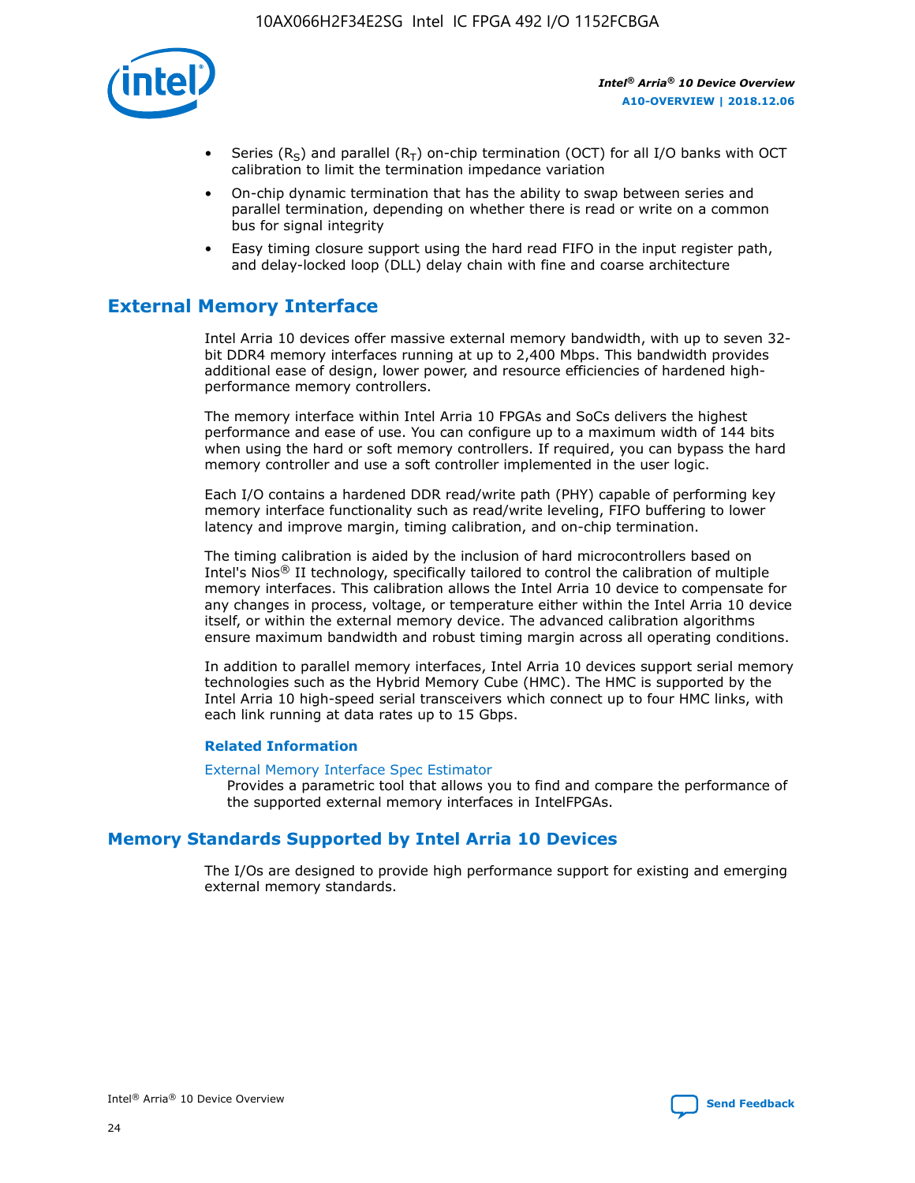- Series ($R_S$) and parallel ($R_T$) on-chip termination (OCT) for all I/O banks with OCT calibration to limit the termination impedance variation
- On-chip dynamic termination that has the ability to swap between series and parallel termination, depending on whether there is read or write on a common bus for signal integrity
- Easy timing closure support using the hard read FIFO in the input register path, and delay-locked loop (DLL) delay chain with fine and coarse architecture

## External Memory Interface

Intel Arria 10 devices offer massive external memory bandwidth, with up to seven 32-bit DDR4 memory interfaces running at up to 2,400 Mbps. This bandwidth provides additional ease of design, lower power, and resource efficiencies of hardened high-performance memory controllers.

The memory interface within Intel Arria 10 FPGAs and SoCs delivers the highest performance and ease of use. You can configure up to a maximum width of 144 bits when using the hard or soft memory controllers. If required, you can bypass the hard memory controller and use a soft controller implemented in the user logic.

Each I/O contains a hardened DDR read/write path (PHY) capable of performing key memory interface functionality such as read/write leveling, FIFO buffering to lower latency and improve margin, timing calibration, and on-chip termination.

The timing calibration is aided by the inclusion of hard microcontrollers based on Intel's Nios® II technology, specifically tailored to control the calibration of multiple memory interfaces. This calibration allows the Intel Arria 10 device to compensate for any changes in process, voltage, or temperature either within the Intel Arria 10 device itself, or within the external memory device. The advanced calibration algorithms ensure maximum bandwidth and robust timing margin across all operating conditions.

In addition to parallel memory interfaces, Intel Arria 10 devices support serial memory technologies such as the Hybrid Memory Cube (HMC). The HMC is supported by the Intel Arria 10 high-speed serial transceivers which connect up to four HMC links, with each link running at data rates up to 15 Gbps.

### Related Information

External Memory Interface Spec Estimator

Provides a parametric tool that allows you to find and compare the performance of the supported external memory interfaces in IntelFPGAs.

## Memory Standards Supported by Intel Arria 10 Devices

The I/Os are designed to provide high performance support for existing and emerging external memory standards.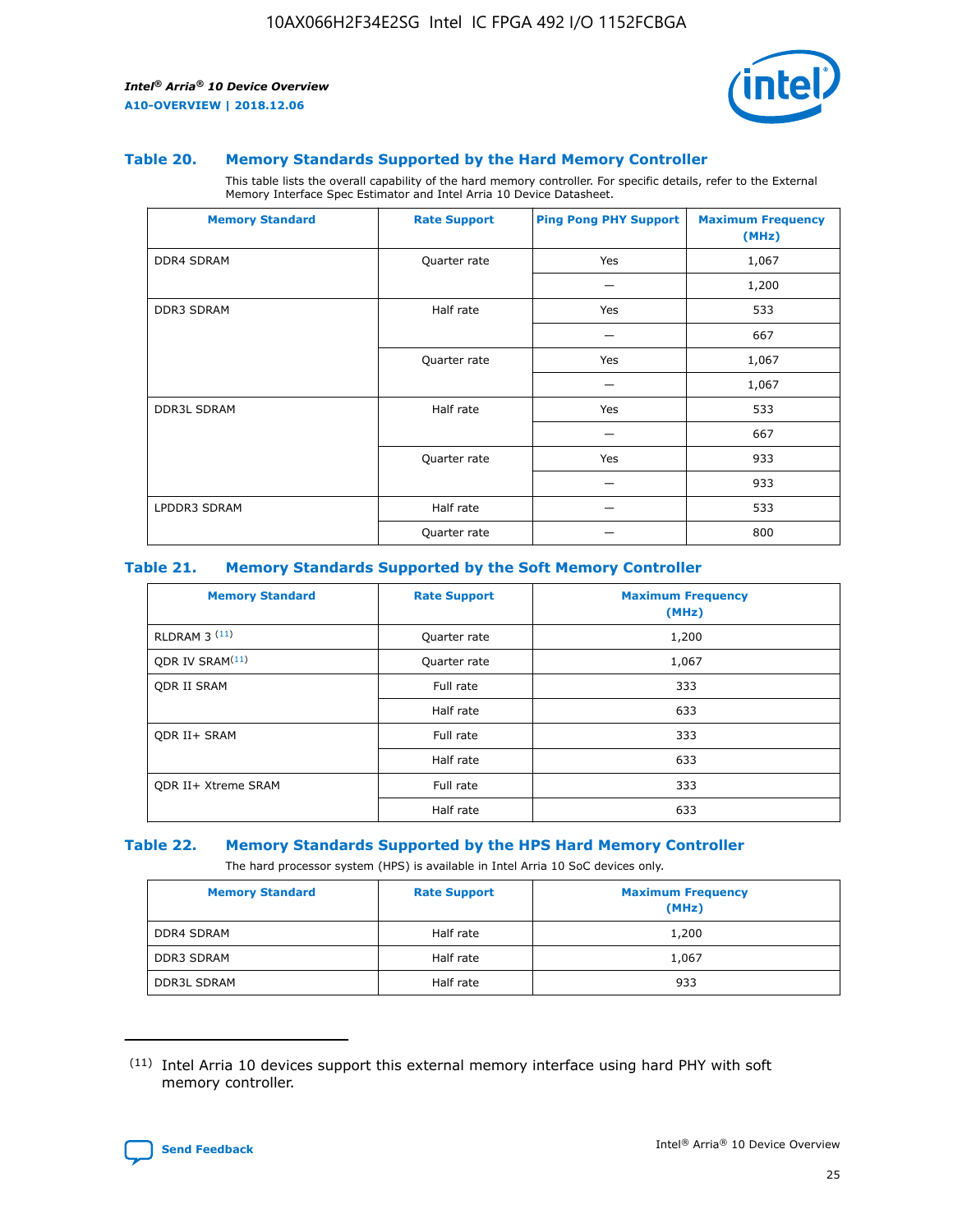### Table 20. Memory Standards Supported by the Hard Memory Controller

This table lists the overall capability of the hard memory controller. For specific details, refer to the External Memory Interface Spec Estimator and Intel Arria 10 Device Datasheet.

| Memory Standard | Rate Support | Ping Pong PHY Support | Maximum Frequency (MHz) |
|---|---|---|---|
| DDR4 SDRAM | Quarter rate | Yes | 1,067 |
| | | — | 1,200 |
| DDR3 SDRAM | Half rate | Yes | 533 |
| | | — | 667 |
| | Quarter rate | Yes | 1,067 |
| | | — | 1,067 |
| DDR3L SDRAM | Half rate | Yes | 533 |
| | | — | 667 |
| | Quarter rate | Yes | 933 |
| | | — | 933 |
| LPDDR3 SDRAM | Half rate | — | 533 |
| | Quarter rate | — | 800 |

### Table 21. Memory Standards Supported by the Soft Memory Controller

| Memory Standard | Rate Support | Maximum Frequency (MHz) |
|---|---|---|
| RLDRAM 3 [11] | Quarter rate | 1,200 |
| QDR IV SRAM[11] | Quarter rate | 1,067 |
| QDR II SRAM | Full rate | 333 |
| | Half rate | 633 |
| QDR II+ SRAM | Full rate | 333 |
| | Half rate | 633 |
| QDR II+ Xtreme SRAM | Full rate | 333 |
| | Half rate | 633 |

### Table 22. Memory Standards Supported by the HPS Hard Memory Controller

The hard processor system (HPS) is available in Intel Arria 10 SoC devices only.

| Memory Standard | Rate Support | Maximum Frequency (MHz) |
|---|---|---|
| DDR4 SDRAM | Half rate | 1,200 |
| DDR3 SDRAM | Half rate | 1,067 |
| DDR3L SDRAM | Half rate | 933 |

(11) Intel Arria 10 devices support this external memory interface using hard PHY with soft memory controller.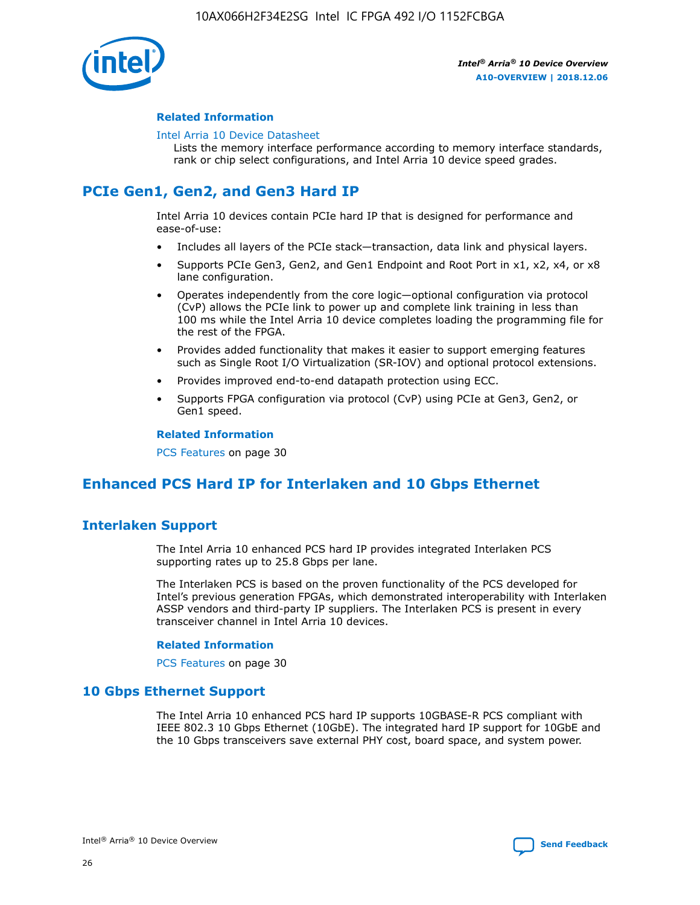**Related Information**

Intel Arria 10 Device Datasheet
Lists the memory interface performance according to memory interface standards, rank or chip select configurations, and Intel Arria 10 device speed grades.

## PCIe Gen1, Gen2, and Gen3 Hard IP

Intel Arria 10 devices contain PCIe hard IP that is designed for performance and ease-of-use:

- Includes all layers of the PCIe stack—transaction, data link and physical layers.
- Supports PCIe Gen3, Gen2, and Gen1 Endpoint and Root Port in x1, x2, x4, or x8 lane configuration.
- Operates independently from the core logic—optional configuration via protocol (CvP) allows the PCIe link to power up and complete link training in less than 100 ms while the Intel Arria 10 device completes loading the programming file for the rest of the FPGA.
- Provides added functionality that makes it easier to support emerging features such as Single Root I/O Virtualization (SR-IOV) and optional protocol extensions.
- Provides improved end-to-end datapath protection using ECC.
- Supports FPGA configuration via protocol (CvP) using PCIe at Gen3, Gen2, or Gen1 speed.

**Related Information**

PCS Features on page 30

## Enhanced PCS Hard IP for Interlaken and 10 Gbps Ethernet

### Interlaken Support

The Intel Arria 10 enhanced PCS hard IP provides integrated Interlaken PCS supporting rates up to 25.8 Gbps per lane.

The Interlaken PCS is based on the proven functionality of the PCS developed for Intel's previous generation FPGAs, which demonstrated interoperability with Interlaken ASSP vendors and third-party IP suppliers. The Interlaken PCS is present in every transceiver channel in Intel Arria 10 devices.

**Related Information**

PCS Features on page 30

### 10 Gbps Ethernet Support

The Intel Arria 10 enhanced PCS hard IP supports 10GBASE-R PCS compliant with IEEE 802.3 10 Gbps Ethernet (10GbE). The integrated hard IP support for 10GbE and the 10 Gbps transceivers save external PHY cost, board space, and system power.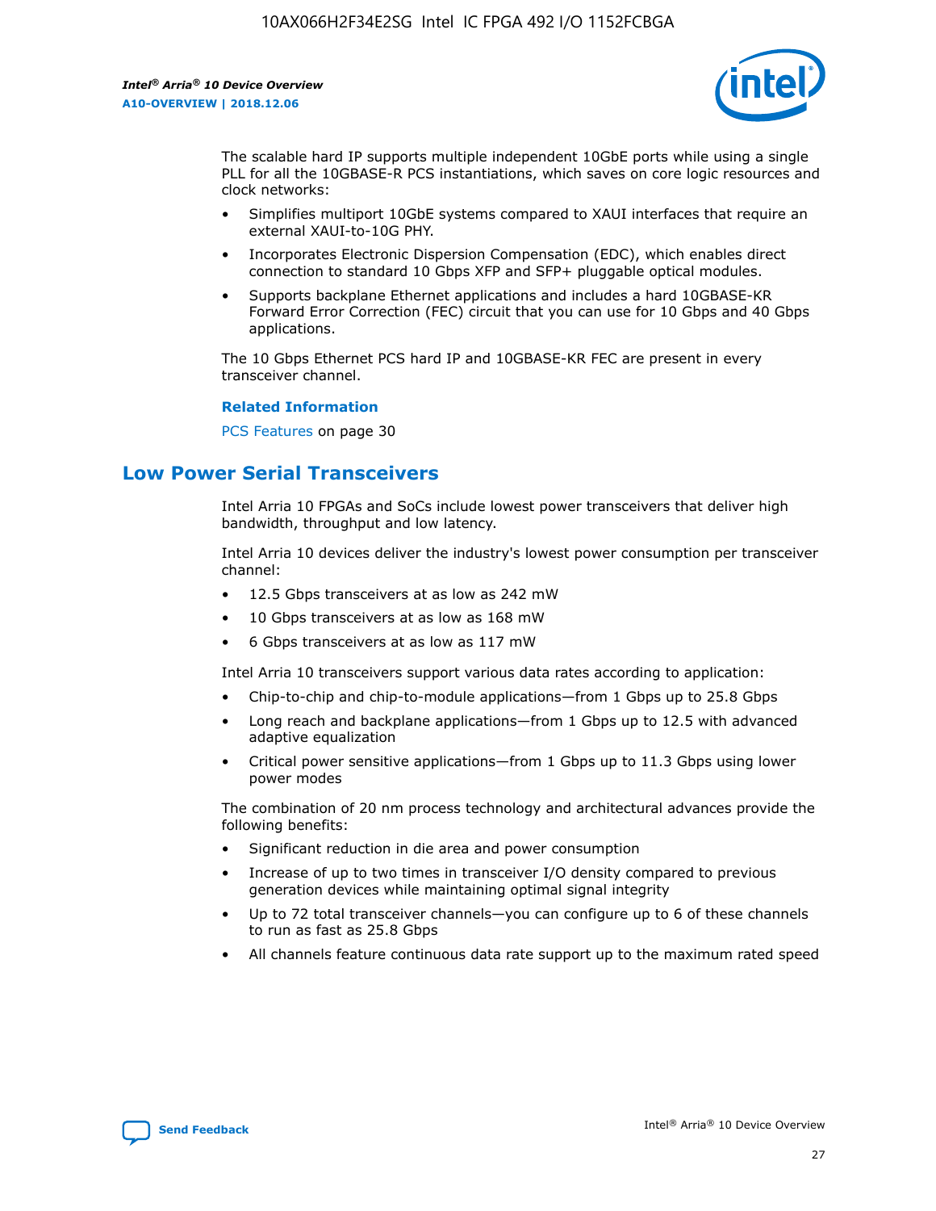The scalable hard IP supports multiple independent 10GbE ports while using a single PLL for all the 10GBASE-R PCS instantiations, which saves on core logic resources and clock networks:

- Simplifies multiport 10GbE systems compared to XAUI interfaces that require an external XAUI-to-10G PHY.
- Incorporates Electronic Dispersion Compensation (EDC), which enables direct connection to standard 10 Gbps XFP and SFP+ pluggable optical modules.
- Supports backplane Ethernet applications and includes a hard 10GBASE-KR Forward Error Correction (FEC) circuit that you can use for 10 Gbps and 40 Gbps applications.

The 10 Gbps Ethernet PCS hard IP and 10GBASE-KR FEC are present in every transceiver channel.

**Related Information**

PCS Features on page 30

## Low Power Serial Transceivers

Intel Arria 10 FPGAs and SoCs include lowest power transceivers that deliver high bandwidth, throughput and low latency.

Intel Arria 10 devices deliver the industry's lowest power consumption per transceiver channel:

- 12.5 Gbps transceivers at as low as 242 mW
- 10 Gbps transceivers at as low as 168 mW
- 6 Gbps transceivers at as low as 117 mW

Intel Arria 10 transceivers support various data rates according to application:

- Chip-to-chip and chip-to-module applications—from 1 Gbps up to 25.8 Gbps
- Long reach and backplane applications—from 1 Gbps up to 12.5 with advanced adaptive equalization
- Critical power sensitive applications—from 1 Gbps up to 11.3 Gbps using lower power modes

The combination of 20 nm process technology and architectural advances provide the following benefits:

- Significant reduction in die area and power consumption
- Increase of up to two times in transceiver I/O density compared to previous generation devices while maintaining optimal signal integrity
- Up to 72 total transceiver channels—you can configure up to 6 of these channels to run as fast as 25.8 Gbps
- All channels feature continuous data rate support up to the maximum rated speed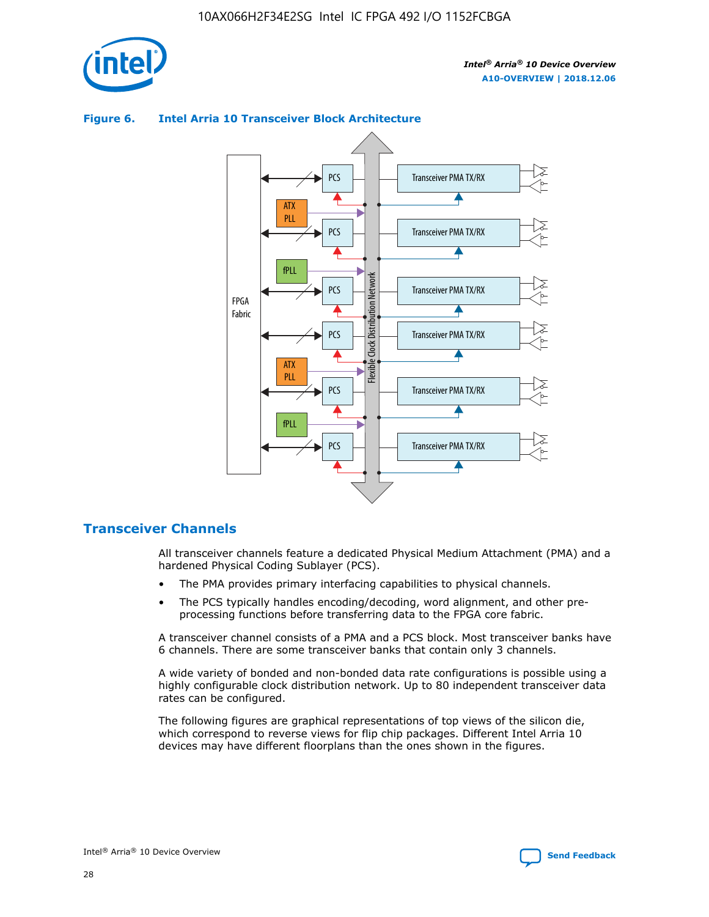**Figure 6. Intel Arria 10 Transceiver Block Architecture**

## Transceiver Channels

All transceiver channels feature a dedicated Physical Medium Attachment (PMA) and a hardened Physical Coding Sublayer (PCS).

- The PMA provides primary interfacing capabilities to physical channels.
- The PCS typically handles encoding/decoding, word alignment, and other pre-processing functions before transferring data to the FPGA core fabric.

A transceiver channel consists of a PMA and a PCS block. Most transceiver banks have 6 channels. There are some transceiver banks that contain only 3 channels.

A wide variety of bonded and non-bonded data rate configurations is possible using a highly configurable clock distribution network. Up to 80 independent transceiver data rates can be configured.

The following figures are graphical representations of top views of the silicon die, which correspond to reverse views for flip chip packages. Different Intel Arria 10 devices may have different floorplans than the ones shown in the figures.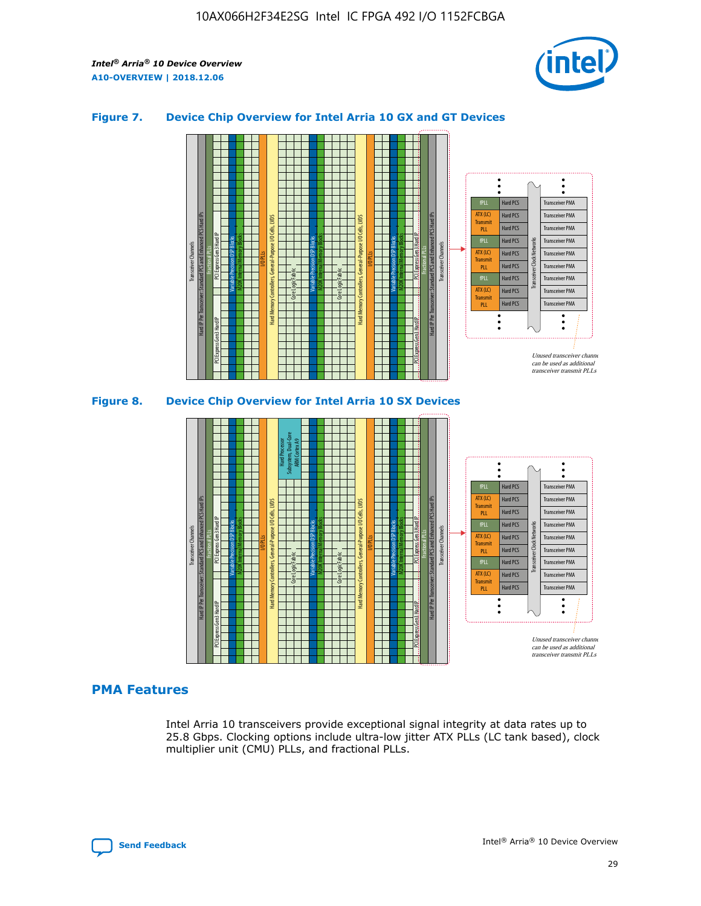## Figure 7. Device Chip Overview for Intel Arria 10 GX and GT Devices

## Figure 8. Device Chip Overview for Intel Arria 10 SX Devices

## PMA Features

Intel Arria 10 transceivers provide exceptional signal integrity at data rates up to 25.8 Gbps. Clocking options include ultra-low jitter ATX PLLs (LC tank based), clock multiplier unit (CMU) PLLs, and fractional PLLs.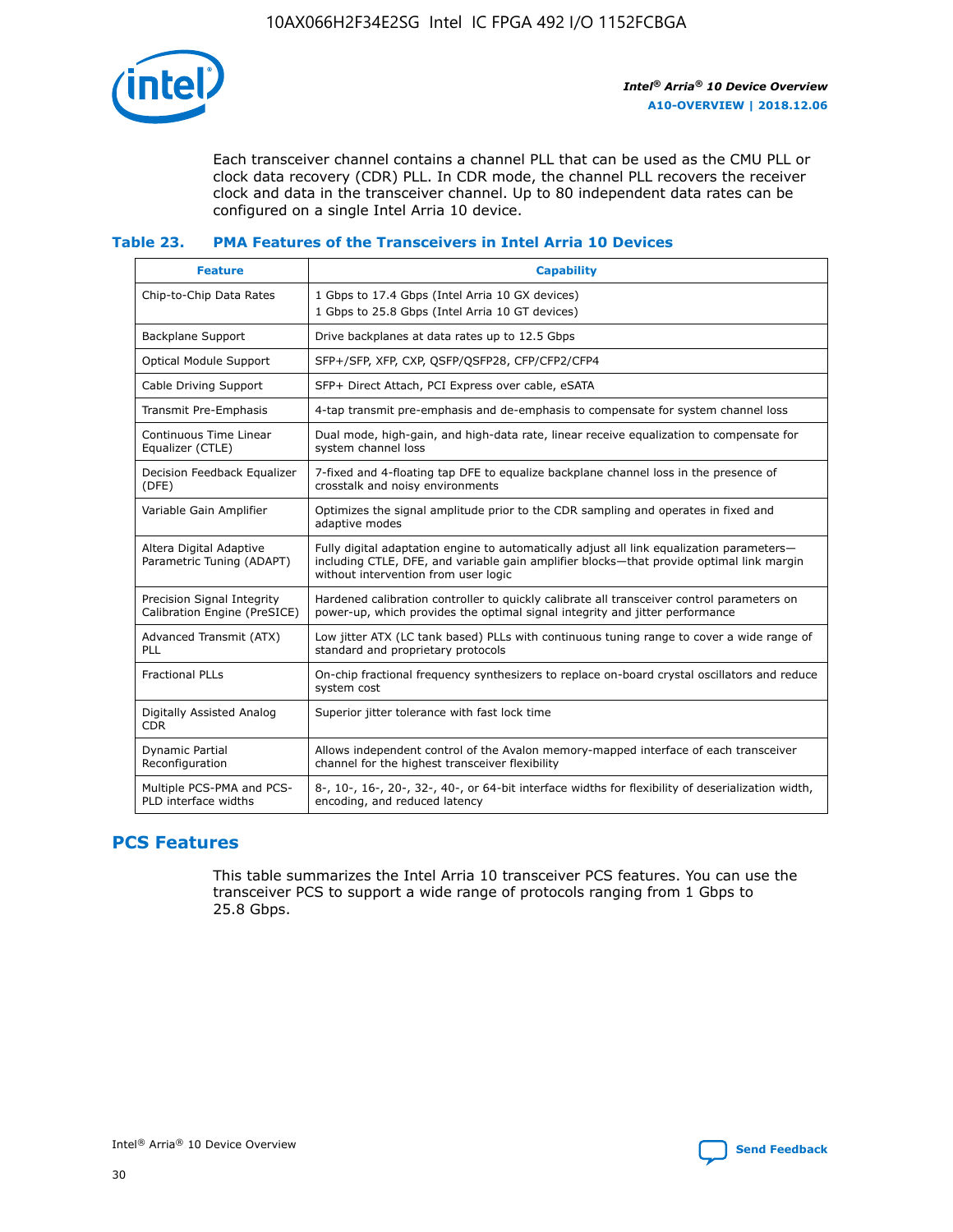Each transceiver channel contains a channel PLL that can be used as the CMU PLL or clock data recovery (CDR) PLL. In CDR mode, the channel PLL recovers the receiver clock and data in the transceiver channel. Up to 80 independent data rates can be configured on a single Intel Arria 10 device.

### Table 23. PMA Features of the Transceivers in Intel Arria 10 Devices

| Feature | Capability |
| --- | --- |
| Chip-to-Chip Data Rates | 1 Gbps to 17.4 Gbps (Intel Arria 10 GX devices)<br>1 Gbps to 25.8 Gbps (Intel Arria 10 GT devices) |
| Backplane Support | Drive backplanes at data rates up to 12.5 Gbps |
| Optical Module Support | SFP+/SFP, XFP, CXP, QSFP/QSFP28, CFP/CFP2/CFP4 |
| Cable Driving Support | SFP+ Direct Attach, PCI Express over cable, eSATA |
| Transmit Pre-Emphasis | 4-tap transmit pre-emphasis and de-emphasis to compensate for system channel loss |
| Continuous Time Linear Equalizer (CTLE) | Dual mode, high-gain, and high-data rate, linear receive equalization to compensate for system channel loss |
| Decision Feedback Equalizer (DFE) | 7-fixed and 4-floating tap DFE to equalize backplane channel loss in the presence of crosstalk and noisy environments |
| Variable Gain Amplifier | Optimizes the signal amplitude prior to the CDR sampling and operates in fixed and adaptive modes |
| Altera Digital Adaptive Parametric Tuning (ADAPT) | Fully digital adaptation engine to automatically adjust all link equalization parameters—including CTLE, DFE, and variable gain amplifier blocks—that provide optimal link margin without intervention from user logic |
| Precision Signal Integrity Calibration Engine (PreSICE) | Hardened calibration controller to quickly calibrate all transceiver control parameters on power-up, which provides the optimal signal integrity and jitter performance |
| Advanced Transmit (ATX) PLL | Low jitter ATX (LC tank based) PLLs with continuous tuning range to cover a wide range of standard and proprietary protocols |
| Fractional PLLs | On-chip fractional frequency synthesizers to replace on-board crystal oscillators and reduce system cost |
| Digitally Assisted Analog CDR | Superior jitter tolerance with fast lock time |
| Dynamic Partial Reconfiguration | Allows independent control of the Avalon memory-mapped interface of each transceiver channel for the highest transceiver flexibility |
| Multiple PCS-PMA and PCS-PLD interface widths | 8-, 10-, 16-, 20-, 32-, 40-, or 64-bit interface widths for flexibility of deserialization width, encoding, and reduced latency |

## PCS Features

This table summarizes the Intel Arria 10 transceiver PCS features. You can use the transceiver PCS to support a wide range of protocols ranging from 1 Gbps to 25.8 Gbps.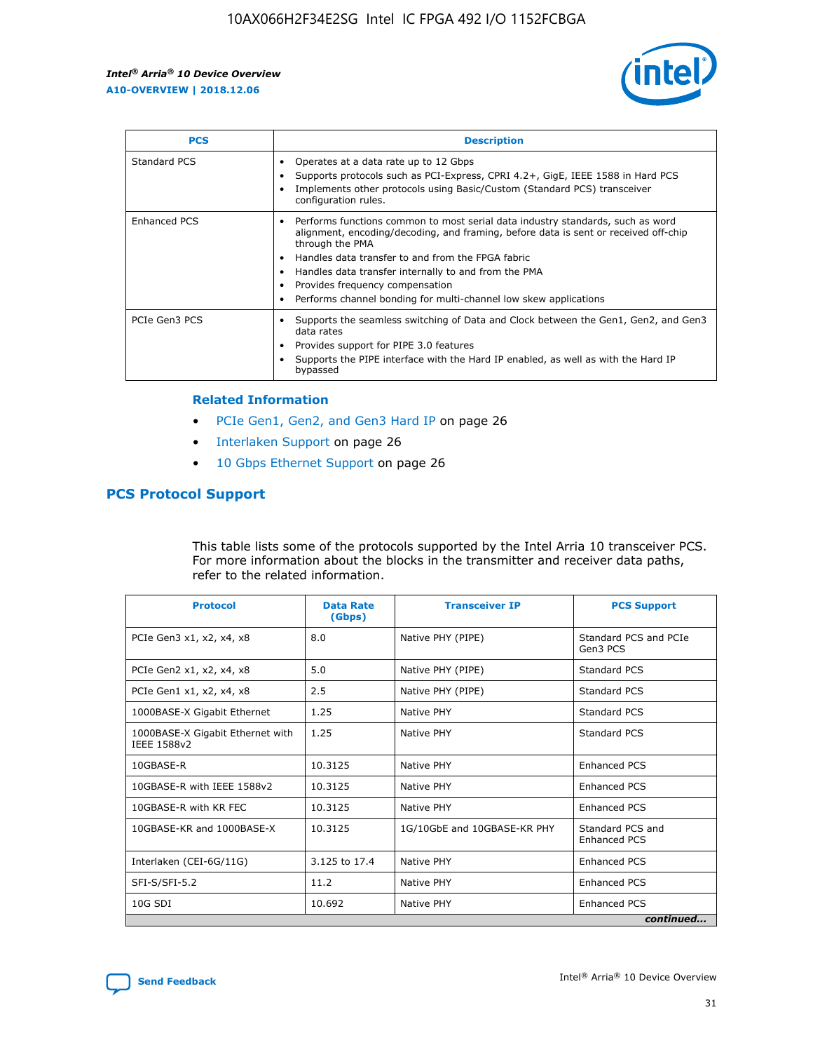| PCS | Description |
| --- | --- |
| Standard PCS | • Operates at a data rate up to 12 Gbps<br>• Supports protocols such as PCI-Express, CPRI 4.2+, GigE, IEEE 1588 in Hard PCS<br>• Implements other protocols using Basic/Custom (Standard PCS) transceiver configuration rules. |
| Enhanced PCS | • Performs functions common to most serial data industry standards, such as word alignment, encoding/decoding, and framing, before data is sent or received off-chip through the PMA<br>• Handles data transfer to and from the FPGA fabric<br>• Handles data transfer internally to and from the PMA<br>• Provides frequency compensation<br>• Performs channel bonding for multi-channel low skew applications |
| PCIe Gen3 PCS | • Supports the seamless switching of Data and Clock between the Gen1, Gen2, and Gen3 data rates<br>• Provides support for PIPE 3.0 features<br>• Supports the PIPE interface with the Hard IP enabled, as well as with the Hard IP bypassed |

**Related Information**

- PCIe Gen1, Gen2, and Gen3 Hard IP on page 26
- Interlaken Support on page 26
- 10 Gbps Ethernet Support on page 26

## PCS Protocol Support

This table lists some of the protocols supported by the Intel Arria 10 transceiver PCS. For more information about the blocks in the transmitter and receiver data paths, refer to the related information.

| Protocol | Data Rate (Gbps) | Transceiver IP | PCS Support |
| --- | --- | --- | --- |
| PCIe Gen3 x1, x2, x4, x8 | 8.0 | Native PHY (PIPE) | Standard PCS and PCIe Gen3 PCS |
| PCIe Gen2 x1, x2, x4, x8 | 5.0 | Native PHY (PIPE) | Standard PCS |
| PCIe Gen1 x1, x2, x4, x8 | 2.5 | Native PHY (PIPE) | Standard PCS |
| 1000BASE-X Gigabit Ethernet | 1.25 | Native PHY | Standard PCS |
| 1000BASE-X Gigabit Ethernet with IEEE 1588v2 | 1.25 | Native PHY | Standard PCS |
| 10GBASE-R | 10.3125 | Native PHY | Enhanced PCS |
| 10GBASE-R with IEEE 1588v2 | 10.3125 | Native PHY | Enhanced PCS |
| 10GBASE-R with KR FEC | 10.3125 | Native PHY | Enhanced PCS |
| 10GBASE-KR and 1000BASE-X | 10.3125 | 1G/10GbE and 10GBASE-KR PHY | Standard PCS and Enhanced PCS |
| Interlaken (CEI-6G/11G) | 3.125 to 17.4 | Native PHY | Enhanced PCS |
| SFI-S/SFI-5.2 | 11.2 | Native PHY | Enhanced PCS |
| 10G SDI | 10.692 | Native PHY | Enhanced PCS |

*continued...*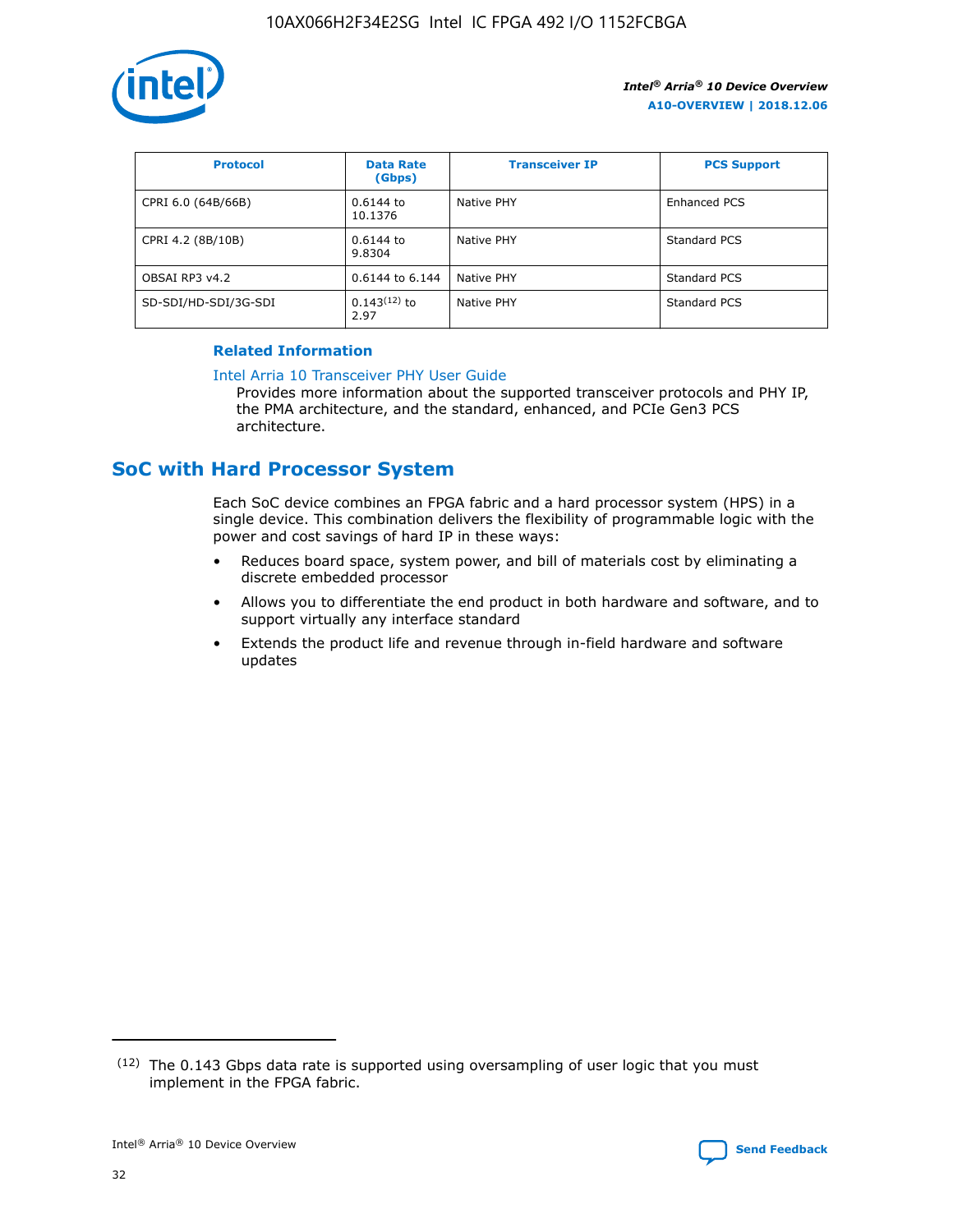| Protocol | Data Rate (Gbps) | Transceiver IP | PCS Support |
| --- | --- | --- | --- |
| CPRI 6.0 (64B/66B) | 0.6144 to 10.1376 | Native PHY | Enhanced PCS |
| CPRI 4.2 (8B/10B) | 0.6144 to 9.8304 | Native PHY | Standard PCS |
| OBSAI RP3 v4.2 | 0.6144 to 6.144 | Native PHY | Standard PCS |
| SD-SDI/HD-SDI/3G-SDI | 0.143[12] to 2.97 | Native PHY | Standard PCS |

**Related Information**

Intel Arria 10 Transceiver PHY User Guide

Provides more information about the supported transceiver protocols and PHY IP, the PMA architecture, and the standard, enhanced, and PCIe Gen3 PCS architecture.

## SoC with Hard Processor System

Each SoC device combines an FPGA fabric and a hard processor system (HPS) in a single device. This combination delivers the flexibility of programmable logic with the power and cost savings of hard IP in these ways:

- Reduces board space, system power, and bill of materials cost by eliminating a discrete embedded processor
- Allows you to differentiate the end product in both hardware and software, and to support virtually any interface standard
- Extends the product life and revenue through in-field hardware and software updates

(12) The 0.143 Gbps data rate is supported using oversampling of user logic that you must implement in the FPGA fabric.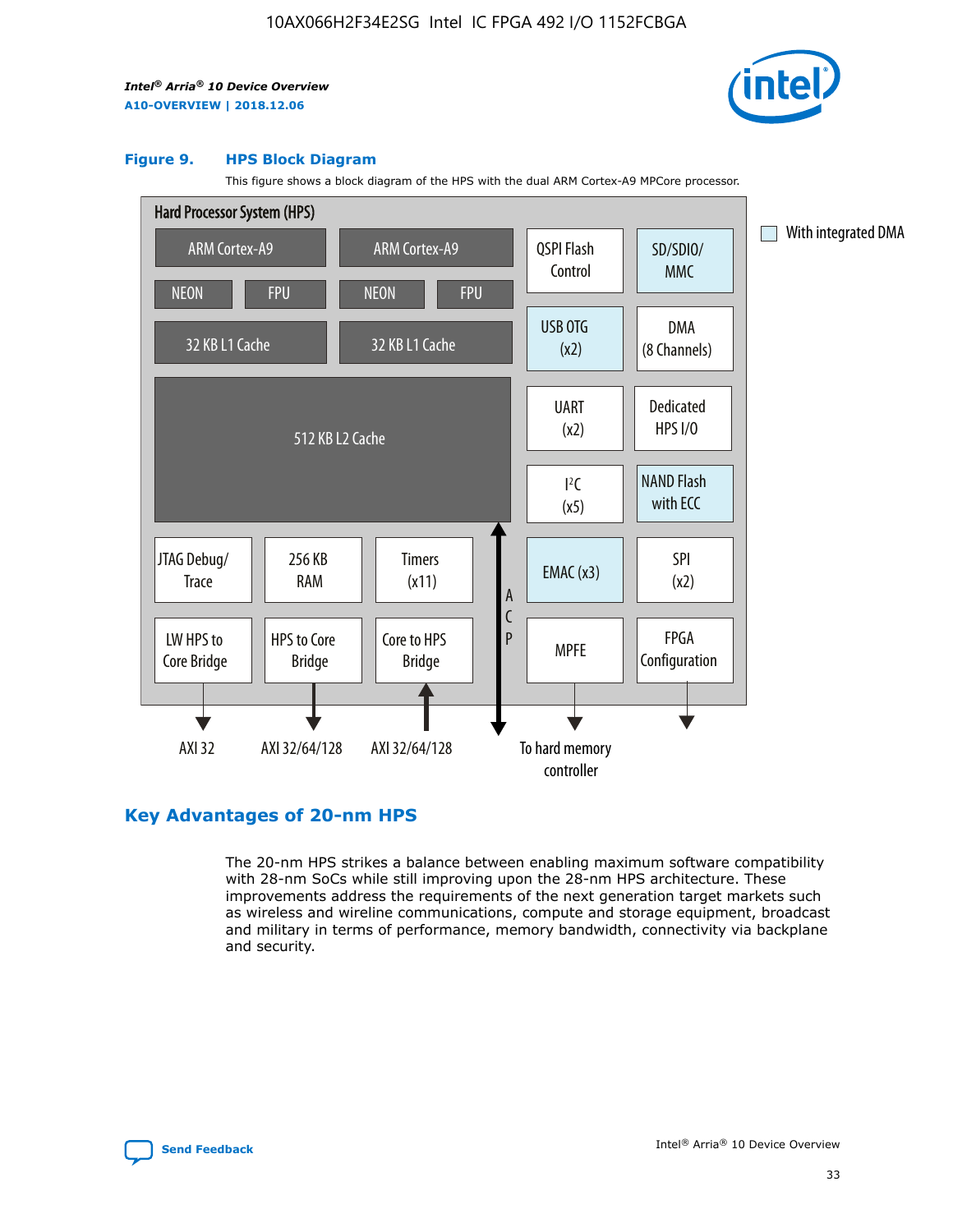**Figure 9. HPS Block Diagram**

This figure shows a block diagram of the HPS with the dual ARM Cortex-A9 MPCore processor.

Hard Processor System (HPS)

- ARM Cortex-A9 | ARM Cortex-A9
- NEON | FPU | NEON | FPU
- 32 KB L1 Cache | 32 KB L1 Cache
- 512 KB L2 Cache
- JTAG Debug/Trace | 256 KB RAM | Timers (x11)
- LW HPS to Core Bridge | HPS to Core Bridge | Core to HPS Bridge
- QSPI Flash Control | SD/SDIO/MMC
- USB OTG (x2) | DMA (8 Channels)
- UART (x2) | Dedicated HPS I/O
- I²C (x5) | NAND Flash with ECC
- EMAC (x3) | SPI (x2)
- MPFE | FPGA Configuration
- ACP

AXI 32 | AXI 32/64/128 | AXI 32/64/128 | To hard memory controller

With integrated DMA

## Key Advantages of 20-nm HPS

The 20-nm HPS strikes a balance between enabling maximum software compatibility with 28-nm SoCs while still improving upon the 28-nm HPS architecture. These improvements address the requirements of the next generation target markets such as wireless and wireline communications, compute and storage equipment, broadcast and military in terms of performance, memory bandwidth, connectivity via backplane and security.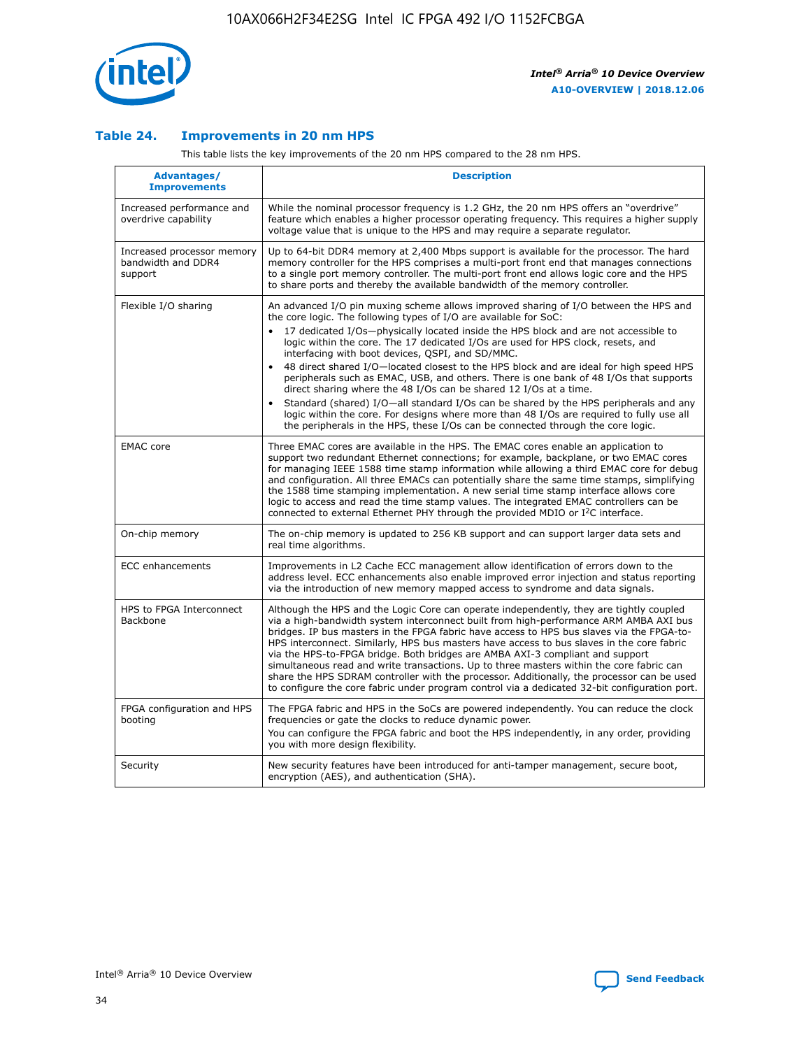### Table 24. Improvements in 20 nm HPS

This table lists the key improvements of the 20 nm HPS compared to the 28 nm HPS.

| Advantages/ Improvements | Description |
|---|---|
| Increased performance and overdrive capability | While the nominal processor frequency is 1.2 GHz, the 20 nm HPS offers an "overdrive" feature which enables a higher processor operating frequency. This requires a higher supply voltage value that is unique to the HPS and may require a separate regulator. |
| Increased processor memory bandwidth and DDR4 support | Up to 64-bit DDR4 memory at 2,400 Mbps support is available for the processor. The hard memory controller for the HPS comprises a multi-port front end that manages connections to a single port memory controller. The multi-port front end allows logic core and the HPS to share ports and thereby the available bandwidth of the memory controller. |
| Flexible I/O sharing | An advanced I/O pin muxing scheme allows improved sharing of I/O between the HPS and the core logic. The following types of I/O are available for SoC: <br>• 17 dedicated I/Os—physically located inside the HPS block and are not accessible to logic within the core. The 17 dedicated I/Os are used for HPS clock, resets, and interfacing with boot devices, QSPI, and SD/MMC. <br>• 48 direct shared I/O—located closest to the HPS block and are ideal for high speed HPS peripherals such as EMAC, USB, and others. There is one bank of 48 I/Os that supports direct sharing where the 48 I/Os can be shared 12 I/Os at a time. <br>• Standard (shared) I/O—all standard I/Os can be shared by the HPS peripherals and any logic within the core. For designs where more than 48 I/Os are required to fully use all the peripherals in the HPS, these I/Os can be connected through the core logic. |
| EMAC core | Three EMAC cores are available in the HPS. The EMAC cores enable an application to support two redundant Ethernet connections; for example, backplane, or two EMAC cores for managing IEEE 1588 time stamp information while allowing a third EMAC core for debug and configuration. All three EMACs can potentially share the same time stamps, simplifying the 1588 time stamping implementation. A new serial time stamp interface allows core logic to access and read the time stamp values. The integrated EMAC controllers can be connected to external Ethernet PHY through the provided MDIO or I²C interface. |
| On-chip memory | The on-chip memory is updated to 256 KB support and can support larger data sets and real time algorithms. |
| ECC enhancements | Improvements in L2 Cache ECC management allow identification of errors down to the address level. ECC enhancements also enable improved error injection and status reporting via the introduction of new memory mapped access to syndrome and data signals. |
| HPS to FPGA Interconnect Backbone | Although the HPS and the Logic Core can operate independently, they are tightly coupled via a high-bandwidth system interconnect built from high-performance ARM AMBA AXI bus bridges. IP bus masters in the FPGA fabric have access to HPS bus slaves via the FPGA-to-HPS interconnect. Similarly, HPS bus masters have access to bus slaves in the core fabric via the HPS-to-FPGA bridge. Both bridges are AMBA AXI-3 compliant and support simultaneous read and write transactions. Up to three masters within the core fabric can share the HPS SDRAM controller with the processor. Additionally, the processor can be used to configure the core fabric under program control via a dedicated 32-bit configuration port. |
| FPGA configuration and HPS booting | The FPGA fabric and HPS in the SoCs are powered independently. You can reduce the clock frequencies or gate the clocks to reduce dynamic power. <br>You can configure the FPGA fabric and boot the HPS independently, in any order, providing you with more design flexibility. |
| Security | New security features have been introduced for anti-tamper management, secure boot, encryption (AES), and authentication (SHA). |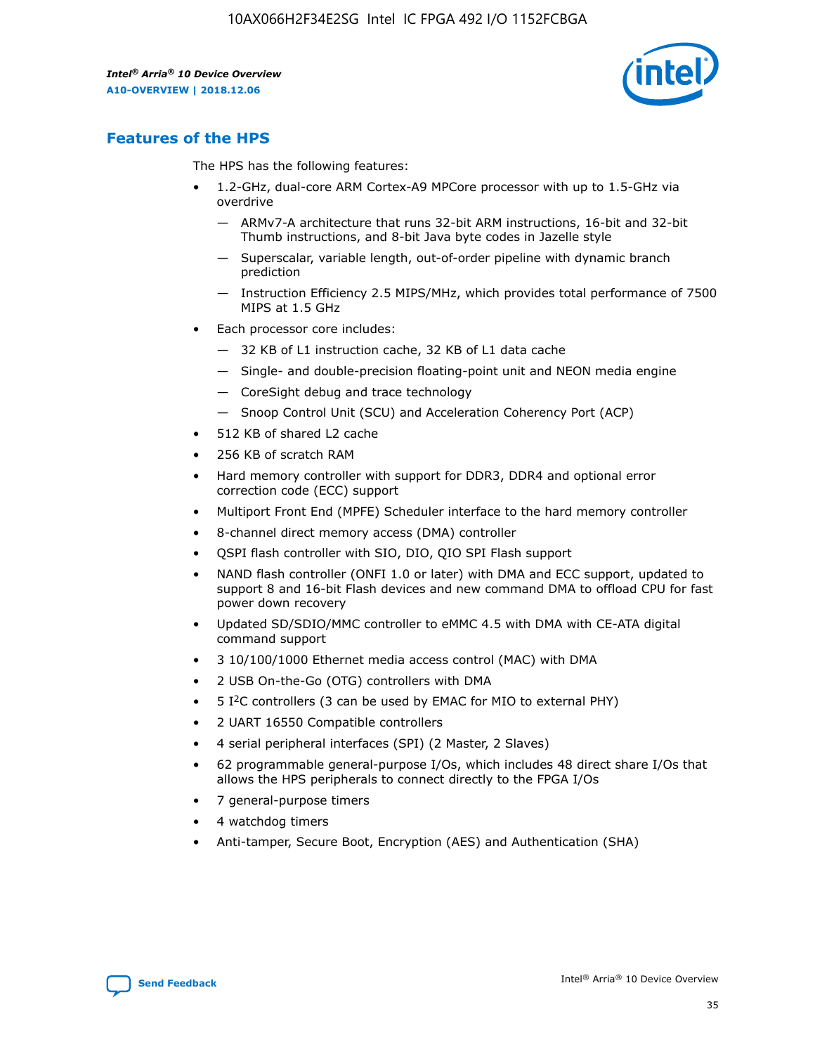## Features of the HPS

The HPS has the following features:

- 1.2-GHz, dual-core ARM Cortex-A9 MPCore processor with up to 1.5-GHz via overdrive
  - — ARMv7-A architecture that runs 32-bit ARM instructions, 16-bit and 32-bit Thumb instructions, and 8-bit Java byte codes in Jazelle style
  - — Superscalar, variable length, out-of-order pipeline with dynamic branch prediction
  - — Instruction Efficiency 2.5 MIPS/MHz, which provides total performance of 7500 MIPS at 1.5 GHz
- Each processor core includes:
  - — 32 KB of L1 instruction cache, 32 KB of L1 data cache
  - — Single- and double-precision floating-point unit and NEON media engine
  - — CoreSight debug and trace technology
  - — Snoop Control Unit (SCU) and Acceleration Coherency Port (ACP)
- 512 KB of shared L2 cache
- 256 KB of scratch RAM
- Hard memory controller with support for DDR3, DDR4 and optional error correction code (ECC) support
- Multiport Front End (MPFE) Scheduler interface to the hard memory controller
- 8-channel direct memory access (DMA) controller
- QSPI flash controller with SIO, DIO, QIO SPI Flash support
- NAND flash controller (ONFI 1.0 or later) with DMA and ECC support, updated to support 8 and 16-bit Flash devices and new command DMA to offload CPU for fast power down recovery
- Updated SD/SDIO/MMC controller to eMMC 4.5 with DMA with CE-ATA digital command support
- 3 10/100/1000 Ethernet media access control (MAC) with DMA
- 2 USB On-the-Go (OTG) controllers with DMA
- 5 I²C controllers (3 can be used by EMAC for MIO to external PHY)
- 2 UART 16550 Compatible controllers
- 4 serial peripheral interfaces (SPI) (2 Master, 2 Slaves)
- 62 programmable general-purpose I/Os, which includes 48 direct share I/Os that allows the HPS peripherals to connect directly to the FPGA I/Os
- 7 general-purpose timers
- 4 watchdog timers
- Anti-tamper, Secure Boot, Encryption (AES) and Authentication (SHA)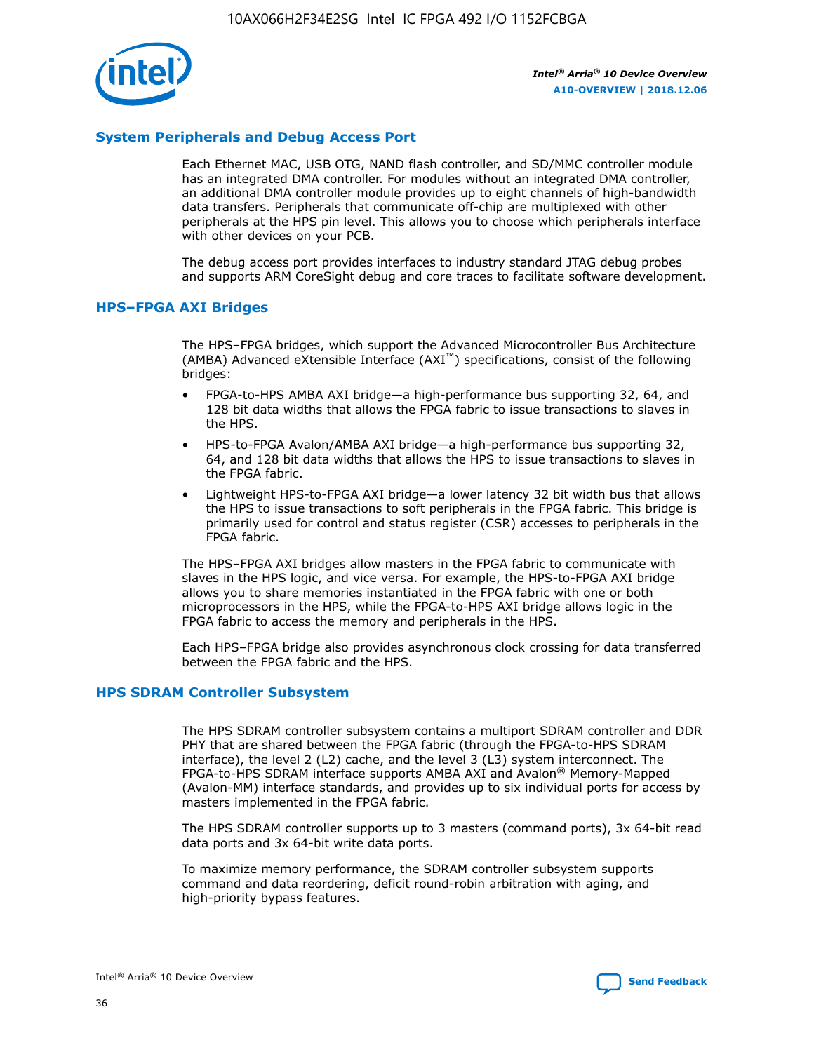## System Peripherals and Debug Access Port

Each Ethernet MAC, USB OTG, NAND flash controller, and SD/MMC controller module has an integrated DMA controller. For modules without an integrated DMA controller, an additional DMA controller module provides up to eight channels of high-bandwidth data transfers. Peripherals that communicate off-chip are multiplexed with other peripherals at the HPS pin level. This allows you to choose which peripherals interface with other devices on your PCB.

The debug access port provides interfaces to industry standard JTAG debug probes and supports ARM CoreSight debug and core traces to facilitate software development.

## HPS–FPGA AXI Bridges

The HPS–FPGA bridges, which support the Advanced Microcontroller Bus Architecture (AMBA) Advanced eXtensible Interface (AXI™) specifications, consist of the following bridges:

- FPGA-to-HPS AMBA AXI bridge—a high-performance bus supporting 32, 64, and 128 bit data widths that allows the FPGA fabric to issue transactions to slaves in the HPS.
- HPS-to-FPGA Avalon/AMBA AXI bridge—a high-performance bus supporting 32, 64, and 128 bit data widths that allows the HPS to issue transactions to slaves in the FPGA fabric.
- Lightweight HPS-to-FPGA AXI bridge—a lower latency 32 bit width bus that allows the HPS to issue transactions to soft peripherals in the FPGA fabric. This bridge is primarily used for control and status register (CSR) accesses to peripherals in the FPGA fabric.

The HPS–FPGA AXI bridges allow masters in the FPGA fabric to communicate with slaves in the HPS logic, and vice versa. For example, the HPS-to-FPGA AXI bridge allows you to share memories instantiated in the FPGA fabric with one or both microprocessors in the HPS, while the FPGA-to-HPS AXI bridge allows logic in the FPGA fabric to access the memory and peripherals in the HPS.

Each HPS–FPGA bridge also provides asynchronous clock crossing for data transferred between the FPGA fabric and the HPS.

## HPS SDRAM Controller Subsystem

The HPS SDRAM controller subsystem contains a multiport SDRAM controller and DDR PHY that are shared between the FPGA fabric (through the FPGA-to-HPS SDRAM interface), the level 2 (L2) cache, and the level 3 (L3) system interconnect. The FPGA-to-HPS SDRAM interface supports AMBA AXI and Avalon® Memory-Mapped (Avalon-MM) interface standards, and provides up to six individual ports for access by masters implemented in the FPGA fabric.

The HPS SDRAM controller supports up to 3 masters (command ports), 3x 64-bit read data ports and 3x 64-bit write data ports.

To maximize memory performance, the SDRAM controller subsystem supports command and data reordering, deficit round-robin arbitration with aging, and high-priority bypass features.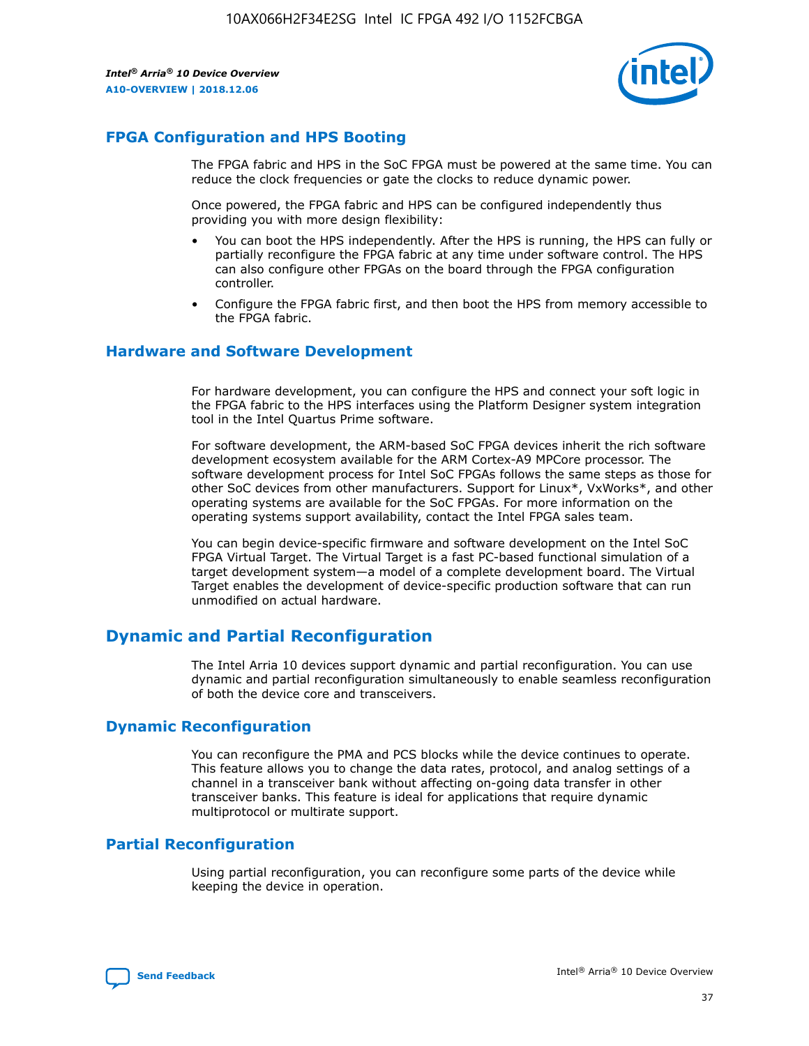## FPGA Configuration and HPS Booting

The FPGA fabric and HPS in the SoC FPGA must be powered at the same time. You can reduce the clock frequencies or gate the clocks to reduce dynamic power.

Once powered, the FPGA fabric and HPS can be configured independently thus providing you with more design flexibility:

- You can boot the HPS independently. After the HPS is running, the HPS can fully or partially reconfigure the FPGA fabric at any time under software control. The HPS can also configure other FPGAs on the board through the FPGA configuration controller.
- Configure the FPGA fabric first, and then boot the HPS from memory accessible to the FPGA fabric.

## Hardware and Software Development

For hardware development, you can configure the HPS and connect your soft logic in the FPGA fabric to the HPS interfaces using the Platform Designer system integration tool in the Intel Quartus Prime software.

For software development, the ARM-based SoC FPGA devices inherit the rich software development ecosystem available for the ARM Cortex-A9 MPCore processor. The software development process for Intel SoC FPGAs follows the same steps as those for other SoC devices from other manufacturers. Support for Linux*, VxWorks*, and other operating systems are available for the SoC FPGAs. For more information on the operating systems support availability, contact the Intel FPGA sales team.

You can begin device-specific firmware and software development on the Intel SoC FPGA Virtual Target. The Virtual Target is a fast PC-based functional simulation of a target development system—a model of a complete development board. The Virtual Target enables the development of device-specific production software that can run unmodified on actual hardware.

# Dynamic and Partial Reconfiguration

The Intel Arria 10 devices support dynamic and partial reconfiguration. You can use dynamic and partial reconfiguration simultaneously to enable seamless reconfiguration of both the device core and transceivers.

## Dynamic Reconfiguration

You can reconfigure the PMA and PCS blocks while the device continues to operate. This feature allows you to change the data rates, protocol, and analog settings of a channel in a transceiver bank without affecting on-going data transfer in other transceiver banks. This feature is ideal for applications that require dynamic multiprotocol or multirate support.

## Partial Reconfiguration

Using partial reconfiguration, you can reconfigure some parts of the device while keeping the device in operation.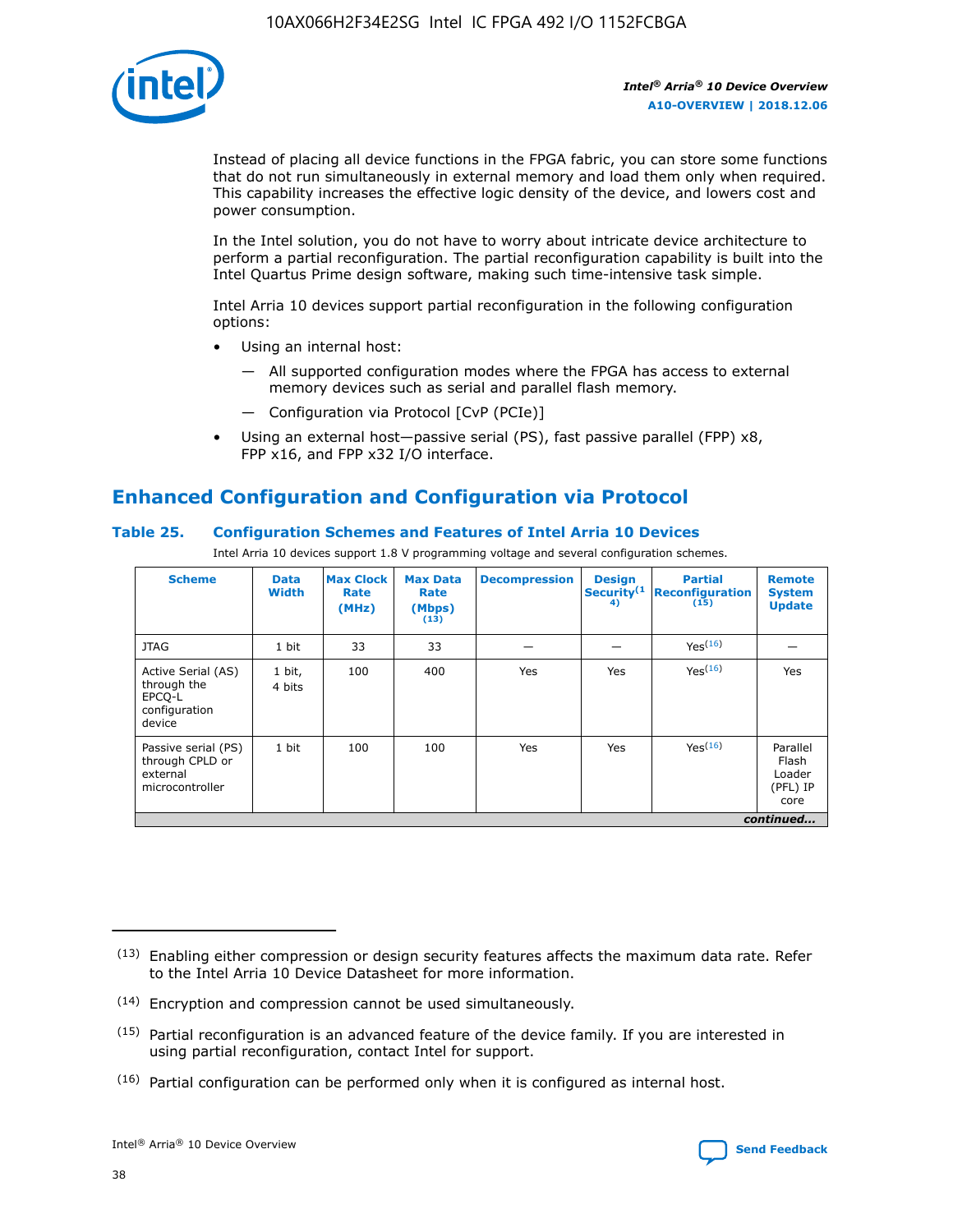Instead of placing all device functions in the FPGA fabric, you can store some functions that do not run simultaneously in external memory and load them only when required. This capability increases the effective logic density of the device, and lowers cost and power consumption.

In the Intel solution, you do not have to worry about intricate device architecture to perform a partial reconfiguration. The partial reconfiguration capability is built into the Intel Quartus Prime design software, making such time-intensive task simple.

Intel Arria 10 devices support partial reconfiguration in the following configuration options:

- Using an internal host:
  - All supported configuration modes where the FPGA has access to external memory devices such as serial and parallel flash memory.
  - Configuration via Protocol [CvP (PCIe)]
- Using an external host—passive serial (PS), fast passive parallel (FPP) x8, FPP x16, and FPP x32 I/O interface.

## Enhanced Configuration and Configuration via Protocol

### Table 25. Configuration Schemes and Features of Intel Arria 10 Devices

Intel Arria 10 devices support 1.8 V programming voltage and several configuration schemes.

| Scheme | Data Width | Max Clock Rate (MHz) | Max Data Rate (Mbps) (13) | Decompression | Design Security (14) | Partial Reconfiguration (15) | Remote System Update |
|---|---|---|---|---|---|---|---|
| JTAG | 1 bit | 33 | 33 | — | — | Yes(16) | — |
| Active Serial (AS) through the EPCQ-L configuration device | 1 bit, 4 bits | 100 | 400 | Yes | Yes | Yes(16) | Yes |
| Passive serial (PS) through CPLD or external microcontroller | 1 bit | 100 | 100 | Yes | Yes | Yes(16) | Parallel Flash Loader (PFL) IP core |

*continued...*

(13) Enabling either compression or design security features affects the maximum data rate. Refer to the Intel Arria 10 Device Datasheet for more information.

(14) Encryption and compression cannot be used simultaneously.

(15) Partial reconfiguration is an advanced feature of the device family. If you are interested in using partial reconfiguration, contact Intel for support.

(16) Partial configuration can be performed only when it is configured as internal host.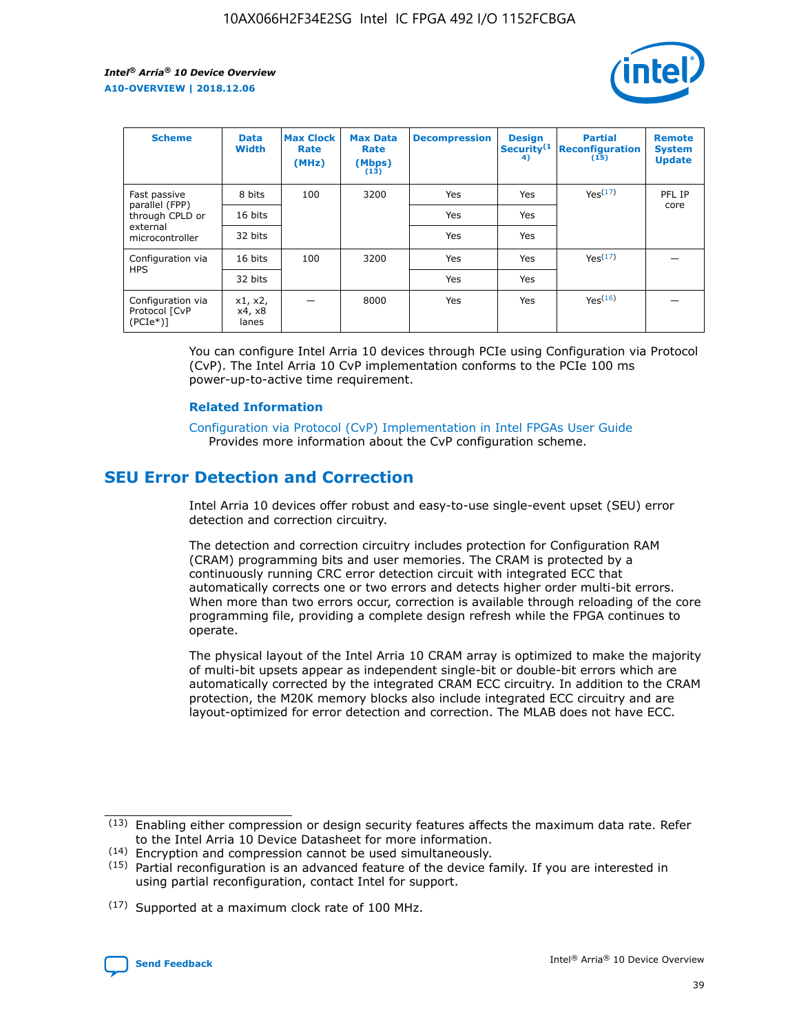| Scheme | Data Width | Max Clock Rate (MHz) | Max Data Rate (Mbps) (13) | Decompression | Design Security(14) | Partial Reconfiguration (15) | Remote System Update |
|---|---|---|---|---|---|---|---|
| Fast passive parallel (FPP) through CPLD or external microcontroller | 8 bits | 100 | 3200 | Yes | Yes | Yes(17) | PFL IP core |
| | 16 bits | | | Yes | Yes | | |
| | 32 bits | | | Yes | Yes | | |
| Configuration via HPS | 16 bits | 100 | 3200 | Yes | Yes | Yes(17) | — |
| | 32 bits | | | Yes | Yes | | |
| Configuration via Protocol [CvP (PCIe*)] | x1, x2, x4, x8 lanes | — | 8000 | Yes | Yes | Yes(16) | — |

You can configure Intel Arria 10 devices through PCIe using Configuration via Protocol (CvP). The Intel Arria 10 CvP implementation conforms to the PCIe 100 ms power-up-to-active time requirement.

### Related Information

Configuration via Protocol (CvP) Implementation in Intel FPGAs User Guide
Provides more information about the CvP configuration scheme.

## SEU Error Detection and Correction

Intel Arria 10 devices offer robust and easy-to-use single-event upset (SEU) error detection and correction circuitry.

The detection and correction circuitry includes protection for Configuration RAM (CRAM) programming bits and user memories. The CRAM is protected by a continuously running CRC error detection circuit with integrated ECC that automatically corrects one or two errors and detects higher order multi-bit errors. When more than two errors occur, correction is available through reloading of the core programming file, providing a complete design refresh while the FPGA continues to operate.

The physical layout of the Intel Arria 10 CRAM array is optimized to make the majority of multi-bit upsets appear as independent single-bit or double-bit errors which are automatically corrected by the integrated CRAM ECC circuitry. In addition to the CRAM protection, the M20K memory blocks also include integrated ECC circuitry and are layout-optimized for error detection and correction. The MLAB does not have ECC.

(13) Enabling either compression or design security features affects the maximum data rate. Refer to the Intel Arria 10 Device Datasheet for more information.

(14) Encryption and compression cannot be used simultaneously.

(15) Partial reconfiguration is an advanced feature of the device family. If you are interested in using partial reconfiguration, contact Intel for support.

(17) Supported at a maximum clock rate of 100 MHz.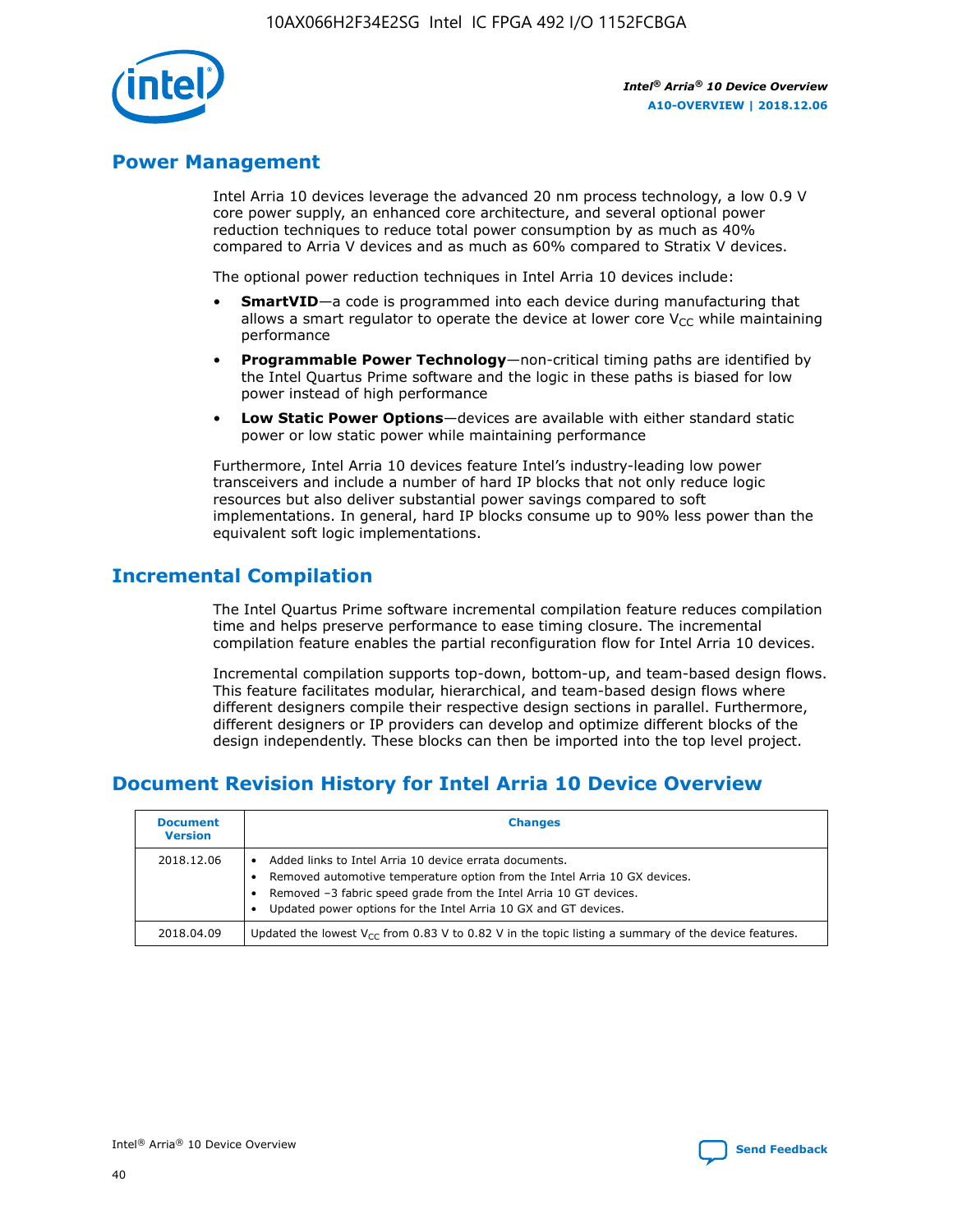## Power Management

Intel Arria 10 devices leverage the advanced 20 nm process technology, a low 0.9 V core power supply, an enhanced core architecture, and several optional power reduction techniques to reduce total power consumption by as much as 40% compared to Arria V devices and as much as 60% compared to Stratix V devices.

The optional power reduction techniques in Intel Arria 10 devices include:

- **SmartVID**—a code is programmed into each device during manufacturing that allows a smart regulator to operate the device at lower core $V_{CC}$ while maintaining performance
- **Programmable Power Technology**—non-critical timing paths are identified by the Intel Quartus Prime software and the logic in these paths is biased for low power instead of high performance
- **Low Static Power Options**—devices are available with either standard static power or low static power while maintaining performance

Furthermore, Intel Arria 10 devices feature Intel's industry-leading low power transceivers and include a number of hard IP blocks that not only reduce logic resources but also deliver substantial power savings compared to soft implementations. In general, hard IP blocks consume up to 90% less power than the equivalent soft logic implementations.

## Incremental Compilation

The Intel Quartus Prime software incremental compilation feature reduces compilation time and helps preserve performance to ease timing closure. The incremental compilation feature enables the partial reconfiguration flow for Intel Arria 10 devices.

Incremental compilation supports top-down, bottom-up, and team-based design flows. This feature facilitates modular, hierarchical, and team-based design flows where different designers compile their respective design sections in parallel. Furthermore, different designers or IP providers can develop and optimize different blocks of the design independently. These blocks can then be imported into the top level project.

## Document Revision History for Intel Arria 10 Device Overview

| Document Version | Changes |
|---|---|
| 2018.12.06 | • Added links to Intel Arria 10 device errata documents.<br>• Removed automotive temperature option from the Intel Arria 10 GX devices.<br>• Removed –3 fabric speed grade from the Intel Arria 10 GT devices.<br>• Updated power options for the Intel Arria 10 GX and GT devices. |
| 2018.04.09 | Updated the lowest $V_{CC}$ from 0.83 V to 0.82 V in the topic listing a summary of the device features. |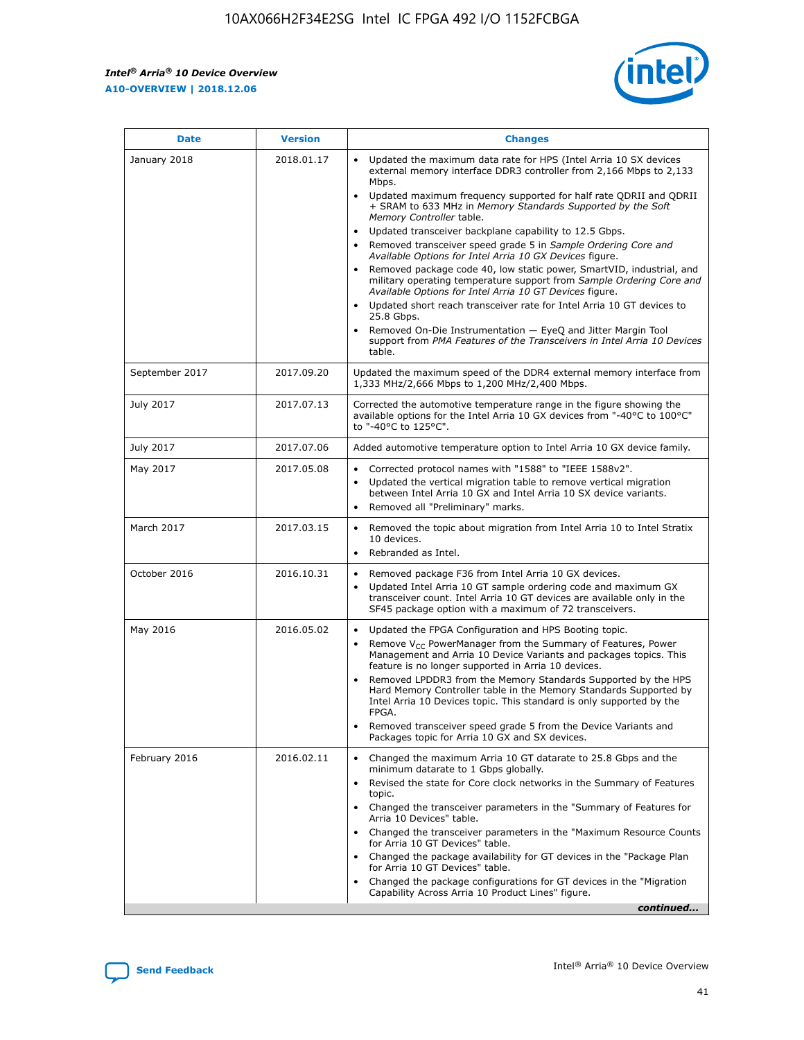| Date | Version | Changes |
| --- | --- | --- |
| January 2018 | 2018.01.17 | • Updated the maximum data rate for HPS (Intel Arria 10 SX devices external memory interface DDR3 controller from 2,166 Mbps to 2,133 Mbps.<br>• Updated maximum frequency supported for half rate QDRII and QDRII + SRAM to 633 MHz in *Memory Standards Supported by the Soft Memory Controller* table.<br>• Updated transceiver backplane capability to 12.5 Gbps.<br>• Removed transceiver speed grade 5 in *Sample Ordering Core and Available Options for Intel Arria 10 GX Devices* figure.<br>• Removed package code 40, low static power, SmartVID, industrial, and military operating temperature support from *Sample Ordering Core and Available Options for Intel Arria 10 GT Devices* figure.<br>• Updated short reach transceiver rate for Intel Arria 10 GT devices to 25.8 Gbps.<br>• Removed On-Die Instrumentation — EyeQ and Jitter Margin Tool support from *PMA Features of the Transceivers in Intel Arria 10 Devices* table. |
| September 2017 | 2017.09.20 | Updated the maximum speed of the DDR4 external memory interface from 1,333 MHz/2,666 Mbps to 1,200 MHz/2,400 Mbps. |
| July 2017 | 2017.07.13 | Corrected the automotive temperature range in the figure showing the available options for the Intel Arria 10 GX devices from "-40°C to 100°C" to "-40°C to 125°C". |
| July 2017 | 2017.07.06 | Added automotive temperature option to Intel Arria 10 GX device family. |
| May 2017 | 2017.05.08 | • Corrected protocol names with "1588" to "IEEE 1588v2".<br>• Updated the vertical migration table to remove vertical migration between Intel Arria 10 GX and Intel Arria 10 SX device variants.<br>• Removed all "Preliminary" marks. |
| March 2017 | 2017.03.15 | • Removed the topic about migration from Intel Arria 10 to Intel Stratix 10 devices.<br>• Rebranded as Intel. |
| October 2016 | 2016.10.31 | • Removed package F36 from Intel Arria 10 GX devices.<br>• Updated Intel Arria 10 GT sample ordering code and maximum GX transceiver count. Intel Arria 10 GT devices are available only in the SF45 package option with a maximum of 72 transceivers. |
| May 2016 | 2016.05.02 | • Updated the FPGA Configuration and HPS Booting topic.<br>• Remove $V_{CC}$ PowerManager from the Summary of Features, Power Management and Arria 10 Device Variants and packages topics. This feature is no longer supported in Arria 10 devices.<br>• Removed LPDDR3 from the Memory Standards Supported by the HPS Hard Memory Controller table in the Memory Standards Supported by Intel Arria 10 Devices topic. This standard is only supported by the FPGA.<br>• Removed transceiver speed grade 5 from the Device Variants and Packages topic for Arria 10 GX and SX devices. |
| February 2016 | 2016.02.11 | • Changed the maximum Arria 10 GT datarate to 25.8 Gbps and the minimum datarate to 1 Gbps globally.<br>• Revised the state for Core clock networks in the Summary of Features topic.<br>• Changed the transceiver parameters in the "Summary of Features for Arria 10 Devices" table.<br>• Changed the transceiver parameters in the "Maximum Resource Counts for Arria 10 GT Devices" table.<br>• Changed the package availability for GT devices in the "Package Plan for Arria 10 GT Devices" table.<br>• Changed the package configurations for GT devices in the "Migration Capability Across Arria 10 Product Lines" figure. |

*continued...*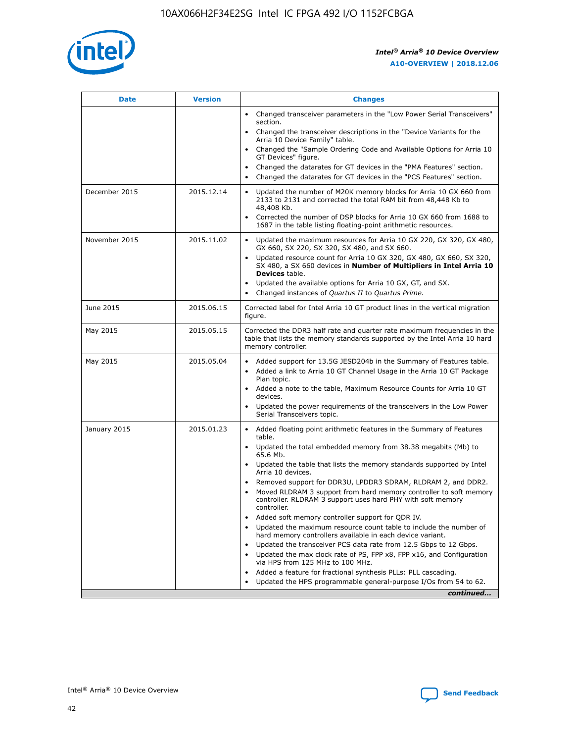| Date | Version | Changes |
| --- | --- | --- |
| | | • Changed transceiver parameters in the "Low Power Serial Transceivers" section.<br>• Changed the transceiver descriptions in the "Device Variants for the Arria 10 Device Family" table.<br>• Changed the "Sample Ordering Code and Available Options for Arria 10 GT Devices" figure.<br>• Changed the datarates for GT devices in the "PMA Features" section.<br>• Changed the datarates for GT devices in the "PCS Features" section. |
| December 2015 | 2015.12.14 | • Updated the number of M20K memory blocks for Arria 10 GX 660 from 2133 to 2131 and corrected the total RAM bit from 48,448 Kb to 48,408 Kb.<br>• Corrected the number of DSP blocks for Arria 10 GX 660 from 1688 to 1687 in the table listing floating-point arithmetic resources. |
| November 2015 | 2015.11.02 | • Updated the maximum resources for Arria 10 GX 220, GX 320, GX 480, GX 660, SX 220, SX 320, SX 480, and SX 660.<br>• Updated resource count for Arria 10 GX 320, GX 480, GX 660, SX 320, SX 480, a SX 660 devices in **Number of Multipliers in Intel Arria 10 Devices** table.<br>• Updated the available options for Arria 10 GX, GT, and SX.<br>• Changed instances of *Quartus II* to *Quartus Prime*. |
| June 2015 | 2015.06.15 | Corrected label for Intel Arria 10 GT product lines in the vertical migration figure. |
| May 2015 | 2015.05.15 | Corrected the DDR3 half rate and quarter rate maximum frequencies in the table that lists the memory standards supported by the Intel Arria 10 hard memory controller. |
| May 2015 | 2015.05.04 | • Added support for 13.5G JESD204b in the Summary of Features table.<br>• Added a link to Arria 10 GT Channel Usage in the Arria 10 GT Package Plan topic.<br>• Added a note to the table, Maximum Resource Counts for Arria 10 GT devices.<br>• Updated the power requirements of the transceivers in the Low Power Serial Transceivers topic. |
| January 2015 | 2015.01.23 | • Added floating point arithmetic features in the Summary of Features table.<br>• Updated the total embedded memory from 38.38 megabits (Mb) to 65.6 Mb.<br>• Updated the table that lists the memory standards supported by Intel Arria 10 devices.<br>• Removed support for DDR3U, LPDDR3 SDRAM, RLDRAM 2, and DDR2.<br>• Moved RLDRAM 3 support from hard memory controller to soft memory controller. RLDRAM 3 support uses hard PHY with soft memory controller.<br>• Added soft memory controller support for QDR IV.<br>• Updated the maximum resource count table to include the number of hard memory controllers available in each device variant.<br>• Updated the transceiver PCS data rate from 12.5 Gbps to 12 Gbps.<br>• Updated the max clock rate of PS, FPP x8, FPP x16, and Configuration via HPS from 125 MHz to 100 MHz.<br>• Added a feature for fractional synthesis PLLs: PLL cascading.<br>• Updated the HPS programmable general-purpose I/Os from 54 to 62. |

*continued...*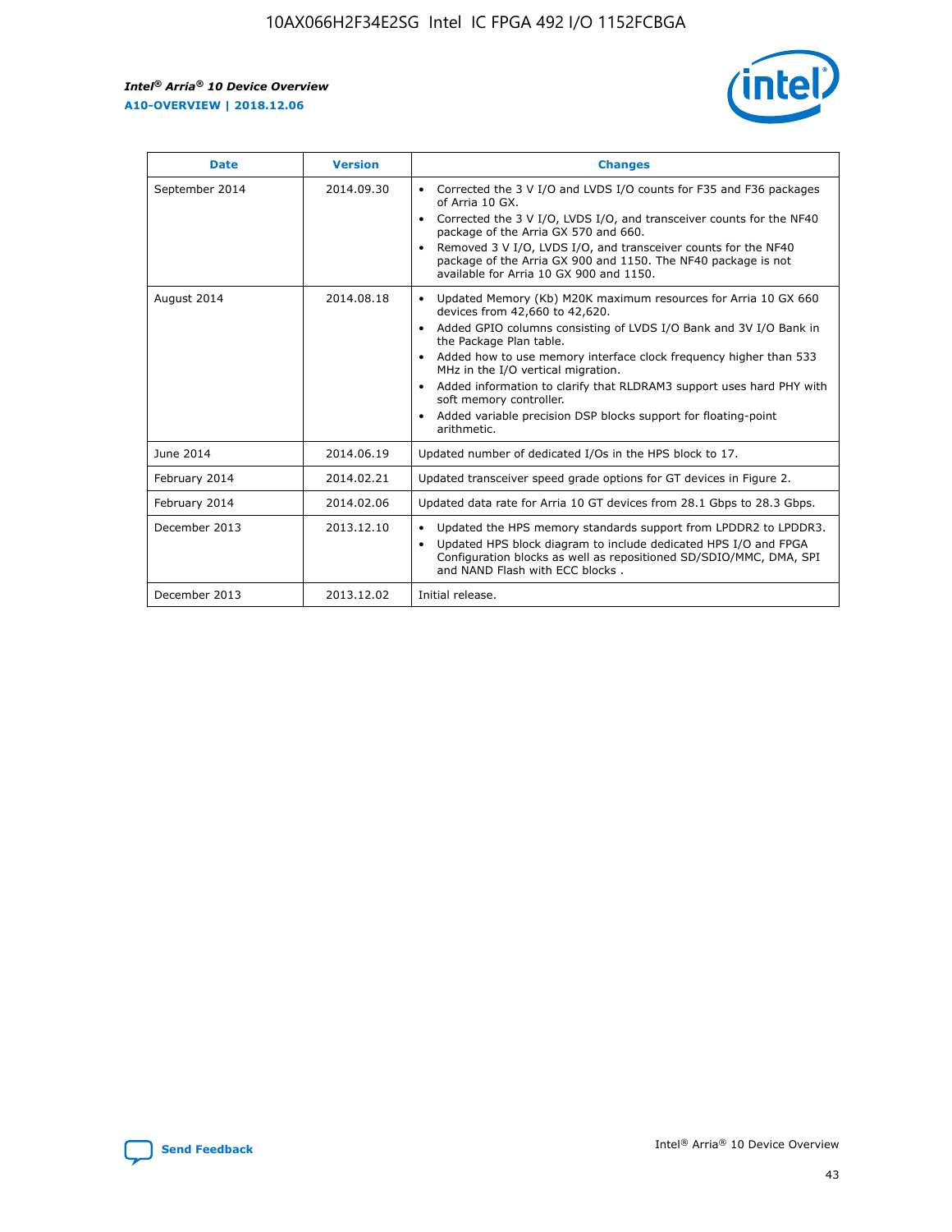| Date | Version | Changes |
| --- | --- | --- |
| September 2014 | 2014.09.30 | • Corrected the 3 V I/O and LVDS I/O counts for F35 and F36 packages of Arria 10 GX.<br>• Corrected the 3 V I/O, LVDS I/O, and transceiver counts for the NF40 package of the Arria GX 570 and 660.<br>• Removed 3 V I/O, LVDS I/O, and transceiver counts for the NF40 package of the Arria GX 900 and 1150. The NF40 package is not available for Arria 10 GX 900 and 1150. |
| August 2014 | 2014.08.18 | • Updated Memory (Kb) M20K maximum resources for Arria 10 GX 660 devices from 42,660 to 42,620.<br>• Added GPIO columns consisting of LVDS I/O Bank and 3V I/O Bank in the Package Plan table.<br>• Added how to use memory interface clock frequency higher than 533 MHz in the I/O vertical migration.<br>• Added information to clarify that RLDRAM3 support uses hard PHY with soft memory controller.<br>• Added variable precision DSP blocks support for floating-point arithmetic. |
| June 2014 | 2014.06.19 | Updated number of dedicated I/Os in the HPS block to 17. |
| February 2014 | 2014.02.21 | Updated transceiver speed grade options for GT devices in Figure 2. |
| February 2014 | 2014.02.06 | Updated data rate for Arria 10 GT devices from 28.1 Gbps to 28.3 Gbps. |
| December 2013 | 2013.12.10 | • Updated the HPS memory standards support from LPDDR2 to LPDDR3.<br>• Updated HPS block diagram to include dedicated HPS I/O and FPGA Configuration blocks as well as repositioned SD/SDIO/MMC, DMA, SPI and NAND Flash with ECC blocks . |
| December 2013 | 2013.12.02 | Initial release. |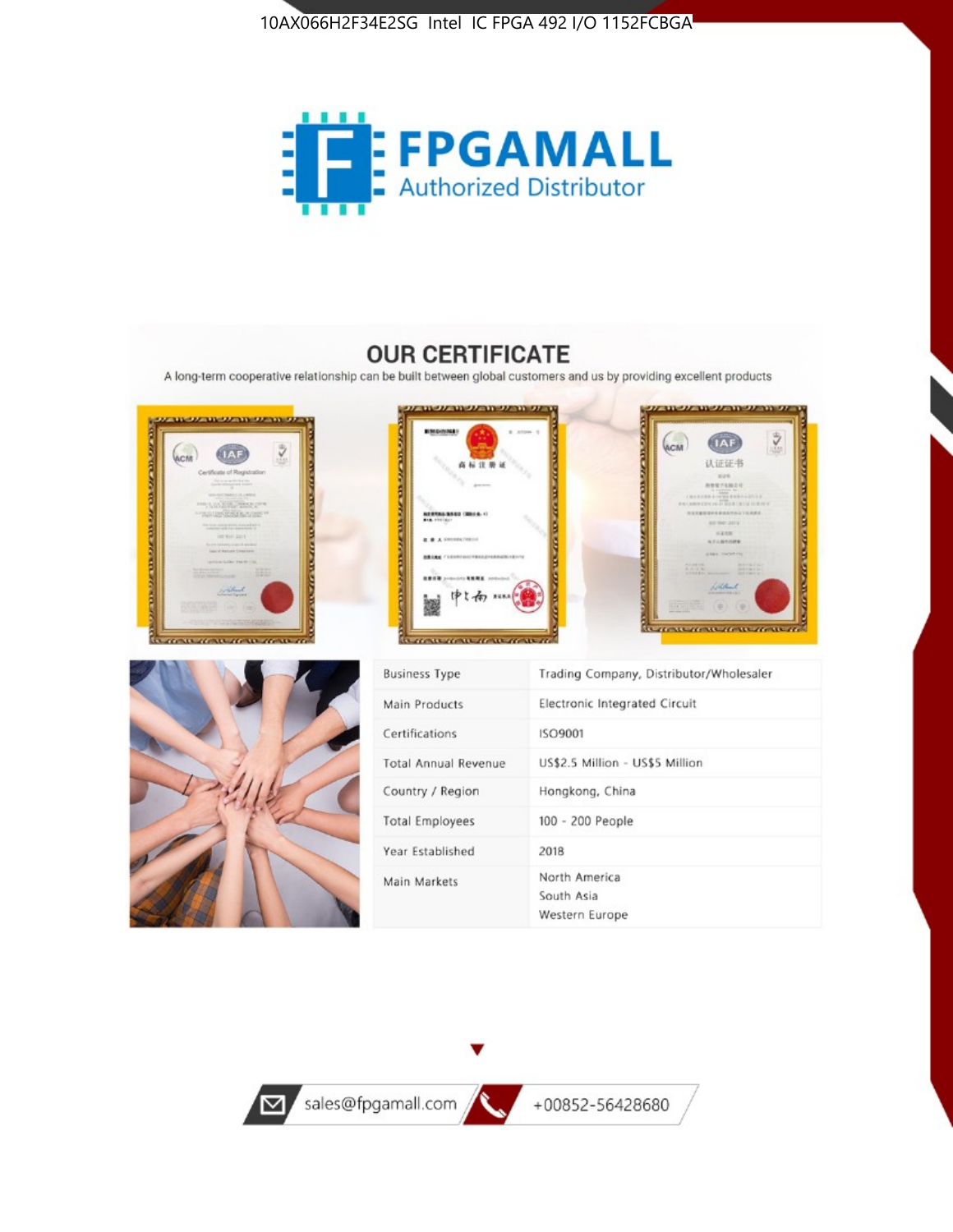# FPGAMALL

Authorized Distributor

## OUR CERTIFICATE

A long-term cooperative relationship can be built between global customers and us by providing excellent products

| | |
|---|---|
| Business Type | Trading Company, Distributor/Wholesaler |
| Main Products | Electronic Integrated Circuit |
| Certifications | ISO9001 |
| Total Annual Revenue | US$2.5 Million - US$5 Million |
| Country / Region | Hongkong, China |
| Total Employees | 100 - 200 People |
| Year Established | 2018 |
| Main Markets | North America<br>South Asia<br>Western Europe |

sales@fpgamall.com

+00852-56428680